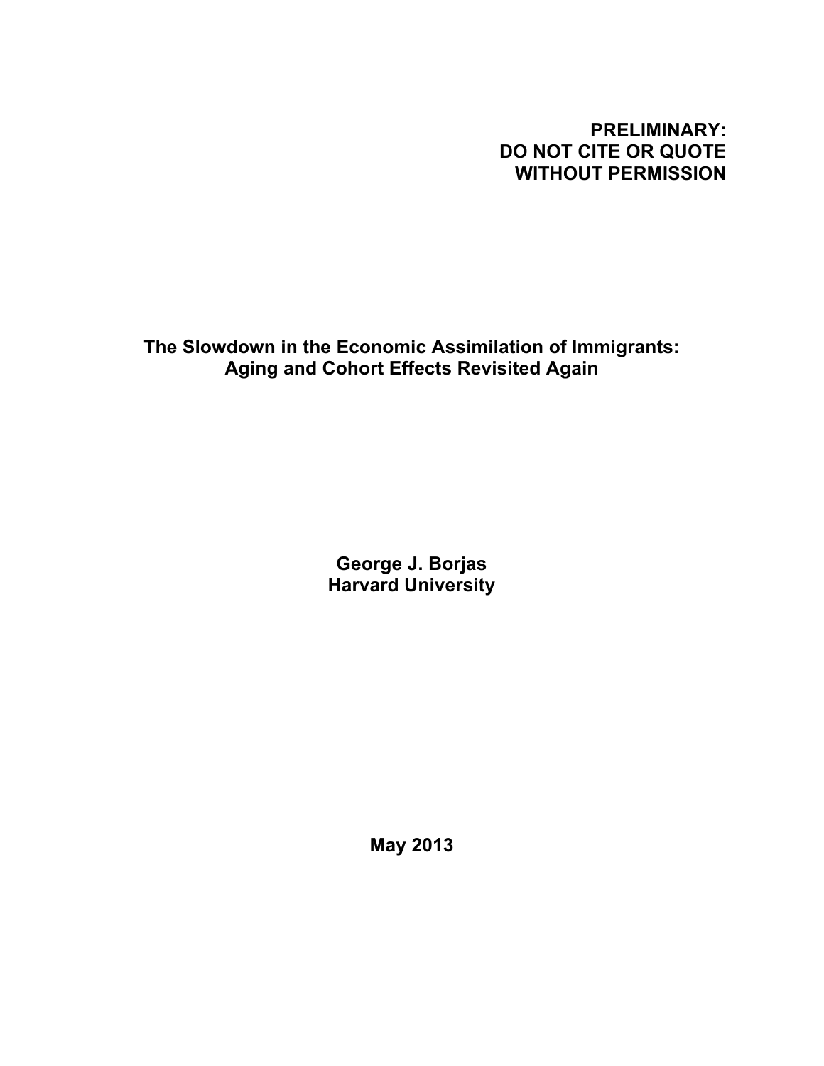**PRELIMINARY:**
**DO NOT CITE OR QUOTE**
**WITHOUT PERMISSION**

# The Slowdown in the Economic Assimilation of Immigrants: Aging and Cohort Effects Revisited Again

**George J. Borjas**
**Harvard University**

**May 2013**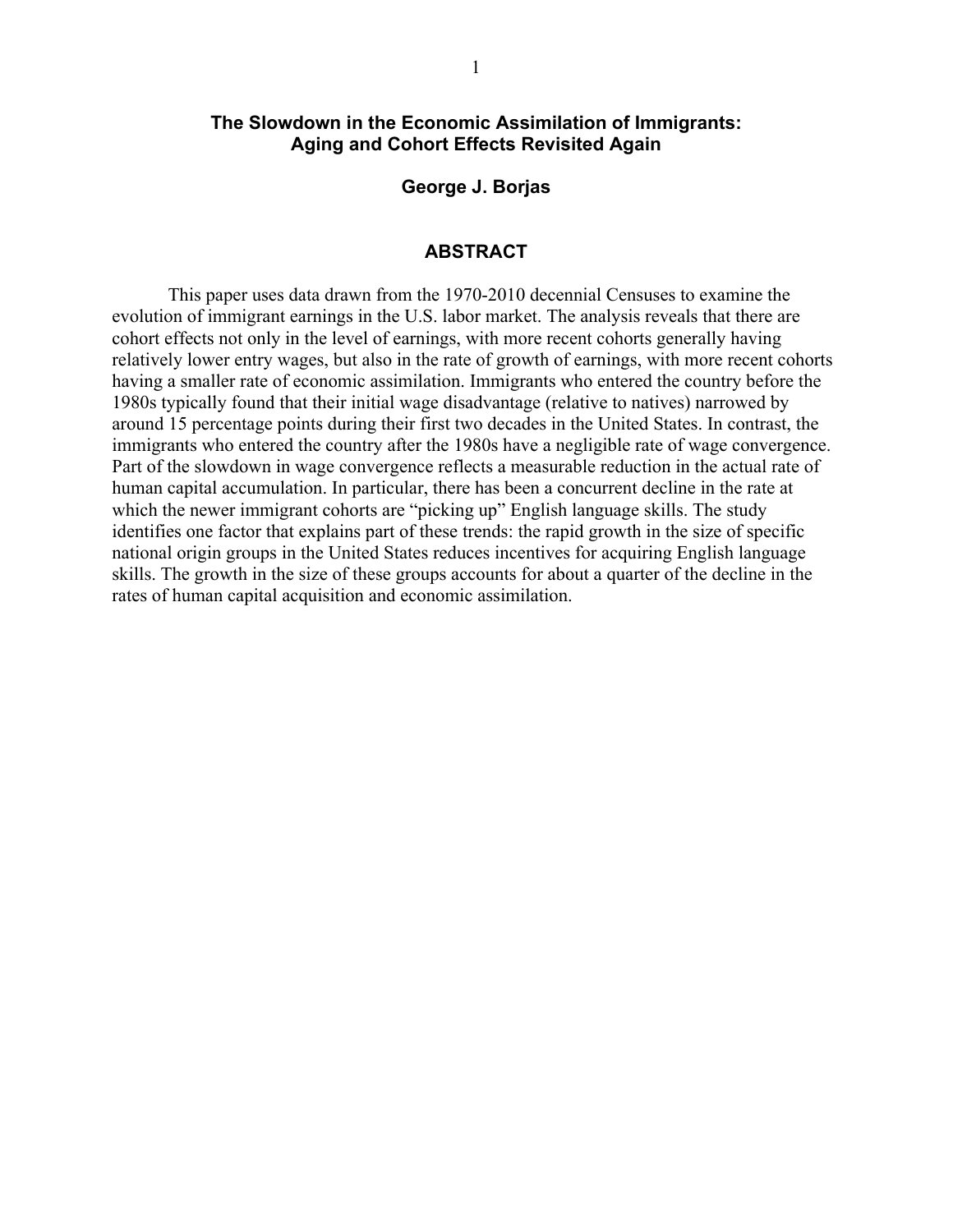# The Slowdown in the Economic Assimilation of Immigrants: Aging and Cohort Effects Revisited Again

**George J. Borjas**

## ABSTRACT

This paper uses data drawn from the 1970-2010 decennial Censuses to examine the evolution of immigrant earnings in the U.S. labor market. The analysis reveals that there are cohort effects not only in the level of earnings, with more recent cohorts generally having relatively lower entry wages, but also in the rate of growth of earnings, with more recent cohorts having a smaller rate of economic assimilation. Immigrants who entered the country before the 1980s typically found that their initial wage disadvantage (relative to natives) narrowed by around 15 percentage points during their first two decades in the United States. In contrast, the immigrants who entered the country after the 1980s have a negligible rate of wage convergence. Part of the slowdown in wage convergence reflects a measurable reduction in the actual rate of human capital accumulation. In particular, there has been a concurrent decline in the rate at which the newer immigrant cohorts are "picking up" English language skills. The study identifies one factor that explains part of these trends: the rapid growth in the size of specific national origin groups in the United States reduces incentives for acquiring English language skills. The growth in the size of these groups accounts for about a quarter of the decline in the rates of human capital acquisition and economic assimilation.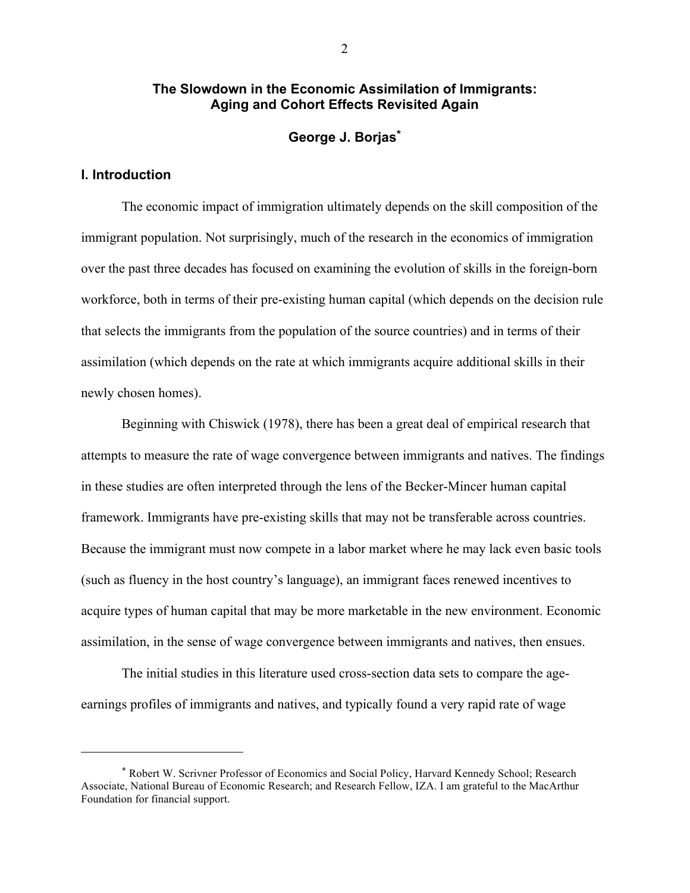# The Slowdown in the Economic Assimilation of Immigrants: Aging and Cohort Effects Revisited Again

**George J. Borjas**[*]

## I. Introduction

The economic impact of immigration ultimately depends on the skill composition of the immigrant population. Not surprisingly, much of the research in the economics of immigration over the past three decades has focused on examining the evolution of skills in the foreign-born workforce, both in terms of their pre-existing human capital (which depends on the decision rule that selects the immigrants from the population of the source countries) and in terms of their assimilation (which depends on the rate at which immigrants acquire additional skills in their newly chosen homes).

Beginning with Chiswick (1978), there has been a great deal of empirical research that attempts to measure the rate of wage convergence between immigrants and natives. The findings in these studies are often interpreted through the lens of the Becker-Mincer human capital framework. Immigrants have pre-existing skills that may not be transferable across countries. Because the immigrant must now compete in a labor market where he may lack even basic tools (such as fluency in the host country's language), an immigrant faces renewed incentives to acquire types of human capital that may be more marketable in the new environment. Economic assimilation, in the sense of wage convergence between immigrants and natives, then ensues.

The initial studies in this literature used cross-section data sets to compare the age-earnings profiles of immigrants and natives, and typically found a very rapid rate of wage

---

[*] Robert W. Scrivner Professor of Economics and Social Policy, Harvard Kennedy School; Research Associate, National Bureau of Economic Research; and Research Fellow, IZA. I am grateful to the MacArthur Foundation for financial support.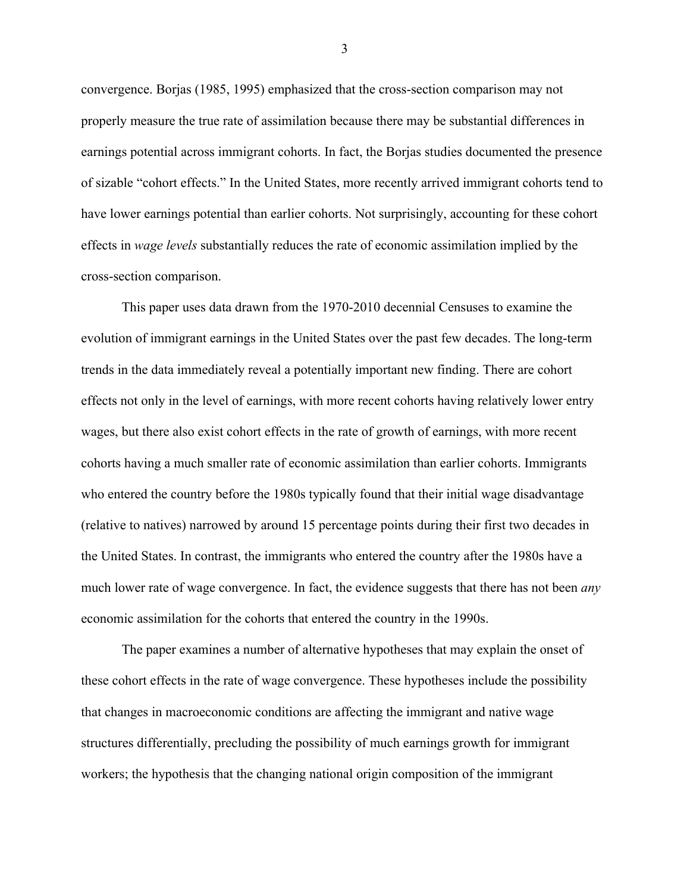convergence. Borjas (1985, 1995) emphasized that the cross-section comparison may not properly measure the true rate of assimilation because there may be substantial differences in earnings potential across immigrant cohorts. In fact, the Borjas studies documented the presence of sizable "cohort effects." In the United States, more recently arrived immigrant cohorts tend to have lower earnings potential than earlier cohorts. Not surprisingly, accounting for these cohort effects in *wage levels* substantially reduces the rate of economic assimilation implied by the cross-section comparison.

This paper uses data drawn from the 1970-2010 decennial Censuses to examine the evolution of immigrant earnings in the United States over the past few decades. The long-term trends in the data immediately reveal a potentially important new finding. There are cohort effects not only in the level of earnings, with more recent cohorts having relatively lower entry wages, but there also exist cohort effects in the rate of growth of earnings, with more recent cohorts having a much smaller rate of economic assimilation than earlier cohorts. Immigrants who entered the country before the 1980s typically found that their initial wage disadvantage (relative to natives) narrowed by around 15 percentage points during their first two decades in the United States. In contrast, the immigrants who entered the country after the 1980s have a much lower rate of wage convergence. In fact, the evidence suggests that there has not been *any* economic assimilation for the cohorts that entered the country in the 1990s.

The paper examines a number of alternative hypotheses that may explain the onset of these cohort effects in the rate of wage convergence. These hypotheses include the possibility that changes in macroeconomic conditions are affecting the immigrant and native wage structures differentially, precluding the possibility of much earnings growth for immigrant workers; the hypothesis that the changing national origin composition of the immigrant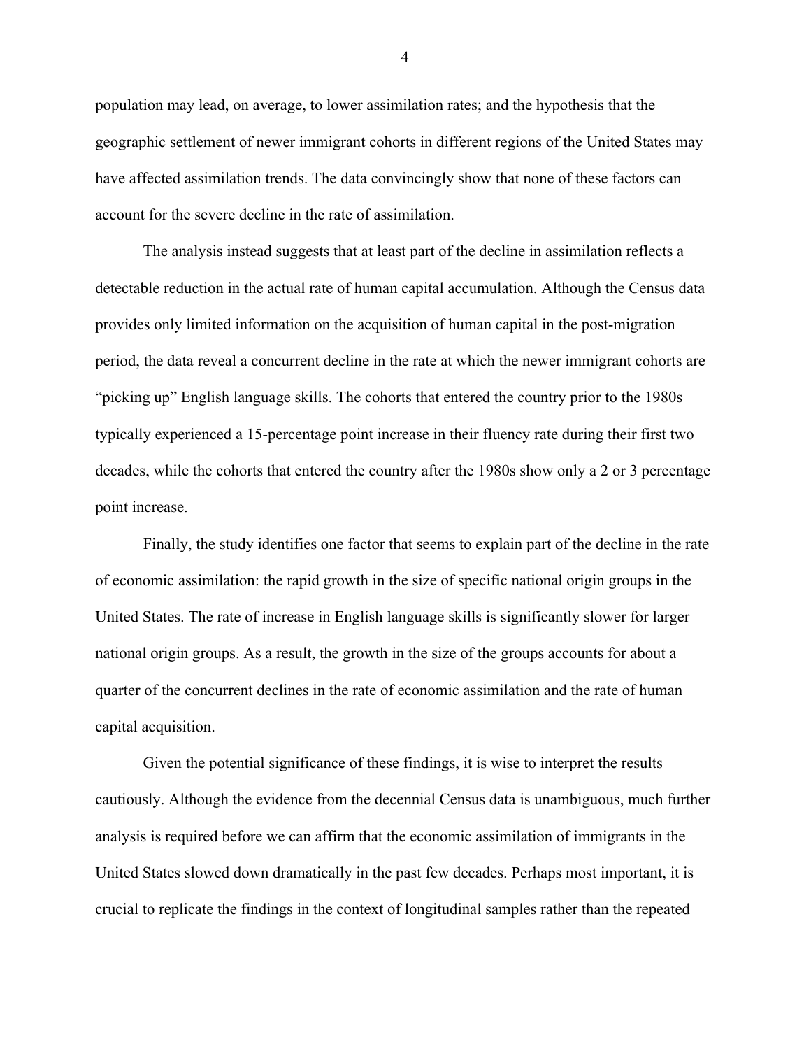population may lead, on average, to lower assimilation rates; and the hypothesis that the geographic settlement of newer immigrant cohorts in different regions of the United States may have affected assimilation trends. The data convincingly show that none of these factors can account for the severe decline in the rate of assimilation.

The analysis instead suggests that at least part of the decline in assimilation reflects a detectable reduction in the actual rate of human capital accumulation. Although the Census data provides only limited information on the acquisition of human capital in the post-migration period, the data reveal a concurrent decline in the rate at which the newer immigrant cohorts are "picking up" English language skills. The cohorts that entered the country prior to the 1980s typically experienced a 15-percentage point increase in their fluency rate during their first two decades, while the cohorts that entered the country after the 1980s show only a 2 or 3 percentage point increase.

Finally, the study identifies one factor that seems to explain part of the decline in the rate of economic assimilation: the rapid growth in the size of specific national origin groups in the United States. The rate of increase in English language skills is significantly slower for larger national origin groups. As a result, the growth in the size of the groups accounts for about a quarter of the concurrent declines in the rate of economic assimilation and the rate of human capital acquisition.

Given the potential significance of these findings, it is wise to interpret the results cautiously. Although the evidence from the decennial Census data is unambiguous, much further analysis is required before we can affirm that the economic assimilation of immigrants in the United States slowed down dramatically in the past few decades. Perhaps most important, it is crucial to replicate the findings in the context of longitudinal samples rather than the repeated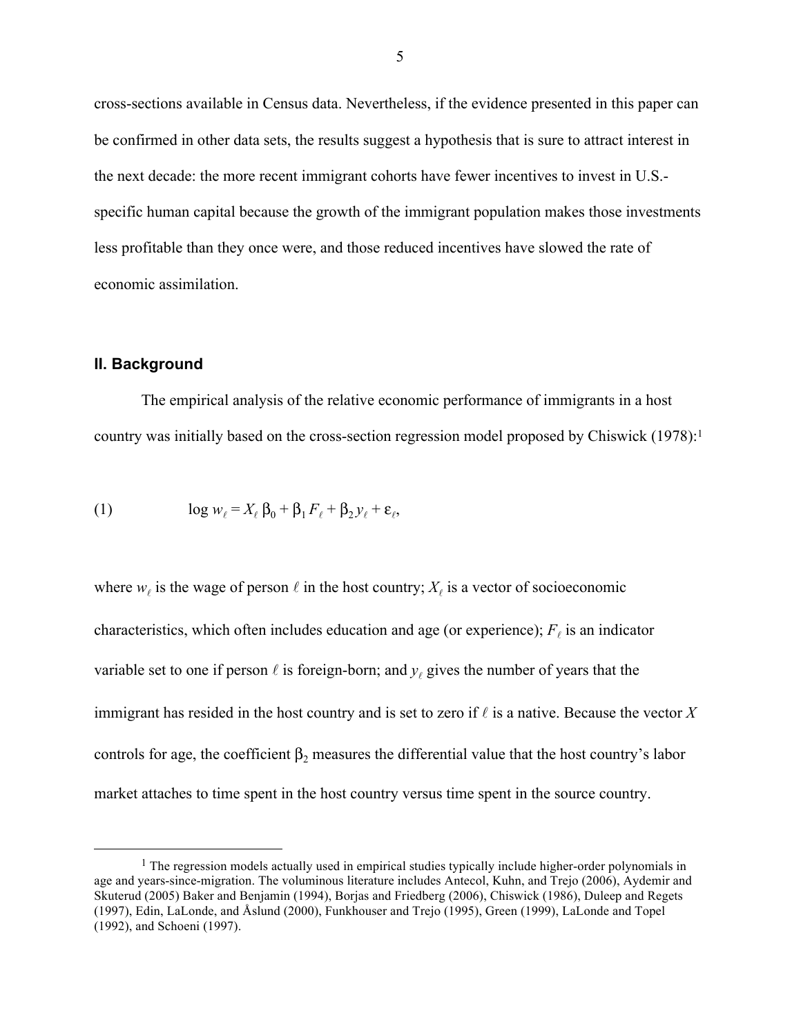cross-sections available in Census data. Nevertheless, if the evidence presented in this paper can be confirmed in other data sets, the results suggest a hypothesis that is sure to attract interest in the next decade: the more recent immigrant cohorts have fewer incentives to invest in U.S.-specific human capital because the growth of the immigrant population makes those investments less profitable than they once were, and those reduced incentives have slowed the rate of economic assimilation.

## II. Background

The empirical analysis of the relative economic performance of immigrants in a host country was initially based on the cross-section regression model proposed by Chiswick (1978):[1]

$$\text{(1)} \qquad \log w_\ell = X_\ell \beta_0 + \beta_1 F_\ell + \beta_2 y_\ell + \varepsilon_\ell,$$

where $w_\ell$ is the wage of person $\ell$ in the host country; $X_\ell$ is a vector of socioeconomic characteristics, which often includes education and age (or experience); $F_\ell$ is an indicator variable set to one if person $\ell$ is foreign-born; and $y_\ell$ gives the number of years that the immigrant has resided in the host country and is set to zero if $\ell$ is a native. Because the vector $X$ controls for age, the coefficient $\beta_2$ measures the differential value that the host country's labor market attaches to time spent in the host country versus time spent in the source country.

[1] The regression models actually used in empirical studies typically include higher-order polynomials in age and years-since-migration. The voluminous literature includes Antecol, Kuhn, and Trejo (2006), Aydemir and Skuterud (2005) Baker and Benjamin (1994), Borjas and Friedberg (2006), Chiswick (1986), Duleep and Regets (1997), Edin, LaLonde, and Åslund (2000), Funkhouser and Trejo (1995), Green (1999), LaLonde and Topel (1992), and Schoeni (1997).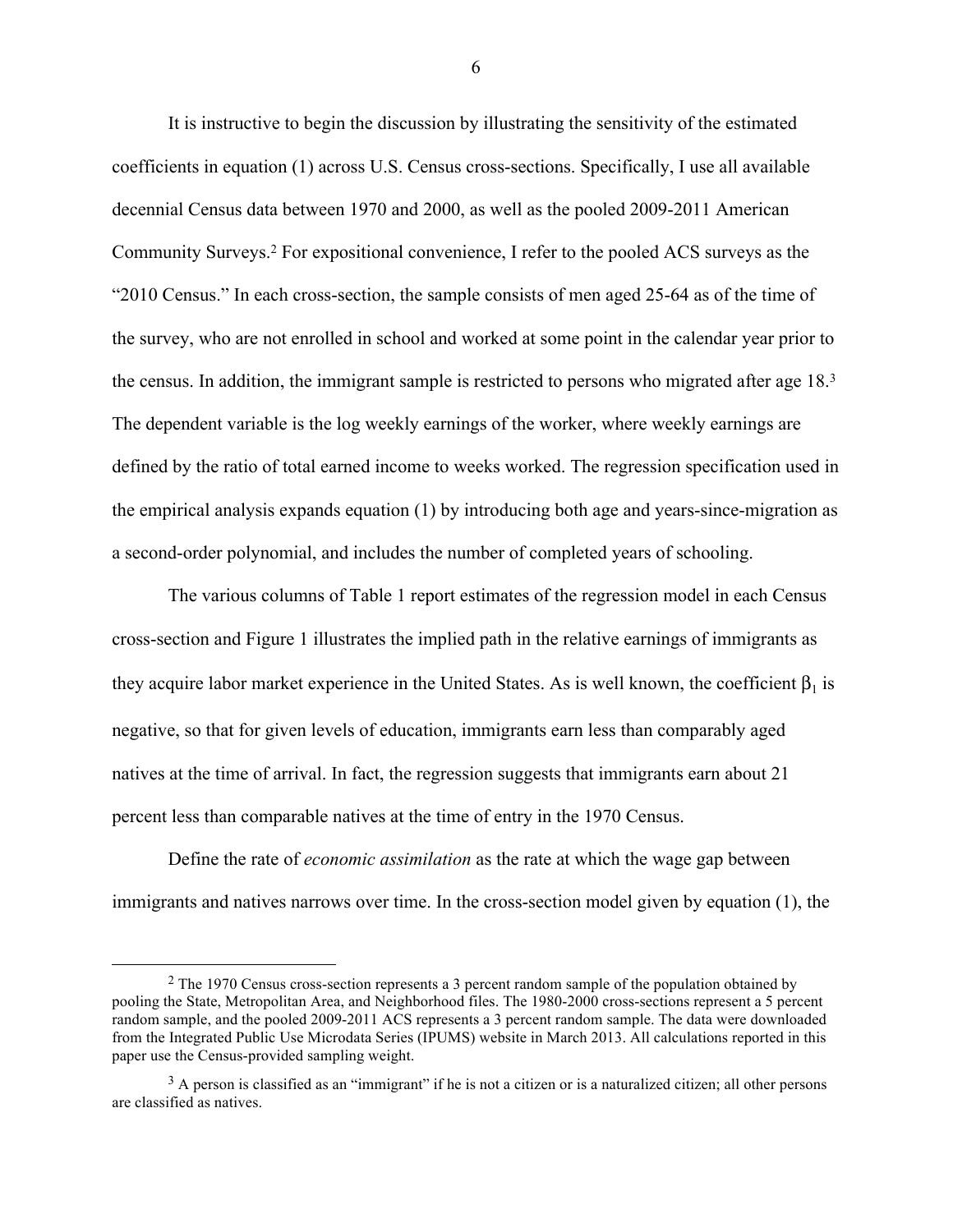It is instructive to begin the discussion by illustrating the sensitivity of the estimated coefficients in equation (1) across U.S. Census cross-sections. Specifically, I use all available decennial Census data between 1970 and 2000, as well as the pooled 2009-2011 American Community Surveys.[2] For expositional convenience, I refer to the pooled ACS surveys as the "2010 Census." In each cross-section, the sample consists of men aged 25-64 as of the time of the survey, who are not enrolled in school and worked at some point in the calendar year prior to the census. In addition, the immigrant sample is restricted to persons who migrated after age 18.[3] The dependent variable is the log weekly earnings of the worker, where weekly earnings are defined by the ratio of total earned income to weeks worked. The regression specification used in the empirical analysis expands equation (1) by introducing both age and years-since-migration as a second-order polynomial, and includes the number of completed years of schooling.

The various columns of Table 1 report estimates of the regression model in each Census cross-section and Figure 1 illustrates the implied path in the relative earnings of immigrants as they acquire labor market experience in the United States. As is well known, the coefficient $\beta_1$ is negative, so that for given levels of education, immigrants earn less than comparably aged natives at the time of arrival. In fact, the regression suggests that immigrants earn about 21 percent less than comparable natives at the time of entry in the 1970 Census.

Define the rate of *economic assimilation* as the rate at which the wage gap between immigrants and natives narrows over time. In the cross-section model given by equation (1), the

[2] The 1970 Census cross-section represents a 3 percent random sample of the population obtained by pooling the State, Metropolitan Area, and Neighborhood files. The 1980-2000 cross-sections represent a 5 percent random sample, and the pooled 2009-2011 ACS represents a 3 percent random sample. The data were downloaded from the Integrated Public Use Microdata Series (IPUMS) website in March 2013. All calculations reported in this paper use the Census-provided sampling weight.

[3] A person is classified as an "immigrant" if he is not a citizen or is a naturalized citizen; all other persons are classified as natives.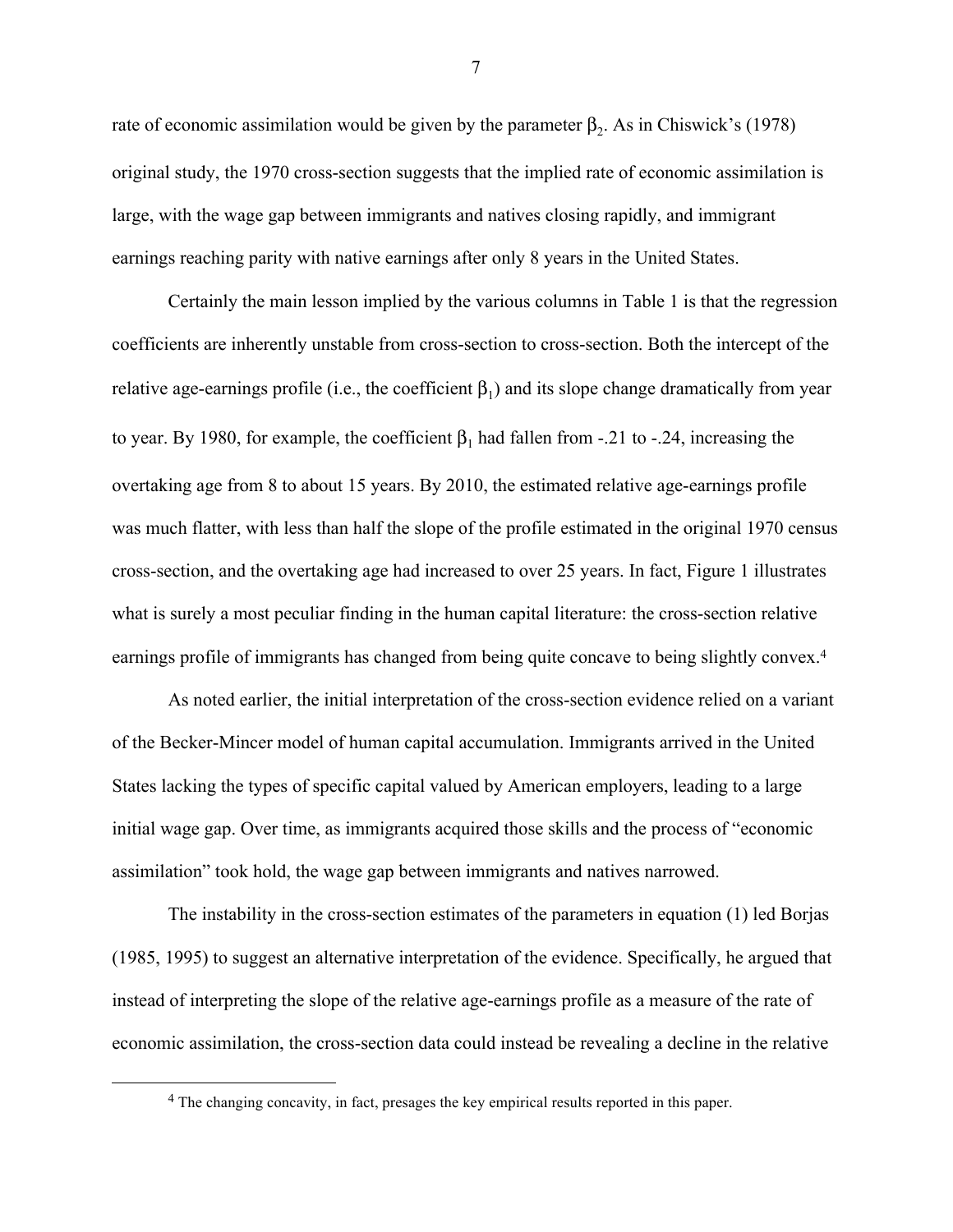rate of economic assimilation would be given by the parameter $\beta_2$. As in Chiswick's (1978) original study, the 1970 cross-section suggests that the implied rate of economic assimilation is large, with the wage gap between immigrants and natives closing rapidly, and immigrant earnings reaching parity with native earnings after only 8 years in the United States.

Certainly the main lesson implied by the various columns in Table 1 is that the regression coefficients are inherently unstable from cross-section to cross-section. Both the intercept of the relative age-earnings profile (i.e., the coefficient $\beta_1$) and its slope change dramatically from year to year. By 1980, for example, the coefficient $\beta_1$ had fallen from -.21 to -.24, increasing the overtaking age from 8 to about 15 years. By 2010, the estimated relative age-earnings profile was much flatter, with less than half the slope of the profile estimated in the original 1970 census cross-section, and the overtaking age had increased to over 25 years. In fact, Figure 1 illustrates what is surely a most peculiar finding in the human capital literature: the cross-section relative earnings profile of immigrants has changed from being quite concave to being slightly convex.[4]

As noted earlier, the initial interpretation of the cross-section evidence relied on a variant of the Becker-Mincer model of human capital accumulation. Immigrants arrived in the United States lacking the types of specific capital valued by American employers, leading to a large initial wage gap. Over time, as immigrants acquired those skills and the process of "economic assimilation" took hold, the wage gap between immigrants and natives narrowed.

The instability in the cross-section estimates of the parameters in equation (1) led Borjas (1985, 1995) to suggest an alternative interpretation of the evidence. Specifically, he argued that instead of interpreting the slope of the relative age-earnings profile as a measure of the rate of economic assimilation, the cross-section data could instead be revealing a decline in the relative

[4] The changing concavity, in fact, presages the key empirical results reported in this paper.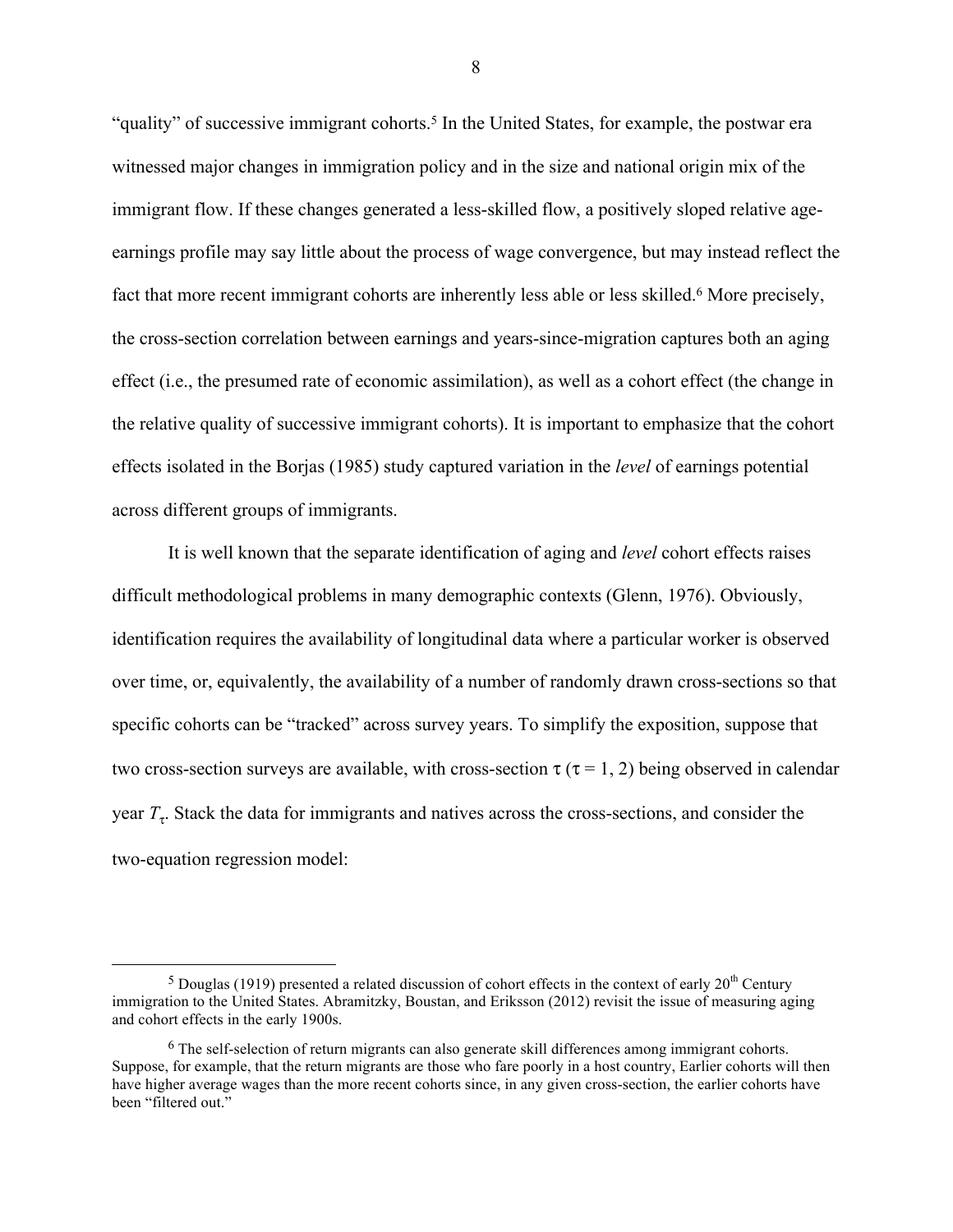"quality" of successive immigrant cohorts.[5] In the United States, for example, the postwar era witnessed major changes in immigration policy and in the size and national origin mix of the immigrant flow. If these changes generated a less-skilled flow, a positively sloped relative age-earnings profile may say little about the process of wage convergence, but may instead reflect the fact that more recent immigrant cohorts are inherently less able or less skilled.[6] More precisely, the cross-section correlation between earnings and years-since-migration captures both an aging effect (i.e., the presumed rate of economic assimilation), as well as a cohort effect (the change in the relative quality of successive immigrant cohorts). It is important to emphasize that the cohort effects isolated in the Borjas (1985) study captured variation in the *level* of earnings potential across different groups of immigrants.

It is well known that the separate identification of aging and *level* cohort effects raises difficult methodological problems in many demographic contexts (Glenn, 1976). Obviously, identification requires the availability of longitudinal data where a particular worker is observed over time, or, equivalently, the availability of a number of randomly drawn cross-sections so that specific cohorts can be "tracked" across survey years. To simplify the exposition, suppose that two cross-section surveys are available, with cross-section $\tau$ ($\tau = 1, 2$) being observed in calendar year $T_\tau$. Stack the data for immigrants and natives across the cross-sections, and consider the two-equation regression model:

---

[5] Douglas (1919) presented a related discussion of cohort effects in the context of early 20[th] Century immigration to the United States. Abramitzky, Boustan, and Eriksson (2012) revisit the issue of measuring aging and cohort effects in the early 1900s.

[6] The self-selection of return migrants can also generate skill differences among immigrant cohorts. Suppose, for example, that the return migrants are those who fare poorly in a host country, Earlier cohorts will then have higher average wages than the more recent cohorts since, in any given cross-section, the earlier cohorts have been "filtered out."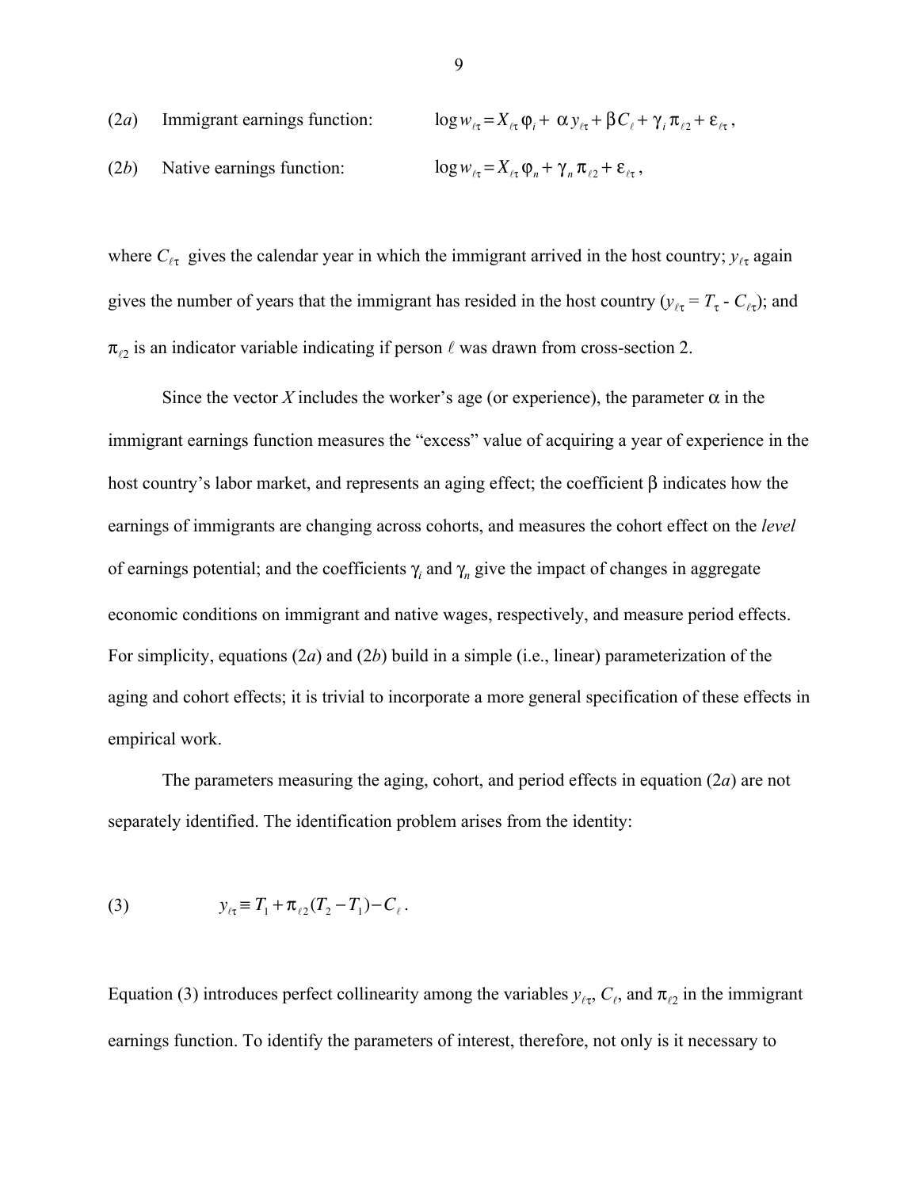(2*a*) Immigrant earnings function: $\log w_{\ell\tau} = X_{\ell\tau}\varphi_i + \alpha y_{\ell\tau} + \beta C_\ell + \gamma_i \pi_{\ell 2} + \varepsilon_{\ell\tau}$,

(2*b*) Native earnings function: $\log w_{\ell\tau} = X_{\ell\tau}\varphi_n + \gamma_n \pi_{\ell 2} + \varepsilon_{\ell\tau}$,

where $C_{\ell\tau}$ gives the calendar year in which the immigrant arrived in the host country; $y_{\ell\tau}$ again gives the number of years that the immigrant has resided in the host country ($y_{\ell\tau} = T_\tau - C_{\ell\tau}$); and $\pi_{\ell 2}$ is an indicator variable indicating if person $\ell$ was drawn from cross-section 2.

Since the vector $X$ includes the worker's age (or experience), the parameter $\alpha$ in the immigrant earnings function measures the "excess" value of acquiring a year of experience in the host country's labor market, and represents an aging effect; the coefficient $\beta$ indicates how the earnings of immigrants are changing across cohorts, and measures the cohort effect on the *level* of earnings potential; and the coefficients $\gamma_i$ and $\gamma_n$ give the impact of changes in aggregate economic conditions on immigrant and native wages, respectively, and measure period effects. For simplicity, equations (2*a*) and (2*b*) build in a simple (i.e., linear) parameterization of the aging and cohort effects; it is trivial to incorporate a more general specification of these effects in empirical work.

The parameters measuring the aging, cohort, and period effects in equation (2*a*) are not separately identified. The identification problem arises from the identity:

$$(3) \qquad y_{\ell\tau} \equiv T_1 + \pi_{\ell 2}(T_2 - T_1) - C_\ell \, .$$

Equation (3) introduces perfect collinearity among the variables $y_{\ell\tau}$, $C_\ell$, and $\pi_{\ell 2}$ in the immigrant earnings function. To identify the parameters of interest, therefore, not only is it necessary to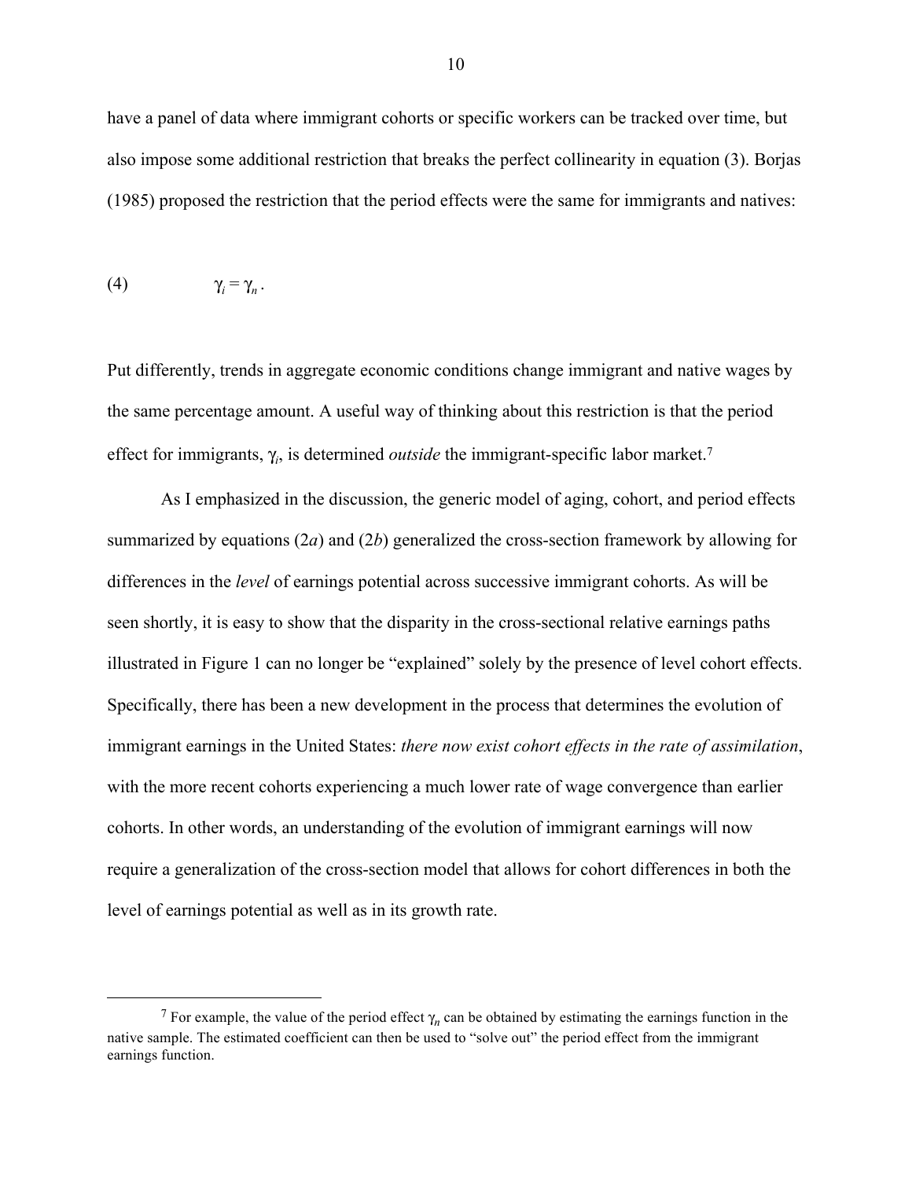have a panel of data where immigrant cohorts or specific workers can be tracked over time, but also impose some additional restriction that breaks the perfect collinearity in equation (3). Borjas (1985) proposed the restriction that the period effects were the same for immigrants and natives:

$$\text{(4)} \qquad \gamma_i = \gamma_n .$$

Put differently, trends in aggregate economic conditions change immigrant and native wages by the same percentage amount. A useful way of thinking about this restriction is that the period effect for immigrants, $\gamma_i$, is determined *outside* the immigrant-specific labor market.[7]

As I emphasized in the discussion, the generic model of aging, cohort, and period effects summarized by equations (2*a*) and (2*b*) generalized the cross-section framework by allowing for differences in the *level* of earnings potential across successive immigrant cohorts. As will be seen shortly, it is easy to show that the disparity in the cross-sectional relative earnings paths illustrated in Figure 1 can no longer be "explained" solely by the presence of level cohort effects. Specifically, there has been a new development in the process that determines the evolution of immigrant earnings in the United States: *there now exist cohort effects in the rate of assimilation*, with the more recent cohorts experiencing a much lower rate of wage convergence than earlier cohorts. In other words, an understanding of the evolution of immigrant earnings will now require a generalization of the cross-section model that allows for cohort differences in both the level of earnings potential as well as in its growth rate.

[7] For example, the value of the period effect $\gamma_n$ can be obtained by estimating the earnings function in the native sample. The estimated coefficient can then be used to "solve out" the period effect from the immigrant earnings function.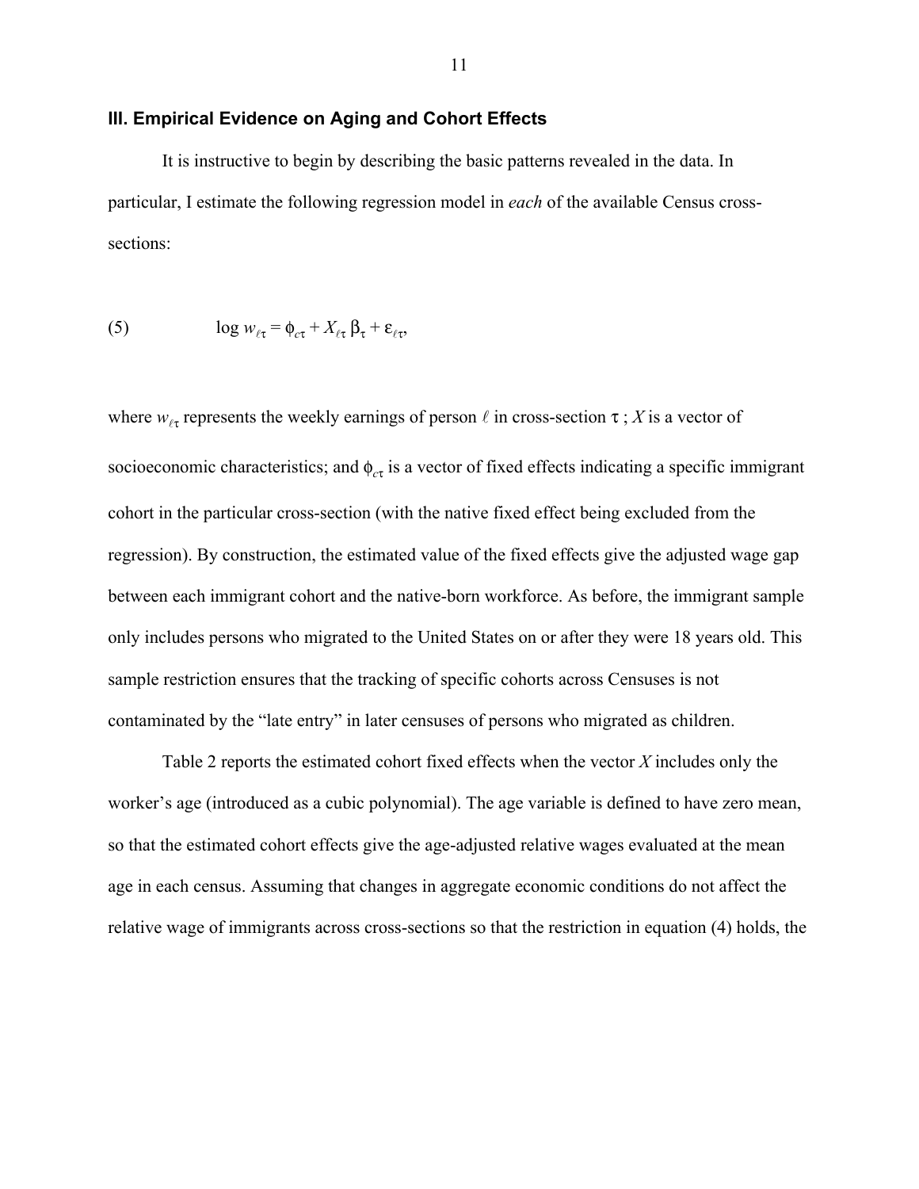## III. Empirical Evidence on Aging and Cohort Effects

It is instructive to begin by describing the basic patterns revealed in the data. In particular, I estimate the following regression model in *each* of the available Census cross-sections:

$$\log w_{\ell\tau} = \phi_{c\tau} + X_{\ell\tau}\,\beta_\tau + \varepsilon_{\ell\tau}, \tag{5}$$

where $w_{\ell\tau}$ represents the weekly earnings of person $\ell$ in cross-section $\tau$ ; $X$ is a vector of socioeconomic characteristics; and $\phi_{c\tau}$ is a vector of fixed effects indicating a specific immigrant cohort in the particular cross-section (with the native fixed effect being excluded from the regression). By construction, the estimated value of the fixed effects give the adjusted wage gap between each immigrant cohort and the native-born workforce. As before, the immigrant sample only includes persons who migrated to the United States on or after they were 18 years old. This sample restriction ensures that the tracking of specific cohorts across Censuses is not contaminated by the "late entry" in later censuses of persons who migrated as children.

Table 2 reports the estimated cohort fixed effects when the vector $X$ includes only the worker's age (introduced as a cubic polynomial). The age variable is defined to have zero mean, so that the estimated cohort effects give the age-adjusted relative wages evaluated at the mean age in each census. Assuming that changes in aggregate economic conditions do not affect the relative wage of immigrants across cross-sections so that the restriction in equation (4) holds, the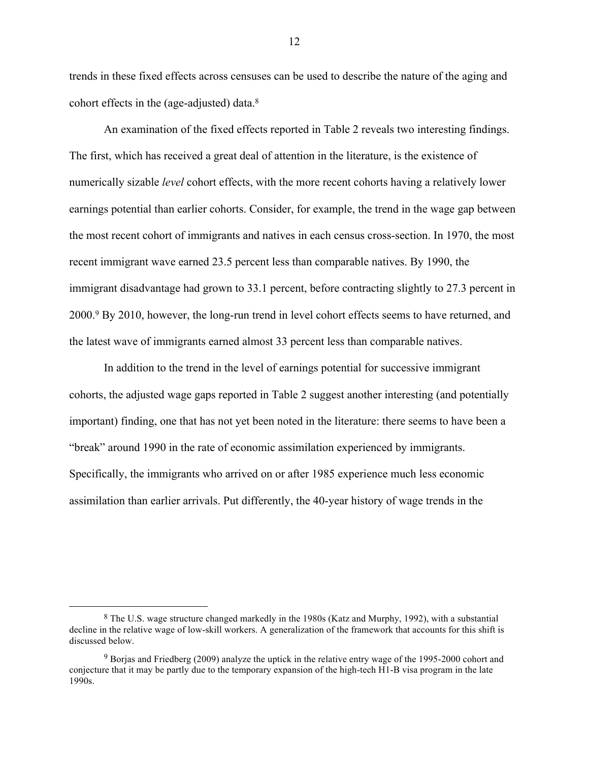trends in these fixed effects across censuses can be used to describe the nature of the aging and cohort effects in the (age-adjusted) data.[8]

An examination of the fixed effects reported in Table 2 reveals two interesting findings. The first, which has received a great deal of attention in the literature, is the existence of numerically sizable *level* cohort effects, with the more recent cohorts having a relatively lower earnings potential than earlier cohorts. Consider, for example, the trend in the wage gap between the most recent cohort of immigrants and natives in each census cross-section. In 1970, the most recent immigrant wave earned 23.5 percent less than comparable natives. By 1990, the immigrant disadvantage had grown to 33.1 percent, before contracting slightly to 27.3 percent in 2000.[9] By 2010, however, the long-run trend in level cohort effects seems to have returned, and the latest wave of immigrants earned almost 33 percent less than comparable natives.

In addition to the trend in the level of earnings potential for successive immigrant cohorts, the adjusted wage gaps reported in Table 2 suggest another interesting (and potentially important) finding, one that has not yet been noted in the literature: there seems to have been a "break" around 1990 in the rate of economic assimilation experienced by immigrants. Specifically, the immigrants who arrived on or after 1985 experience much less economic assimilation than earlier arrivals. Put differently, the 40-year history of wage trends in the

---

[8] The U.S. wage structure changed markedly in the 1980s (Katz and Murphy, 1992), with a substantial decline in the relative wage of low-skill workers. A generalization of the framework that accounts for this shift is discussed below.

[9] Borjas and Friedberg (2009) analyze the uptick in the relative entry wage of the 1995-2000 cohort and conjecture that it may be partly due to the temporary expansion of the high-tech H1-B visa program in the late 1990s.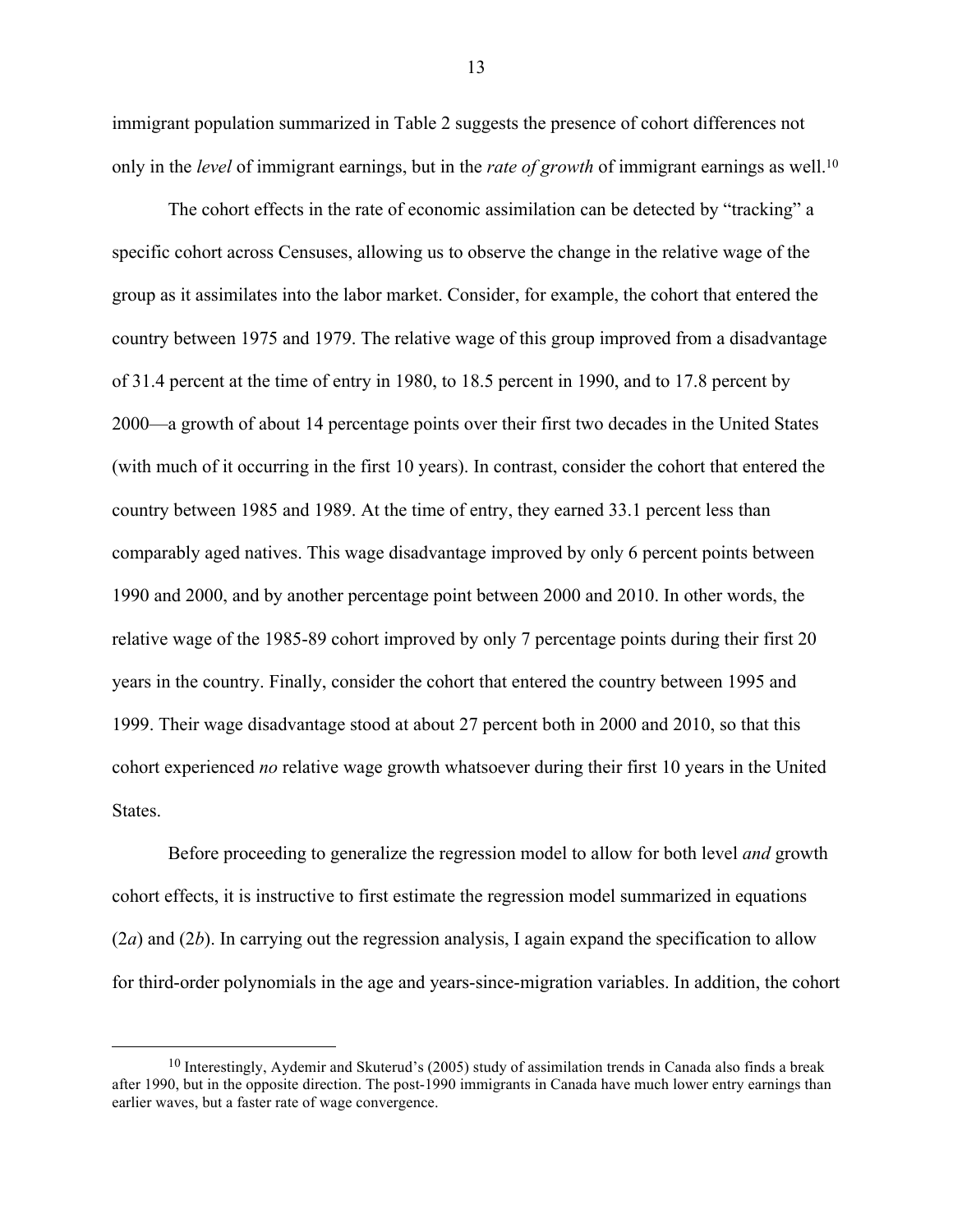immigrant population summarized in Table 2 suggests the presence of cohort differences not only in the *level* of immigrant earnings, but in the *rate of growth* of immigrant earnings as well.[10]

The cohort effects in the rate of economic assimilation can be detected by "tracking" a specific cohort across Censuses, allowing us to observe the change in the relative wage of the group as it assimilates into the labor market. Consider, for example, the cohort that entered the country between 1975 and 1979. The relative wage of this group improved from a disadvantage of 31.4 percent at the time of entry in 1980, to 18.5 percent in 1990, and to 17.8 percent by 2000—a growth of about 14 percentage points over their first two decades in the United States (with much of it occurring in the first 10 years). In contrast, consider the cohort that entered the country between 1985 and 1989. At the time of entry, they earned 33.1 percent less than comparably aged natives. This wage disadvantage improved by only 6 percent points between 1990 and 2000, and by another percentage point between 2000 and 2010. In other words, the relative wage of the 1985-89 cohort improved by only 7 percentage points during their first 20 years in the country. Finally, consider the cohort that entered the country between 1995 and 1999. Their wage disadvantage stood at about 27 percent both in 2000 and 2010, so that this cohort experienced *no* relative wage growth whatsoever during their first 10 years in the United States.

Before proceeding to generalize the regression model to allow for both level *and* growth cohort effects, it is instructive to first estimate the regression model summarized in equations (2*a*) and (2*b*). In carrying out the regression analysis, I again expand the specification to allow for third-order polynomials in the age and years-since-migration variables. In addition, the cohort

---

[10] Interestingly, Aydemir and Skuterud's (2005) study of assimilation trends in Canada also finds a break after 1990, but in the opposite direction. The post-1990 immigrants in Canada have much lower entry earnings than earlier waves, but a faster rate of wage convergence.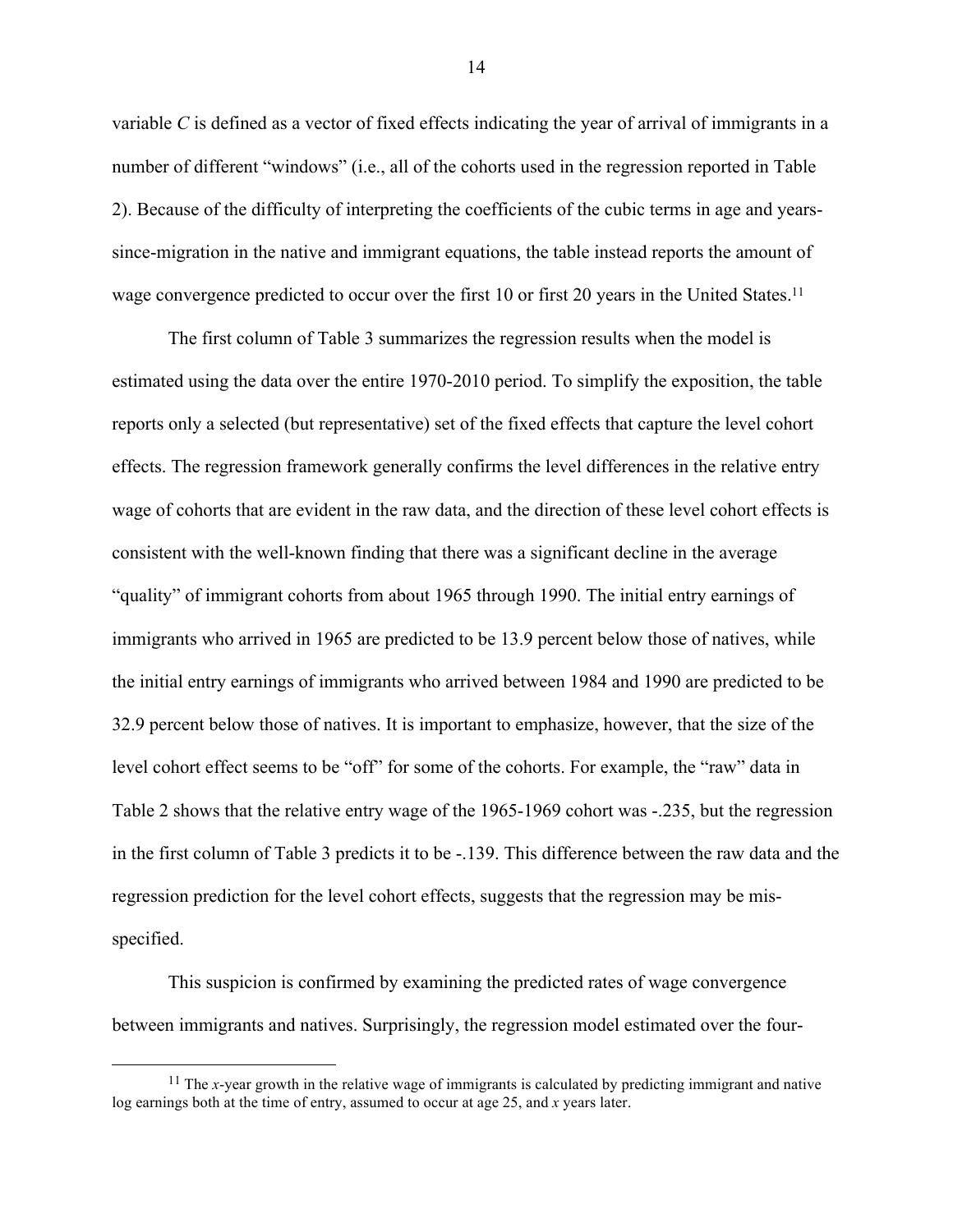variable $C$ is defined as a vector of fixed effects indicating the year of arrival of immigrants in a number of different "windows" (i.e., all of the cohorts used in the regression reported in Table 2). Because of the difficulty of interpreting the coefficients of the cubic terms in age and years-since-migration in the native and immigrant equations, the table instead reports the amount of wage convergence predicted to occur over the first 10 or first 20 years in the United States.[11]

The first column of Table 3 summarizes the regression results when the model is estimated using the data over the entire 1970-2010 period. To simplify the exposition, the table reports only a selected (but representative) set of the fixed effects that capture the level cohort effects. The regression framework generally confirms the level differences in the relative entry wage of cohorts that are evident in the raw data, and the direction of these level cohort effects is consistent with the well-known finding that there was a significant decline in the average "quality" of immigrant cohorts from about 1965 through 1990. The initial entry earnings of immigrants who arrived in 1965 are predicted to be 13.9 percent below those of natives, while the initial entry earnings of immigrants who arrived between 1984 and 1990 are predicted to be 32.9 percent below those of natives. It is important to emphasize, however, that the size of the level cohort effect seems to be "off" for some of the cohorts. For example, the "raw" data in Table 2 shows that the relative entry wage of the 1965-1969 cohort was -.235, but the regression in the first column of Table 3 predicts it to be -.139. This difference between the raw data and the regression prediction for the level cohort effects, suggests that the regression may be mis-specified.

This suspicion is confirmed by examining the predicted rates of wage convergence between immigrants and natives. Surprisingly, the regression model estimated over the four-

[11] The $x$-year growth in the relative wage of immigrants is calculated by predicting immigrant and native log earnings both at the time of entry, assumed to occur at age 25, and $x$ years later.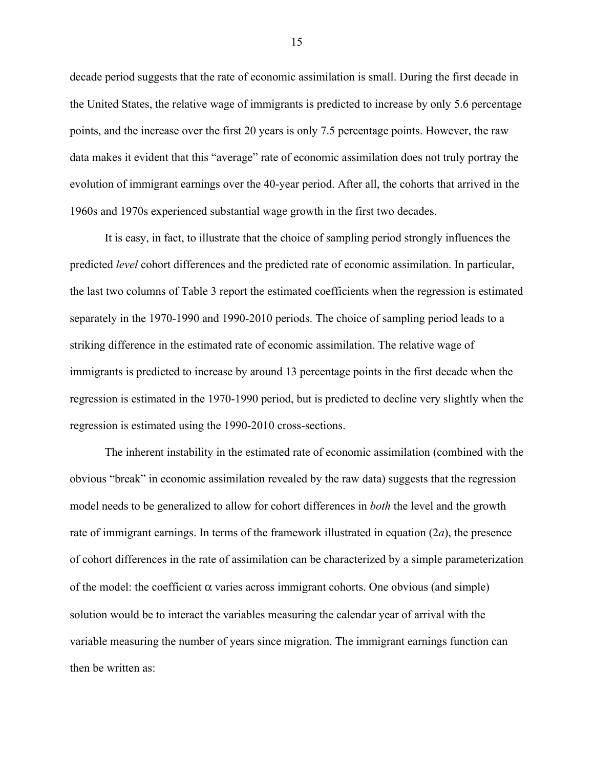decade period suggests that the rate of economic assimilation is small. During the first decade in the United States, the relative wage of immigrants is predicted to increase by only 5.6 percentage points, and the increase over the first 20 years is only 7.5 percentage points. However, the raw data makes it evident that this "average" rate of economic assimilation does not truly portray the evolution of immigrant earnings over the 40-year period. After all, the cohorts that arrived in the 1960s and 1970s experienced substantial wage growth in the first two decades.

It is easy, in fact, to illustrate that the choice of sampling period strongly influences the predicted *level* cohort differences and the predicted rate of economic assimilation. In particular, the last two columns of Table 3 report the estimated coefficients when the regression is estimated separately in the 1970-1990 and 1990-2010 periods. The choice of sampling period leads to a striking difference in the estimated rate of economic assimilation. The relative wage of immigrants is predicted to increase by around 13 percentage points in the first decade when the regression is estimated in the 1970-1990 period, but is predicted to decline very slightly when the regression is estimated using the 1990-2010 cross-sections.

The inherent instability in the estimated rate of economic assimilation (combined with the obvious "break" in economic assimilation revealed by the raw data) suggests that the regression model needs to be generalized to allow for cohort differences in *both* the level and the growth rate of immigrant earnings. In terms of the framework illustrated in equation (2*a*), the presence of cohort differences in the rate of assimilation can be characterized by a simple parameterization of the model: the coefficient $\alpha$ varies across immigrant cohorts. One obvious (and simple) solution would be to interact the variables measuring the calendar year of arrival with the variable measuring the number of years since migration. The immigrant earnings function can then be written as: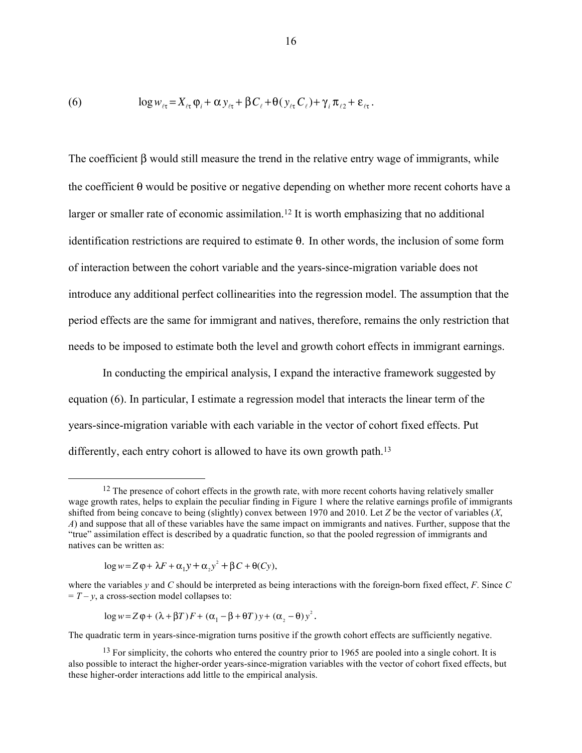$$(6) \qquad \log w_{\ell\tau} = X_{\ell\tau}\varphi_i + \alpha y_{\ell\tau} + \beta C_\ell + \theta(y_{\ell\tau} C_\ell) + \gamma_i \pi_{\ell 2} + \varepsilon_{\ell\tau}.$$

The coefficient $\beta$ would still measure the trend in the relative entry wage of immigrants, while the coefficient $\theta$ would be positive or negative depending on whether more recent cohorts have a larger or smaller rate of economic assimilation.[12] It is worth emphasizing that no additional identification restrictions are required to estimate $\theta$. In other words, the inclusion of some form of interaction between the cohort variable and the years-since-migration variable does not introduce any additional perfect collinearities into the regression model. The assumption that the period effects are the same for immigrant and natives, therefore, remains the only restriction that needs to be imposed to estimate both the level and growth cohort effects in immigrant earnings.

In conducting the empirical analysis, I expand the interactive framework suggested by equation (6). In particular, I estimate a regression model that interacts the linear term of the years-since-migration variable with each variable in the vector of cohort fixed effects. Put differently, each entry cohort is allowed to have its own growth path.[13]

---

[12] The presence of cohort effects in the growth rate, with more recent cohorts having relatively smaller wage growth rates, helps to explain the peculiar finding in Figure 1 where the relative earnings profile of immigrants shifted from being concave to being (slightly) convex between 1970 and 2010. Let $Z$ be the vector of variables ($X$, $A$) and suppose that all of these variables have the same impact on immigrants and natives. Further, suppose that the "true" assimilation effect is described by a quadratic function, so that the pooled regression of immigrants and natives can be written as:

$$\log w = Z\varphi + \lambda F + \alpha_1 y + \alpha_2 y^2 + \beta C + \theta(Cy),$$

where the variables $y$ and $C$ should be interpreted as being interactions with the foreign-born fixed effect, $F$. Since $C = T - y$, a cross-section model collapses to:

$$\log w = Z\varphi + (\lambda + \beta T)F + (\alpha_1 - \beta + \theta T)y + (\alpha_2 - \theta)y^2.$$

The quadratic term in years-since-migration turns positive if the growth cohort effects are sufficiently negative.

[13] For simplicity, the cohorts who entered the country prior to 1965 are pooled into a single cohort. It is also possible to interact the higher-order years-since-migration variables with the vector of cohort fixed effects, but these higher-order interactions add little to the empirical analysis.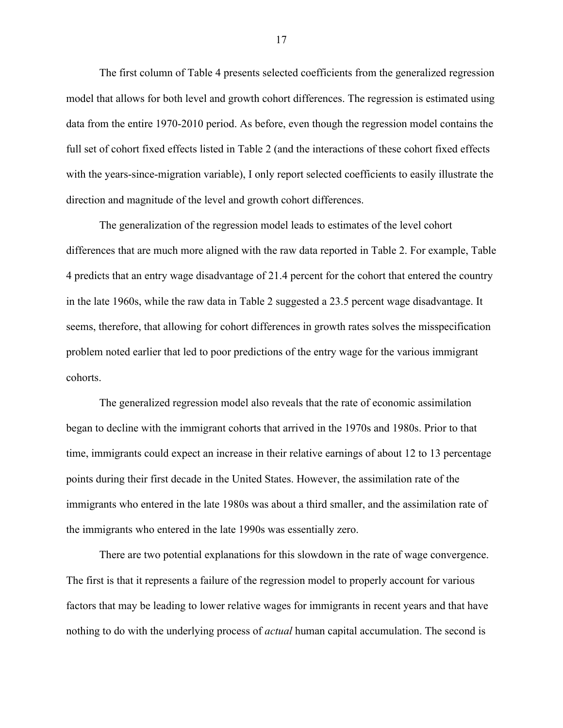The first column of Table 4 presents selected coefficients from the generalized regression model that allows for both level and growth cohort differences. The regression is estimated using data from the entire 1970-2010 period. As before, even though the regression model contains the full set of cohort fixed effects listed in Table 2 (and the interactions of these cohort fixed effects with the years-since-migration variable), I only report selected coefficients to easily illustrate the direction and magnitude of the level and growth cohort differences.

The generalization of the regression model leads to estimates of the level cohort differences that are much more aligned with the raw data reported in Table 2. For example, Table 4 predicts that an entry wage disadvantage of 21.4 percent for the cohort that entered the country in the late 1960s, while the raw data in Table 2 suggested a 23.5 percent wage disadvantage. It seems, therefore, that allowing for cohort differences in growth rates solves the misspecification problem noted earlier that led to poor predictions of the entry wage for the various immigrant cohorts.

The generalized regression model also reveals that the rate of economic assimilation began to decline with the immigrant cohorts that arrived in the 1970s and 1980s. Prior to that time, immigrants could expect an increase in their relative earnings of about 12 to 13 percentage points during their first decade in the United States. However, the assimilation rate of the immigrants who entered in the late 1980s was about a third smaller, and the assimilation rate of the immigrants who entered in the late 1990s was essentially zero.

There are two potential explanations for this slowdown in the rate of wage convergence. The first is that it represents a failure of the regression model to properly account for various factors that may be leading to lower relative wages for immigrants in recent years and that have nothing to do with the underlying process of *actual* human capital accumulation. The second is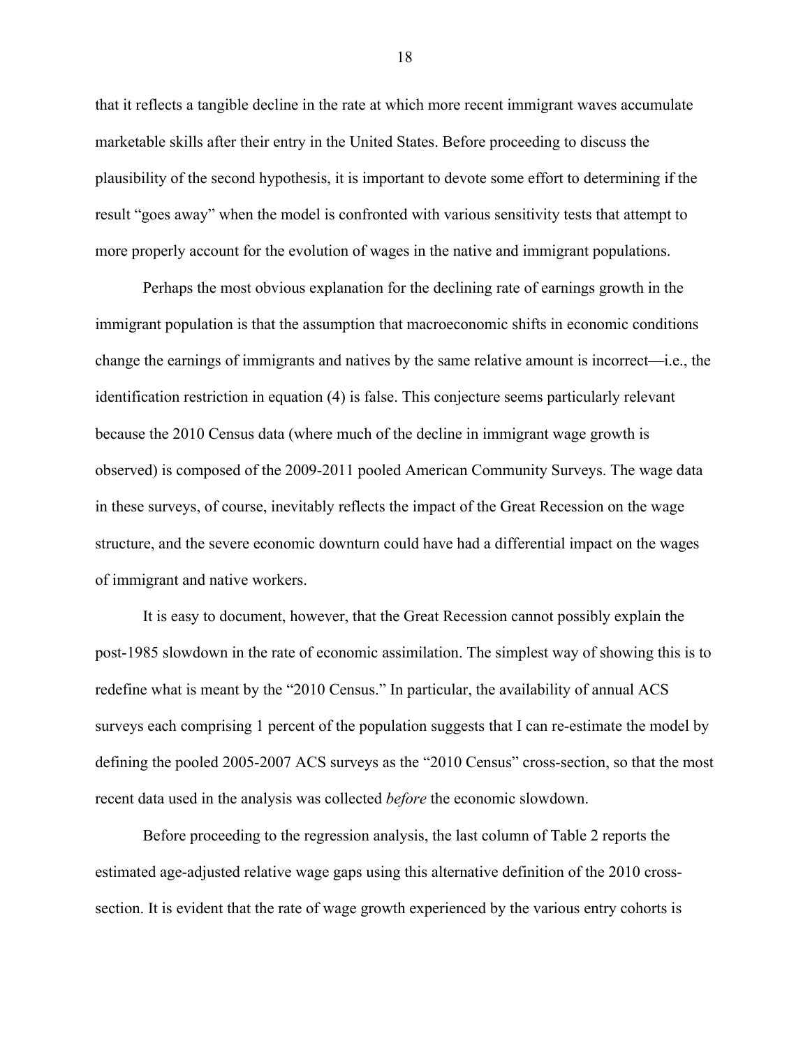that it reflects a tangible decline in the rate at which more recent immigrant waves accumulate marketable skills after their entry in the United States. Before proceeding to discuss the plausibility of the second hypothesis, it is important to devote some effort to determining if the result "goes away" when the model is confronted with various sensitivity tests that attempt to more properly account for the evolution of wages in the native and immigrant populations.

Perhaps the most obvious explanation for the declining rate of earnings growth in the immigrant population is that the assumption that macroeconomic shifts in economic conditions change the earnings of immigrants and natives by the same relative amount is incorrect—i.e., the identification restriction in equation (4) is false. This conjecture seems particularly relevant because the 2010 Census data (where much of the decline in immigrant wage growth is observed) is composed of the 2009-2011 pooled American Community Surveys. The wage data in these surveys, of course, inevitably reflects the impact of the Great Recession on the wage structure, and the severe economic downturn could have had a differential impact on the wages of immigrant and native workers.

It is easy to document, however, that the Great Recession cannot possibly explain the post-1985 slowdown in the rate of economic assimilation. The simplest way of showing this is to redefine what is meant by the "2010 Census." In particular, the availability of annual ACS surveys each comprising 1 percent of the population suggests that I can re-estimate the model by defining the pooled 2005-2007 ACS surveys as the "2010 Census" cross-section, so that the most recent data used in the analysis was collected *before* the economic slowdown.

Before proceeding to the regression analysis, the last column of Table 2 reports the estimated age-adjusted relative wage gaps using this alternative definition of the 2010 cross-section. It is evident that the rate of wage growth experienced by the various entry cohorts is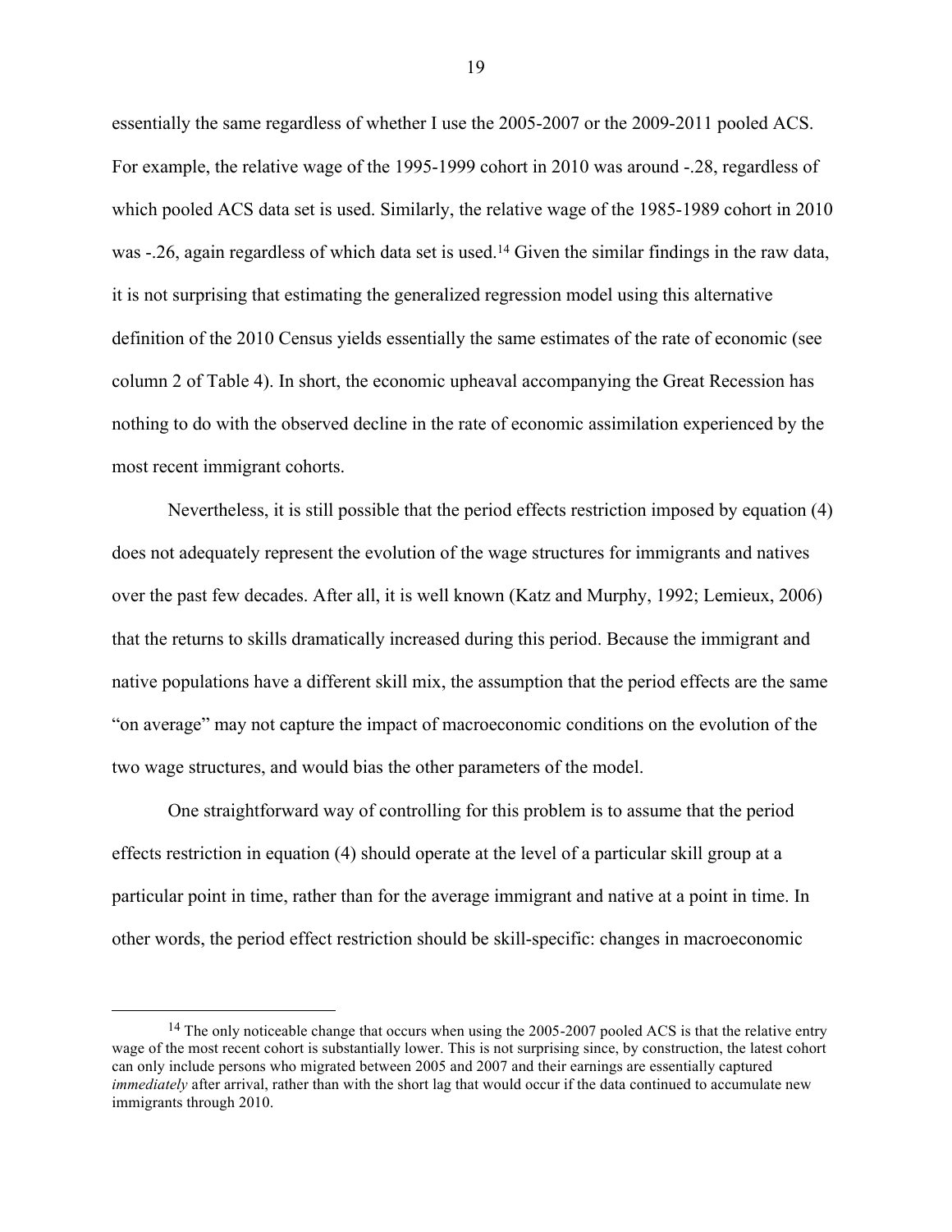essentially the same regardless of whether I use the 2005-2007 or the 2009-2011 pooled ACS. For example, the relative wage of the 1995-1999 cohort in 2010 was around -.28, regardless of which pooled ACS data set is used. Similarly, the relative wage of the 1985-1989 cohort in 2010 was -.26, again regardless of which data set is used.[14] Given the similar findings in the raw data, it is not surprising that estimating the generalized regression model using this alternative definition of the 2010 Census yields essentially the same estimates of the rate of economic (see column 2 of Table 4). In short, the economic upheaval accompanying the Great Recession has nothing to do with the observed decline in the rate of economic assimilation experienced by the most recent immigrant cohorts.

Nevertheless, it is still possible that the period effects restriction imposed by equation (4) does not adequately represent the evolution of the wage structures for immigrants and natives over the past few decades. After all, it is well known (Katz and Murphy, 1992; Lemieux, 2006) that the returns to skills dramatically increased during this period. Because the immigrant and native populations have a different skill mix, the assumption that the period effects are the same "on average" may not capture the impact of macroeconomic conditions on the evolution of the two wage structures, and would bias the other parameters of the model.

One straightforward way of controlling for this problem is to assume that the period effects restriction in equation (4) should operate at the level of a particular skill group at a particular point in time, rather than for the average immigrant and native at a point in time. In other words, the period effect restriction should be skill-specific: changes in macroeconomic

[14] The only noticeable change that occurs when using the 2005-2007 pooled ACS is that the relative entry wage of the most recent cohort is substantially lower. This is not surprising since, by construction, the latest cohort can only include persons who migrated between 2005 and 2007 and their earnings are essentially captured *immediately* after arrival, rather than with the short lag that would occur if the data continued to accumulate new immigrants through 2010.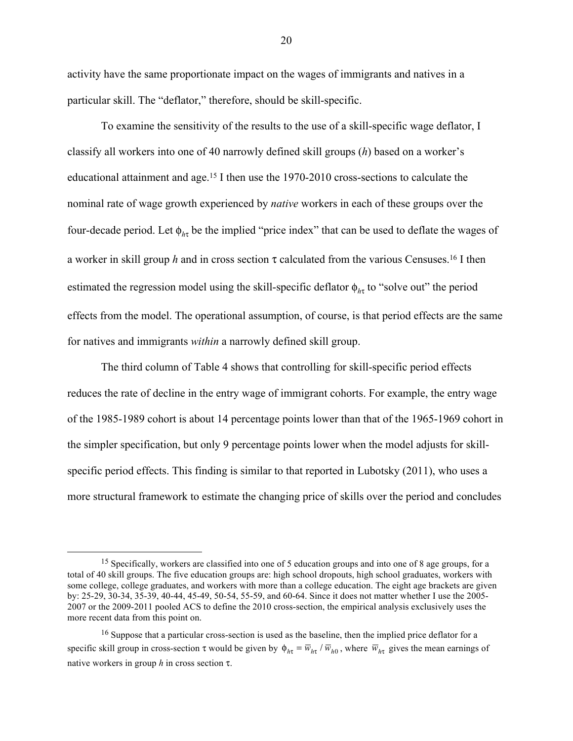activity have the same proportionate impact on the wages of immigrants and natives in a particular skill. The "deflator," therefore, should be skill-specific.

To examine the sensitivity of the results to the use of a skill-specific wage deflator, I classify all workers into one of 40 narrowly defined skill groups ($h$) based on a worker's educational attainment and age.[15] I then use the 1970-2010 cross-sections to calculate the nominal rate of wage growth experienced by *native* workers in each of these groups over the four-decade period. Let $\phi_{h\tau}$ be the implied "price index" that can be used to deflate the wages of a worker in skill group $h$ and in cross section $\tau$ calculated from the various Censuses.[16] I then estimated the regression model using the skill-specific deflator $\phi_{h\tau}$ to "solve out" the period effects from the model. The operational assumption, of course, is that period effects are the same for natives and immigrants *within* a narrowly defined skill group.

The third column of Table 4 shows that controlling for skill-specific period effects reduces the rate of decline in the entry wage of immigrant cohorts. For example, the entry wage of the 1985-1989 cohort is about 14 percentage points lower than that of the 1965-1969 cohort in the simpler specification, but only 9 percentage points lower when the model adjusts for skill-specific period effects. This finding is similar to that reported in Lubotsky (2011), who uses a more structural framework to estimate the changing price of skills over the period and concludes

---

[15] Specifically, workers are classified into one of 5 education groups and into one of 8 age groups, for a total of 40 skill groups. The five education groups are: high school dropouts, high school graduates, workers with some college, college graduates, and workers with more than a college education. The eight age brackets are given by: 25-29, 30-34, 35-39, 40-44, 45-49, 50-54, 55-59, and 60-64. Since it does not matter whether I use the 2005-2007 or the 2009-2011 pooled ACS to define the 2010 cross-section, the empirical analysis exclusively uses the more recent data from this point on.

[16] Suppose that a particular cross-section is used as the baseline, then the implied price deflator for a specific skill group in cross-section $\tau$ would be given by $\phi_{h\tau} = \overline{w}_{h\tau} / \overline{w}_{h0}$, where $\overline{w}_{h\tau}$ gives the mean earnings of native workers in group $h$ in cross section $\tau$.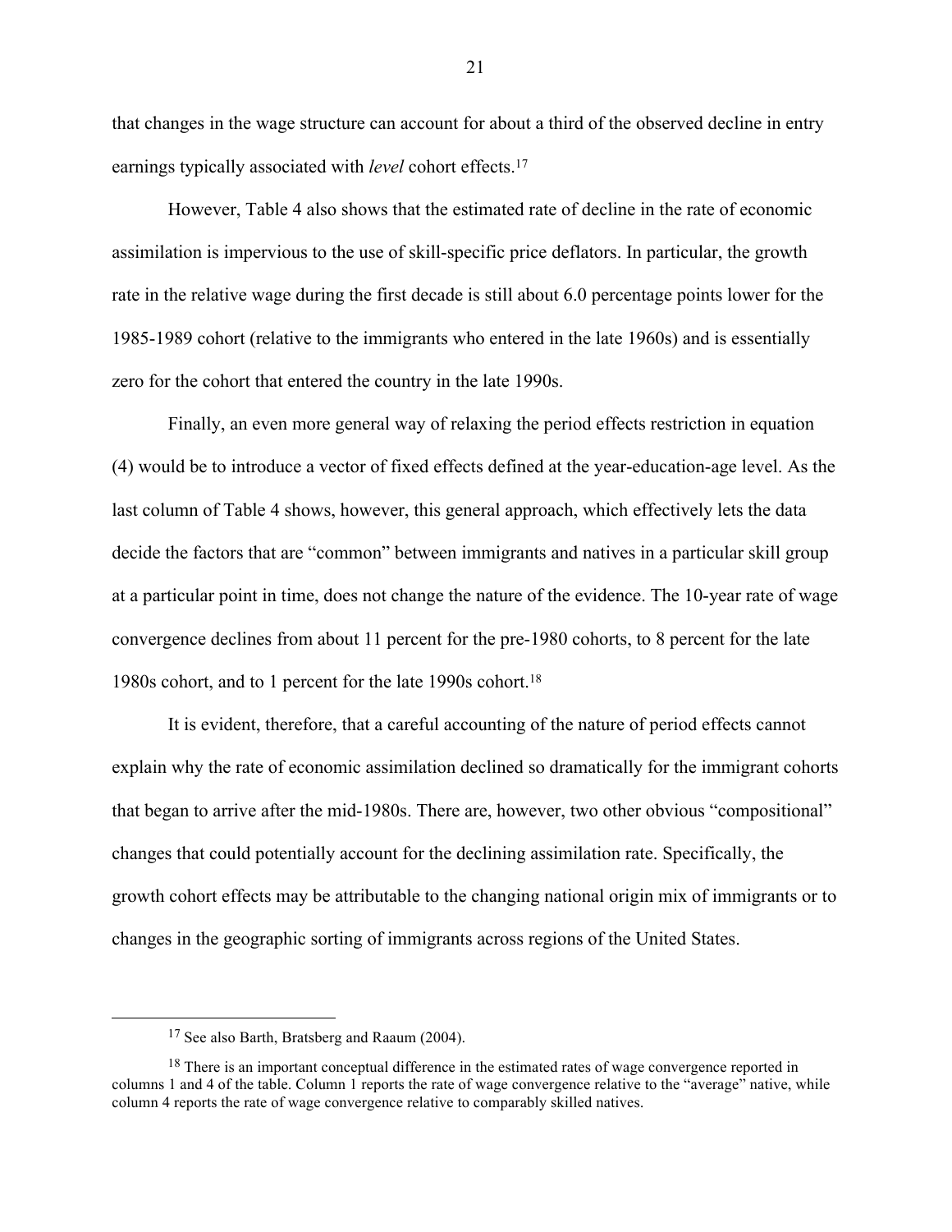that changes in the wage structure can account for about a third of the observed decline in entry earnings typically associated with *level* cohort effects.[17]

However, Table 4 also shows that the estimated rate of decline in the rate of economic assimilation is impervious to the use of skill-specific price deflators. In particular, the growth rate in the relative wage during the first decade is still about 6.0 percentage points lower for the 1985-1989 cohort (relative to the immigrants who entered in the late 1960s) and is essentially zero for the cohort that entered the country in the late 1990s.

Finally, an even more general way of relaxing the period effects restriction in equation (4) would be to introduce a vector of fixed effects defined at the year-education-age level. As the last column of Table 4 shows, however, this general approach, which effectively lets the data decide the factors that are "common" between immigrants and natives in a particular skill group at a particular point in time, does not change the nature of the evidence. The 10-year rate of wage convergence declines from about 11 percent for the pre-1980 cohorts, to 8 percent for the late 1980s cohort, and to 1 percent for the late 1990s cohort.[18]

It is evident, therefore, that a careful accounting of the nature of period effects cannot explain why the rate of economic assimilation declined so dramatically for the immigrant cohorts that began to arrive after the mid-1980s. There are, however, two other obvious "compositional" changes that could potentially account for the declining assimilation rate. Specifically, the growth cohort effects may be attributable to the changing national origin mix of immigrants or to changes in the geographic sorting of immigrants across regions of the United States.

---

[17] See also Barth, Bratsberg and Raaum (2004).

[18] There is an important conceptual difference in the estimated rates of wage convergence reported in columns 1 and 4 of the table. Column 1 reports the rate of wage convergence relative to the "average" native, while column 4 reports the rate of wage convergence relative to comparably skilled natives.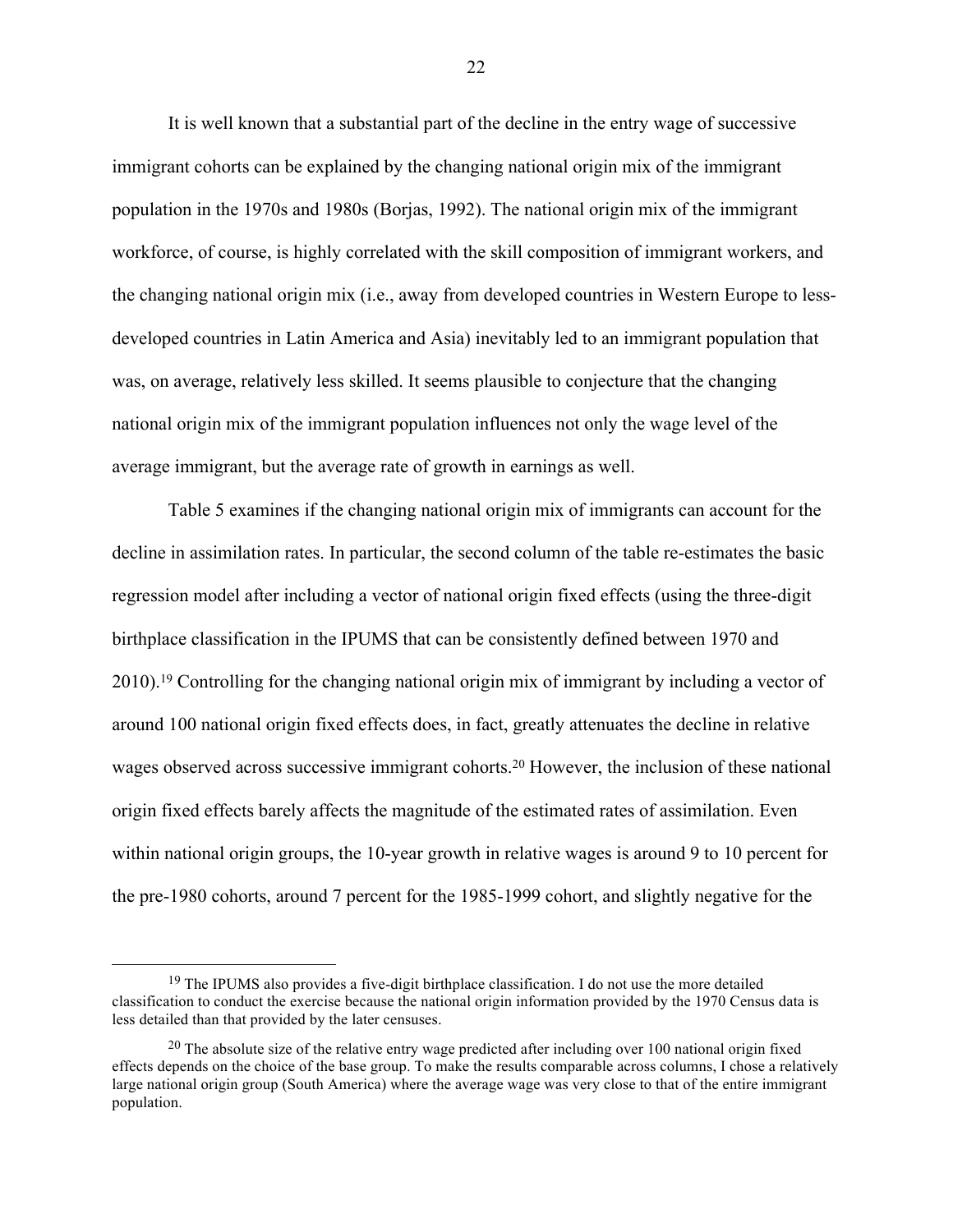It is well known that a substantial part of the decline in the entry wage of successive immigrant cohorts can be explained by the changing national origin mix of the immigrant population in the 1970s and 1980s (Borjas, 1992). The national origin mix of the immigrant workforce, of course, is highly correlated with the skill composition of immigrant workers, and the changing national origin mix (i.e., away from developed countries in Western Europe to less-developed countries in Latin America and Asia) inevitably led to an immigrant population that was, on average, relatively less skilled. It seems plausible to conjecture that the changing national origin mix of the immigrant population influences not only the wage level of the average immigrant, but the average rate of growth in earnings as well.

Table 5 examines if the changing national origin mix of immigrants can account for the decline in assimilation rates. In particular, the second column of the table re-estimates the basic regression model after including a vector of national origin fixed effects (using the three-digit birthplace classification in the IPUMS that can be consistently defined between 1970 and 2010).[19] Controlling for the changing national origin mix of immigrant by including a vector of around 100 national origin fixed effects does, in fact, greatly attenuates the decline in relative wages observed across successive immigrant cohorts.[20] However, the inclusion of these national origin fixed effects barely affects the magnitude of the estimated rates of assimilation. Even within national origin groups, the 10-year growth in relative wages is around 9 to 10 percent for the pre-1980 cohorts, around 7 percent for the 1985-1999 cohort, and slightly negative for the

[19] The IPUMS also provides a five-digit birthplace classification. I do not use the more detailed classification to conduct the exercise because the national origin information provided by the 1970 Census data is less detailed than that provided by the later censuses.

[20] The absolute size of the relative entry wage predicted after including over 100 national origin fixed effects depends on the choice of the base group. To make the results comparable across columns, I chose a relatively large national origin group (South America) where the average wage was very close to that of the entire immigrant population.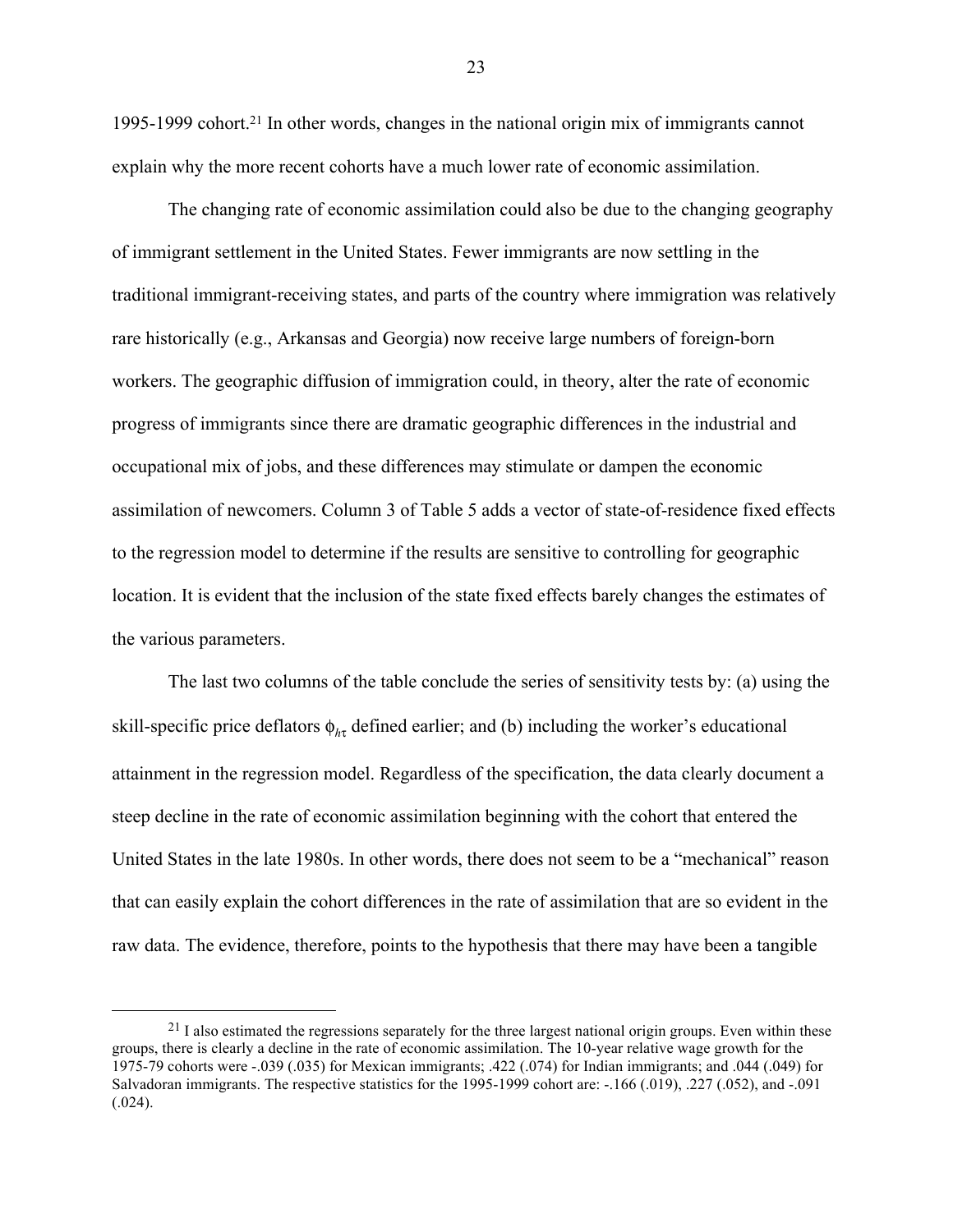1995-1999 cohort.[21] In other words, changes in the national origin mix of immigrants cannot explain why the more recent cohorts have a much lower rate of economic assimilation.

The changing rate of economic assimilation could also be due to the changing geography of immigrant settlement in the United States. Fewer immigrants are now settling in the traditional immigrant-receiving states, and parts of the country where immigration was relatively rare historically (e.g., Arkansas and Georgia) now receive large numbers of foreign-born workers. The geographic diffusion of immigration could, in theory, alter the rate of economic progress of immigrants since there are dramatic geographic differences in the industrial and occupational mix of jobs, and these differences may stimulate or dampen the economic assimilation of newcomers. Column 3 of Table 5 adds a vector of state-of-residence fixed effects to the regression model to determine if the results are sensitive to controlling for geographic location. It is evident that the inclusion of the state fixed effects barely changes the estimates of the various parameters.

The last two columns of the table conclude the series of sensitivity tests by: (a) using the skill-specific price deflators $\phi_{h\tau}$ defined earlier; and (b) including the worker's educational attainment in the regression model. Regardless of the specification, the data clearly document a steep decline in the rate of economic assimilation beginning with the cohort that entered the United States in the late 1980s. In other words, there does not seem to be a "mechanical" reason that can easily explain the cohort differences in the rate of assimilation that are so evident in the raw data. The evidence, therefore, points to the hypothesis that there may have been a tangible

[21] I also estimated the regressions separately for the three largest national origin groups. Even within these groups, there is clearly a decline in the rate of economic assimilation. The 10-year relative wage growth for the 1975-79 cohorts were -.039 (.035) for Mexican immigrants; .422 (.074) for Indian immigrants; and .044 (.049) for Salvadoran immigrants. The respective statistics for the 1995-1999 cohort are: -.166 (.019), .227 (.052), and -.091 (.024).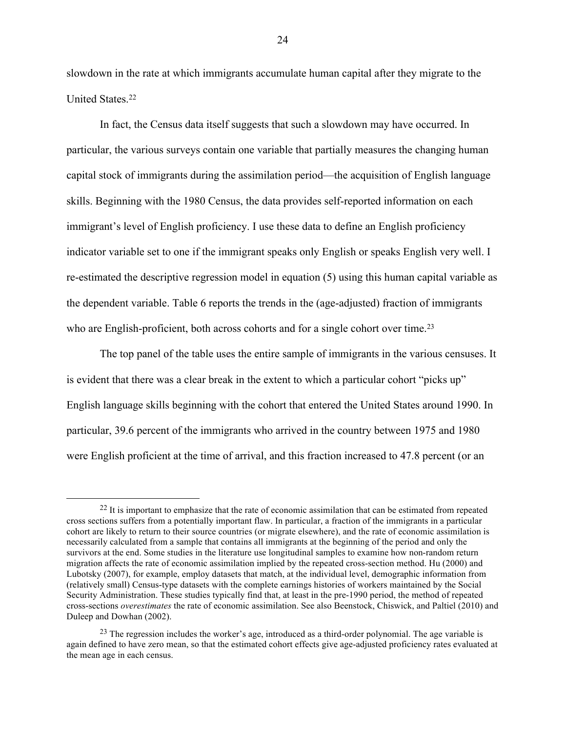slowdown in the rate at which immigrants accumulate human capital after they migrate to the United States.[22]

In fact, the Census data itself suggests that such a slowdown may have occurred. In particular, the various surveys contain one variable that partially measures the changing human capital stock of immigrants during the assimilation period—the acquisition of English language skills. Beginning with the 1980 Census, the data provides self-reported information on each immigrant's level of English proficiency. I use these data to define an English proficiency indicator variable set to one if the immigrant speaks only English or speaks English very well. I re-estimated the descriptive regression model in equation (5) using this human capital variable as the dependent variable. Table 6 reports the trends in the (age-adjusted) fraction of immigrants who are English-proficient, both across cohorts and for a single cohort over time.[23]

The top panel of the table uses the entire sample of immigrants in the various censuses. It is evident that there was a clear break in the extent to which a particular cohort "picks up" English language skills beginning with the cohort that entered the United States around 1990. In particular, 39.6 percent of the immigrants who arrived in the country between 1975 and 1980 were English proficient at the time of arrival, and this fraction increased to 47.8 percent (or an

---

[22] It is important to emphasize that the rate of economic assimilation that can be estimated from repeated cross sections suffers from a potentially important flaw. In particular, a fraction of the immigrants in a particular cohort are likely to return to their source countries (or migrate elsewhere), and the rate of economic assimilation is necessarily calculated from a sample that contains all immigrants at the beginning of the period and only the survivors at the end. Some studies in the literature use longitudinal samples to examine how non-random return migration affects the rate of economic assimilation implied by the repeated cross-section method. Hu (2000) and Lubotsky (2007), for example, employ datasets that match, at the individual level, demographic information from (relatively small) Census-type datasets with the complete earnings histories of workers maintained by the Social Security Administration. These studies typically find that, at least in the pre-1990 period, the method of repeated cross-sections *overestimates* the rate of economic assimilation. See also Beenstock, Chiswick, and Paltiel (2010) and Duleep and Dowhan (2002).

[23] The regression includes the worker's age, introduced as a third-order polynomial. The age variable is again defined to have zero mean, so that the estimated cohort effects give age-adjusted proficiency rates evaluated at the mean age in each census.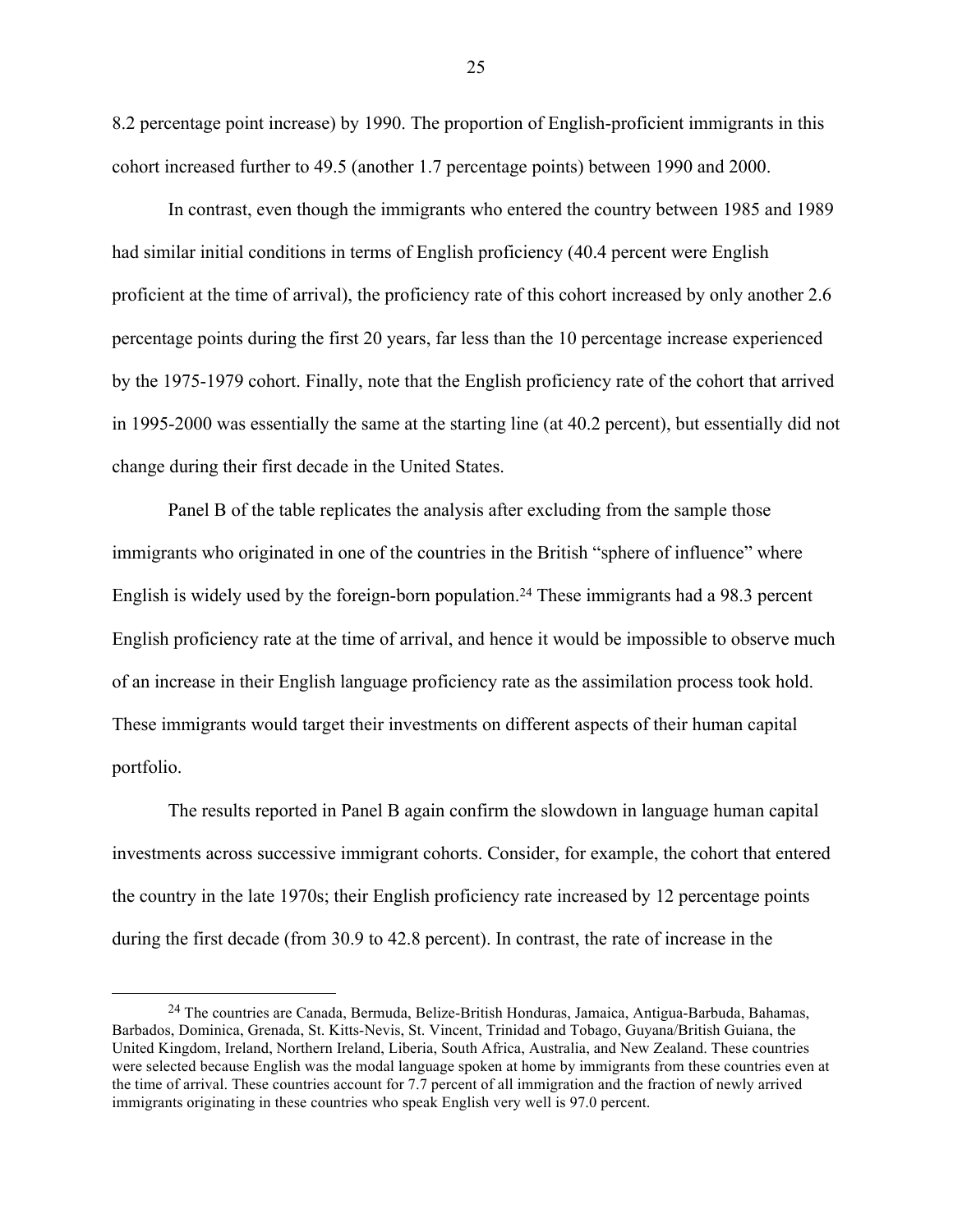8.2 percentage point increase) by 1990. The proportion of English-proficient immigrants in this cohort increased further to 49.5 (another 1.7 percentage points) between 1990 and 2000.

In contrast, even though the immigrants who entered the country between 1985 and 1989 had similar initial conditions in terms of English proficiency (40.4 percent were English proficient at the time of arrival), the proficiency rate of this cohort increased by only another 2.6 percentage points during the first 20 years, far less than the 10 percentage increase experienced by the 1975-1979 cohort. Finally, note that the English proficiency rate of the cohort that arrived in 1995-2000 was essentially the same at the starting line (at 40.2 percent), but essentially did not change during their first decade in the United States.

Panel B of the table replicates the analysis after excluding from the sample those immigrants who originated in one of the countries in the British "sphere of influence" where English is widely used by the foreign-born population.[24] These immigrants had a 98.3 percent English proficiency rate at the time of arrival, and hence it would be impossible to observe much of an increase in their English language proficiency rate as the assimilation process took hold. These immigrants would target their investments on different aspects of their human capital portfolio.

The results reported in Panel B again confirm the slowdown in language human capital investments across successive immigrant cohorts. Consider, for example, the cohort that entered the country in the late 1970s; their English proficiency rate increased by 12 percentage points during the first decade (from 30.9 to 42.8 percent). In contrast, the rate of increase in the

[24] The countries are Canada, Bermuda, Belize-British Honduras, Jamaica, Antigua-Barbuda, Bahamas, Barbados, Dominica, Grenada, St. Kitts-Nevis, St. Vincent, Trinidad and Tobago, Guyana/British Guiana, the United Kingdom, Ireland, Northern Ireland, Liberia, South Africa, Australia, and New Zealand. These countries were selected because English was the modal language spoken at home by immigrants from these countries even at the time of arrival. These countries account for 7.7 percent of all immigration and the fraction of newly arrived immigrants originating in these countries who speak English very well is 97.0 percent.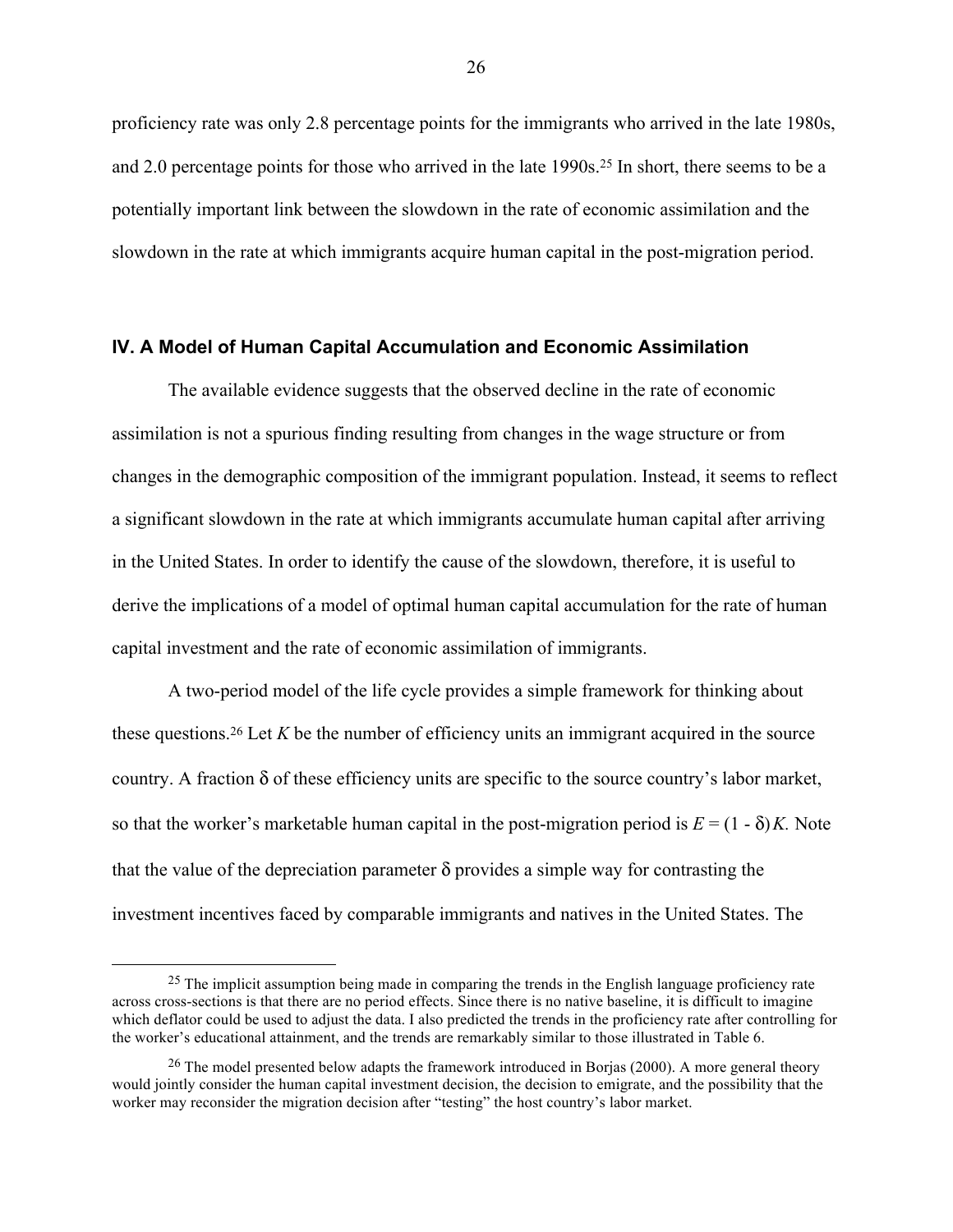proficiency rate was only 2.8 percentage points for the immigrants who arrived in the late 1980s, and 2.0 percentage points for those who arrived in the late 1990s.[25] In short, there seems to be a potentially important link between the slowdown in the rate of economic assimilation and the slowdown in the rate at which immigrants acquire human capital in the post-migration period.

### IV. A Model of Human Capital Accumulation and Economic Assimilation

The available evidence suggests that the observed decline in the rate of economic assimilation is not a spurious finding resulting from changes in the wage structure or from changes in the demographic composition of the immigrant population. Instead, it seems to reflect a significant slowdown in the rate at which immigrants accumulate human capital after arriving in the United States. In order to identify the cause of the slowdown, therefore, it is useful to derive the implications of a model of optimal human capital accumulation for the rate of human capital investment and the rate of economic assimilation of immigrants.

A two-period model of the life cycle provides a simple framework for thinking about these questions.[26] Let $K$ be the number of efficiency units an immigrant acquired in the source country. A fraction $\delta$ of these efficiency units are specific to the source country's labor market, so that the worker's marketable human capital in the post-migration period is $E = (1 - \delta) K$. Note that the value of the depreciation parameter $\delta$ provides a simple way for contrasting the investment incentives faced by comparable immigrants and natives in the United States. The

[25] The implicit assumption being made in comparing the trends in the English language proficiency rate across cross-sections is that there are no period effects. Since there is no native baseline, it is difficult to imagine which deflator could be used to adjust the data. I also predicted the trends in the proficiency rate after controlling for the worker's educational attainment, and the trends are remarkably similar to those illustrated in Table 6.

[26] The model presented below adapts the framework introduced in Borjas (2000). A more general theory would jointly consider the human capital investment decision, the decision to emigrate, and the possibility that the worker may reconsider the migration decision after "testing" the host country's labor market.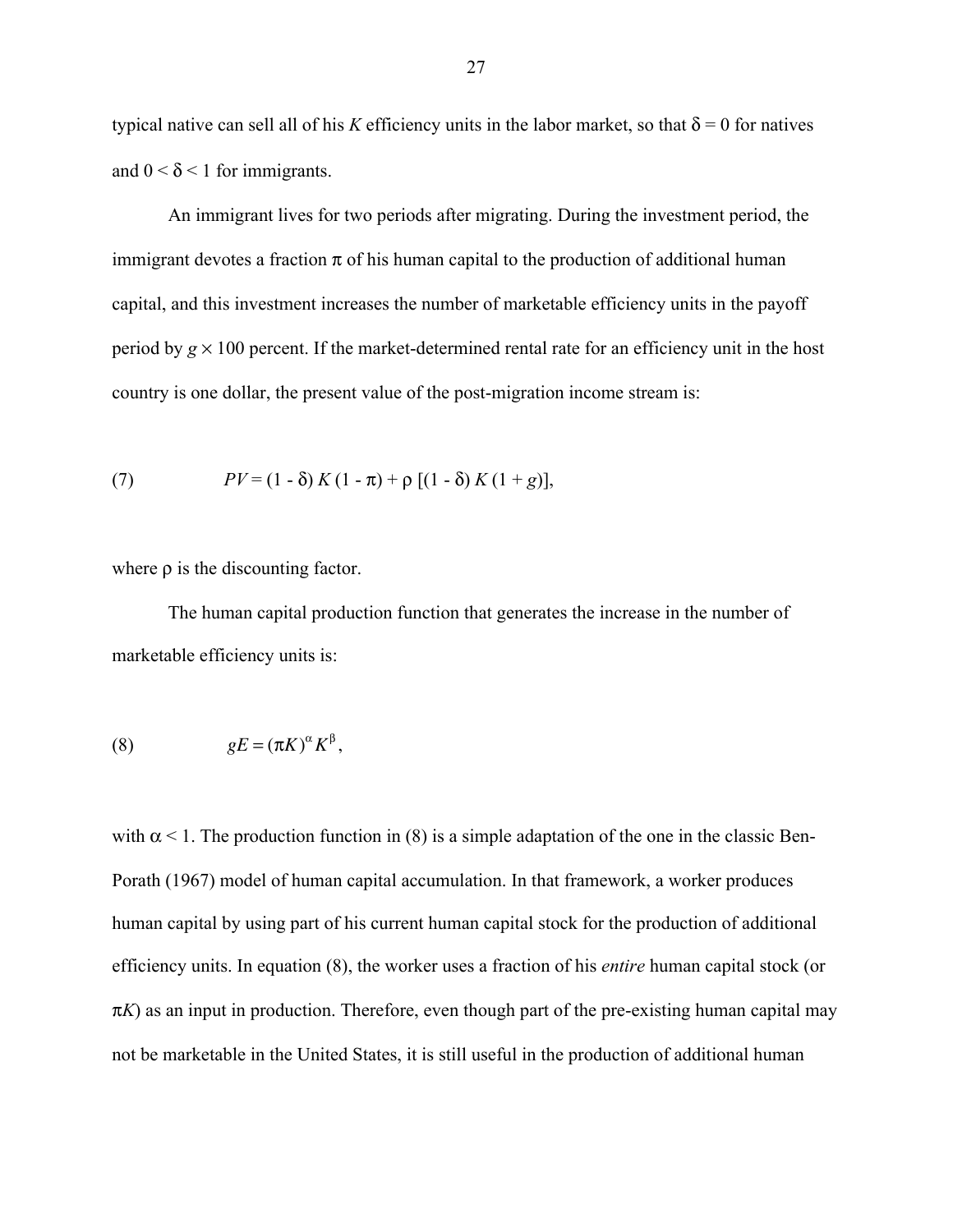typical native can sell all of his $K$ efficiency units in the labor market, so that $\delta = 0$ for natives and $0 < \delta < 1$ for immigrants.

An immigrant lives for two periods after migrating. During the investment period, the immigrant devotes a fraction $\pi$ of his human capital to the production of additional human capital, and this investment increases the number of marketable efficiency units in the payoff period by $g \times 100$ percent. If the market-determined rental rate for an efficiency unit in the host country is one dollar, the present value of the post-migration income stream is:

$$PV = (1 - \delta)\, K\, (1 - \pi) + \rho\, [(1 - \delta)\, K\, (1 + g)], \tag{7}$$

where $\rho$ is the discounting factor.

The human capital production function that generates the increase in the number of marketable efficiency units is:

$$gE = (\pi K)^{\alpha} K^{\beta}, \tag{8}$$

with $\alpha < 1$. The production function in (8) is a simple adaptation of the one in the classic Ben-Porath (1967) model of human capital accumulation. In that framework, a worker produces human capital by using part of his current human capital stock for the production of additional efficiency units. In equation (8), the worker uses a fraction of his *entire* human capital stock (or $\pi K$) as an input in production. Therefore, even though part of the pre-existing human capital may not be marketable in the United States, it is still useful in the production of additional human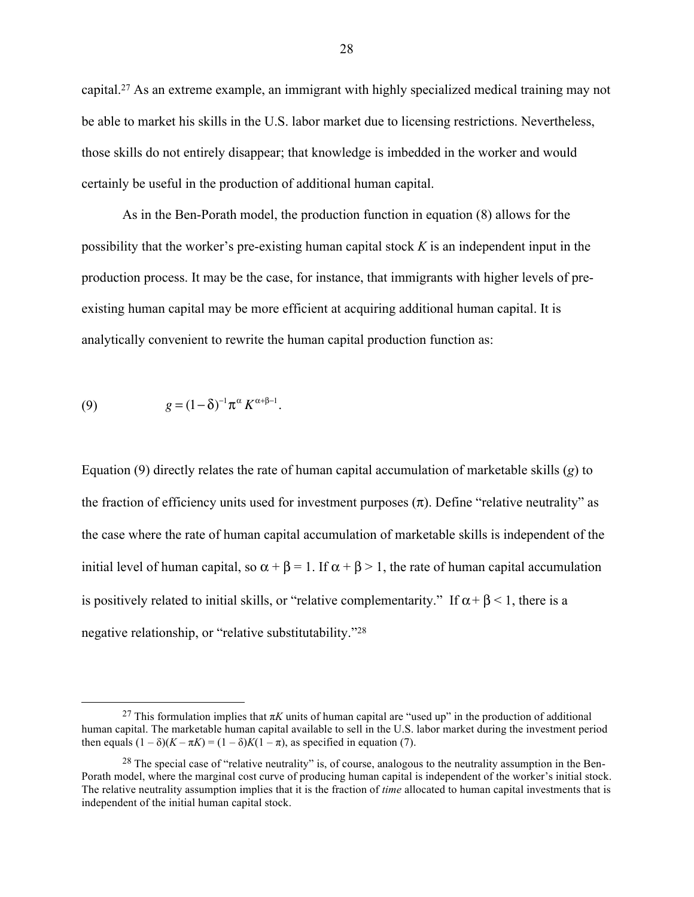capital.[27] As an extreme example, an immigrant with highly specialized medical training may not be able to market his skills in the U.S. labor market due to licensing restrictions. Nevertheless, those skills do not entirely disappear; that knowledge is imbedded in the worker and would certainly be useful in the production of additional human capital.

As in the Ben-Porath model, the production function in equation (8) allows for the possibility that the worker's pre-existing human capital stock $K$ is an independent input in the production process. It may be the case, for instance, that immigrants with higher levels of pre-existing human capital may be more efficient at acquiring additional human capital. It is analytically convenient to rewrite the human capital production function as:

$$(9) \qquad g = (1-\delta)^{-1}\pi^{\alpha} K^{\alpha+\beta-1}.$$

Equation (9) directly relates the rate of human capital accumulation of marketable skills ($g$) to the fraction of efficiency units used for investment purposes ($\pi$). Define "relative neutrality" as the case where the rate of human capital accumulation of marketable skills is independent of the initial level of human capital, so $\alpha + \beta = 1$. If $\alpha + \beta > 1$, the rate of human capital accumulation is positively related to initial skills, or "relative complementarity." If $\alpha + \beta < 1$, there is a negative relationship, or "relative substitutability."[28]

---

[27] This formulation implies that $\pi K$ units of human capital are "used up" in the production of additional human capital. The marketable human capital available to sell in the U.S. labor market during the investment period then equals $(1 - \delta)(K - \pi K) = (1 - \delta)K(1 - \pi)$, as specified in equation (7).

[28] The special case of "relative neutrality" is, of course, analogous to the neutrality assumption in the Ben-Porath model, where the marginal cost curve of producing human capital is independent of the worker's initial stock. The relative neutrality assumption implies that it is the fraction of *time* allocated to human capital investments that is independent of the initial human capital stock.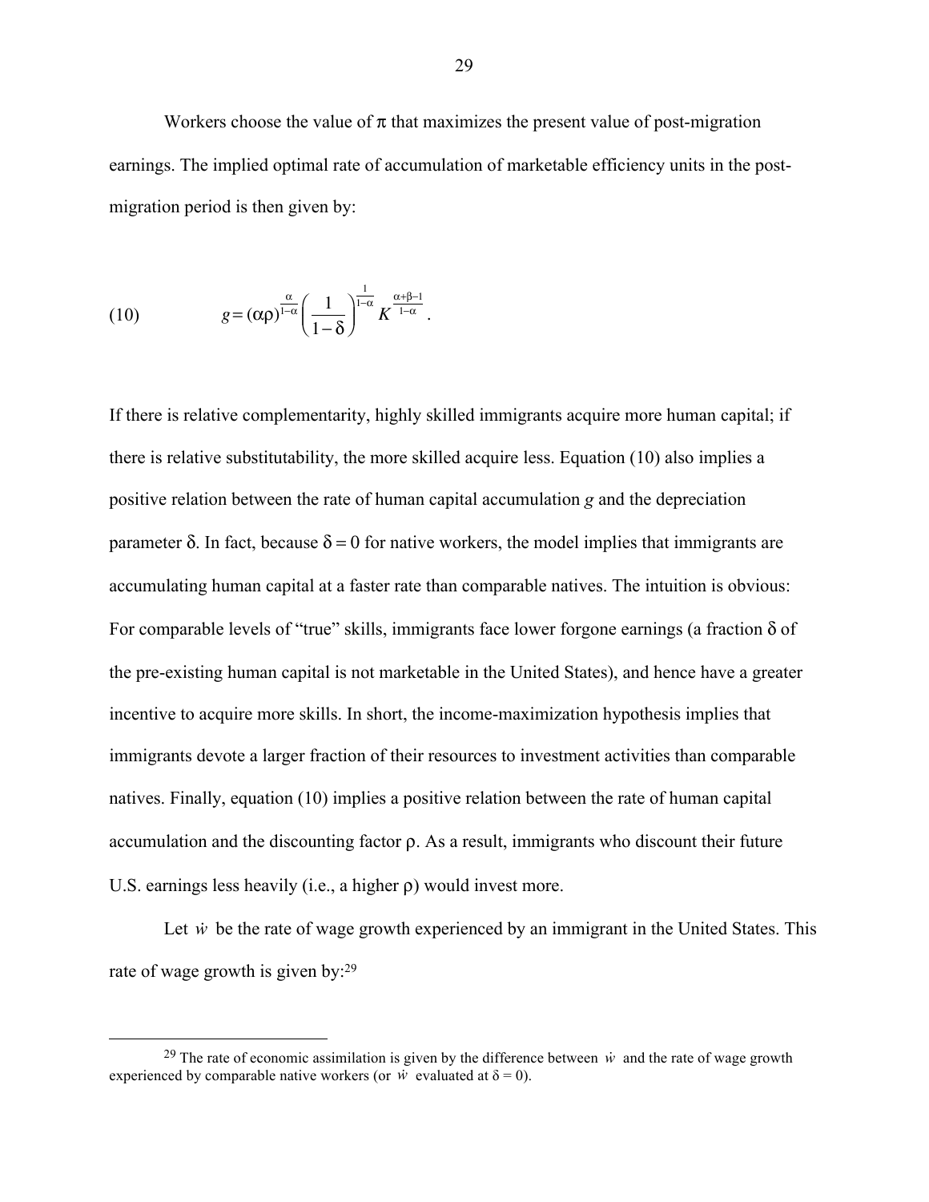Workers choose the value of $\pi$ that maximizes the present value of post-migration earnings. The implied optimal rate of accumulation of marketable efficiency units in the post-migration period is then given by:

$$(10) \qquad g = (\alpha\rho)^{\frac{\alpha}{1-\alpha}} \left( \frac{1}{1-\delta} \right)^{\frac{1}{1-\alpha}} K^{\frac{\alpha+\beta-1}{1-\alpha}}.$$

If there is relative complementarity, highly skilled immigrants acquire more human capital; if there is relative substitutability, the more skilled acquire less. Equation (10) also implies a positive relation between the rate of human capital accumulation $g$ and the depreciation parameter $\delta$. In fact, because $\delta = 0$ for native workers, the model implies that immigrants are accumulating human capital at a faster rate than comparable natives. The intuition is obvious: For comparable levels of "true" skills, immigrants face lower forgone earnings (a fraction $\delta$ of the pre-existing human capital is not marketable in the United States), and hence have a greater incentive to acquire more skills. In short, the income-maximization hypothesis implies that immigrants devote a larger fraction of their resources to investment activities than comparable natives. Finally, equation (10) implies a positive relation between the rate of human capital accumulation and the discounting factor $\rho$. As a result, immigrants who discount their future U.S. earnings less heavily (i.e., a higher $\rho$) would invest more.

Let $\dot{w}$ be the rate of wage growth experienced by an immigrant in the United States. This rate of wage growth is given by:[29]

[29] The rate of economic assimilation is given by the difference between $\dot{w}$ and the rate of wage growth experienced by comparable native workers (or $\dot{w}$ evaluated at $\delta = 0$).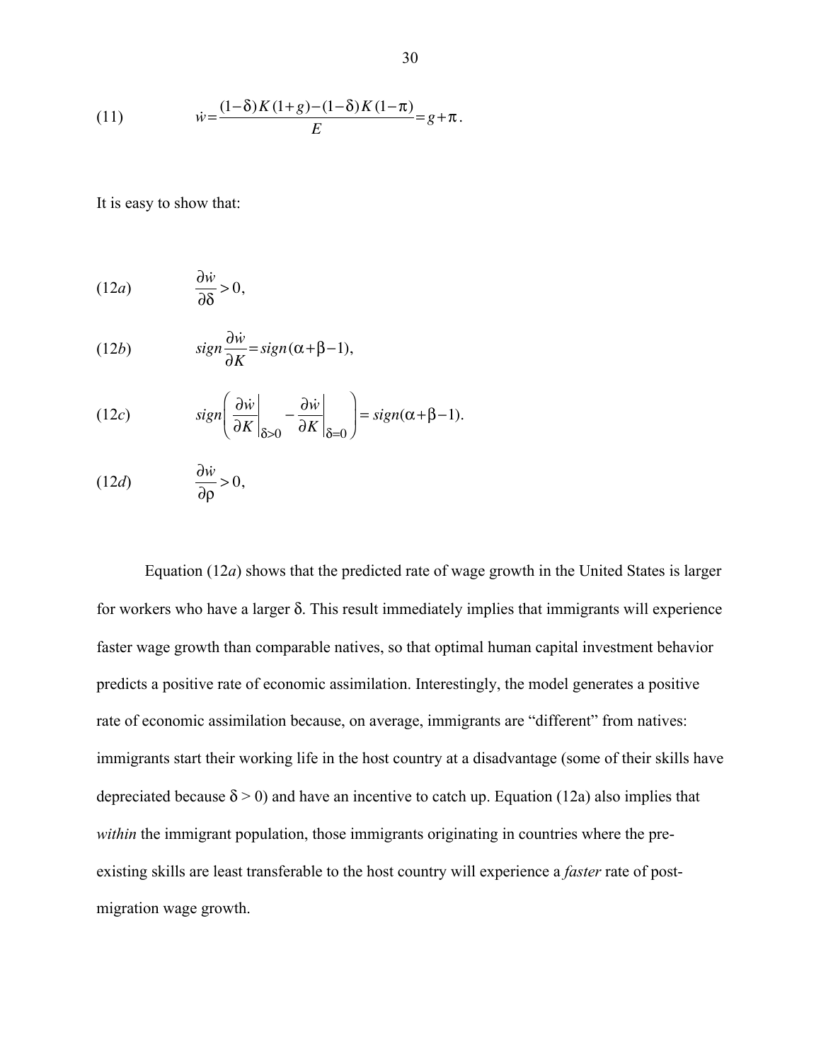$$\text{(11)} \qquad \dot{w} = \frac{(1-\delta)K(1+g) - (1-\delta)K(1-\pi)}{E} = g + \pi.$$

It is easy to show that:

$$\text{(12}a\text{)} \qquad \frac{\partial \dot{w}}{\partial \delta} > 0,$$

$$\text{(12}b\text{)} \qquad sign\frac{\partial \dot{w}}{\partial K} = sign(\alpha + \beta - 1),$$

$$\text{(12}c\text{)} \qquad sign\left( \left.\frac{\partial \dot{w}}{\partial K}\right|_{\delta > 0} - \left.\frac{\partial \dot{w}}{\partial K}\right|_{\delta = 0} \right) = sign(\alpha + \beta - 1).$$

$$\text{(12}d\text{)} \qquad \frac{\partial \dot{w}}{\partial \rho} > 0,$$

Equation (12*a*) shows that the predicted rate of wage growth in the United States is larger for workers who have a larger $\delta$. This result immediately implies that immigrants will experience faster wage growth than comparable natives, so that optimal human capital investment behavior predicts a positive rate of economic assimilation. Interestingly, the model generates a positive rate of economic assimilation because, on average, immigrants are "different" from natives: immigrants start their working life in the host country at a disadvantage (some of their skills have depreciated because $\delta > 0$) and have an incentive to catch up. Equation (12a) also implies that *within* the immigrant population, those immigrants originating in countries where the pre-existing skills are least transferable to the host country will experience a *faster* rate of post-migration wage growth.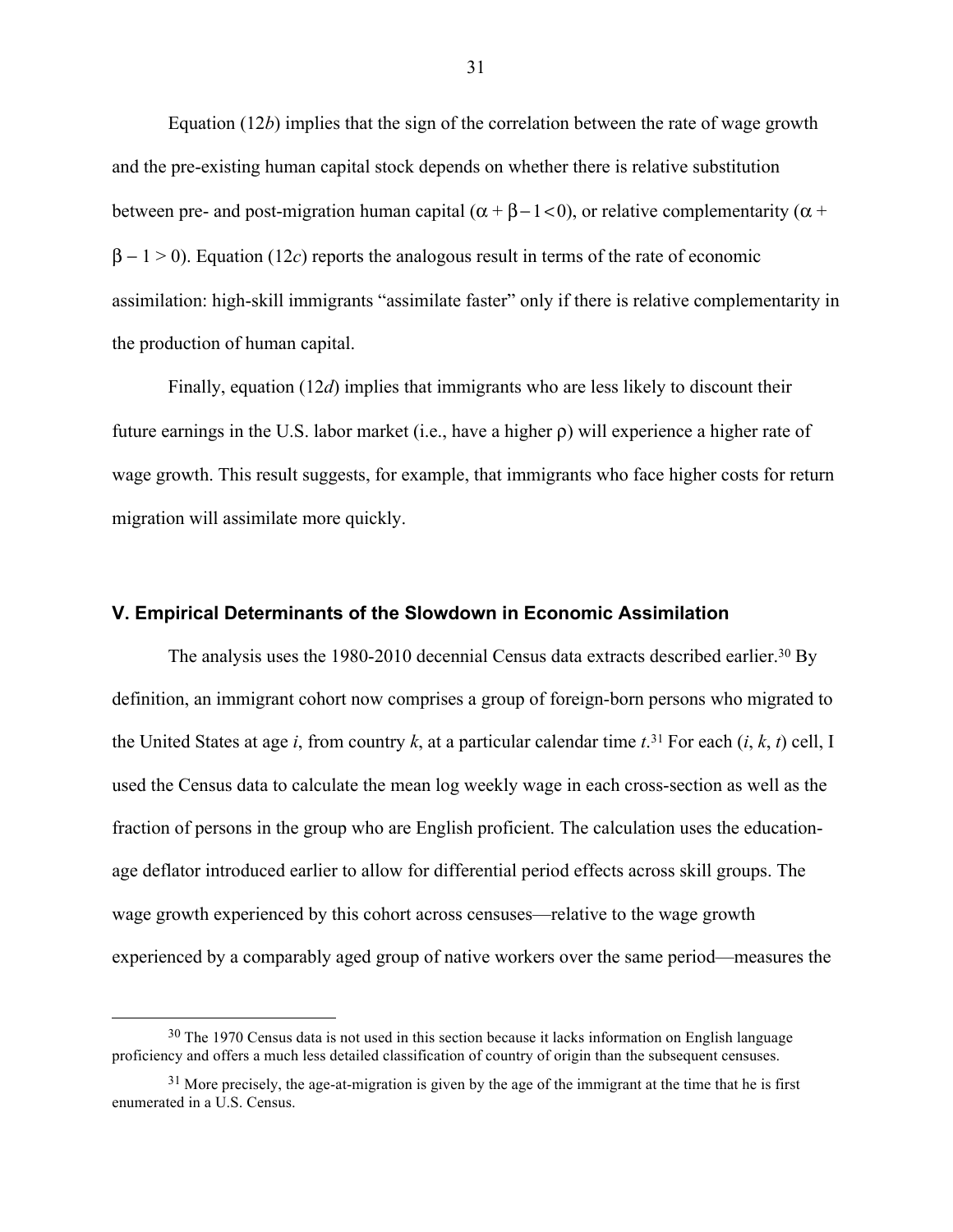Equation (12*b*) implies that the sign of the correlation between the rate of wage growth and the pre-existing human capital stock depends on whether there is relative substitution between pre- and post-migration human capital ($\alpha + \beta - 1 < 0$), or relative complementarity ($\alpha + \beta - 1 > 0$). Equation (12*c*) reports the analogous result in terms of the rate of economic assimilation: high-skill immigrants "assimilate faster" only if there is relative complementarity in the production of human capital.

Finally, equation (12*d*) implies that immigrants who are less likely to discount their future earnings in the U.S. labor market (i.e., have a higher $\rho$) will experience a higher rate of wage growth. This result suggests, for example, that immigrants who face higher costs for return migration will assimilate more quickly.

## V. Empirical Determinants of the Slowdown in Economic Assimilation

The analysis uses the 1980-2010 decennial Census data extracts described earlier.[30] By definition, an immigrant cohort now comprises a group of foreign-born persons who migrated to the United States at age $i$, from country $k$, at a particular calendar time $t$.[31] For each ($i$, $k$, $t$) cell, I used the Census data to calculate the mean log weekly wage in each cross-section as well as the fraction of persons in the group who are English proficient. The calculation uses the education-age deflator introduced earlier to allow for differential period effects across skill groups. The wage growth experienced by this cohort across censuses—relative to the wage growth experienced by a comparably aged group of native workers over the same period—measures the

[30] The 1970 Census data is not used in this section because it lacks information on English language proficiency and offers a much less detailed classification of country of origin than the subsequent censuses.

[31] More precisely, the age-at-migration is given by the age of the immigrant at the time that he is first enumerated in a U.S. Census.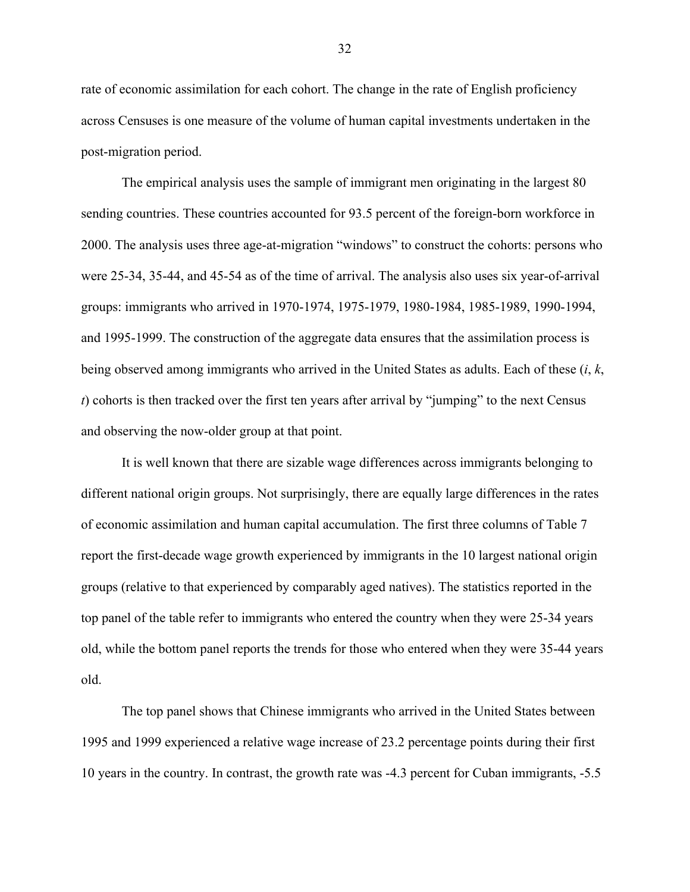rate of economic assimilation for each cohort. The change in the rate of English proficiency across Censuses is one measure of the volume of human capital investments undertaken in the post-migration period.

The empirical analysis uses the sample of immigrant men originating in the largest 80 sending countries. These countries accounted for 93.5 percent of the foreign-born workforce in 2000. The analysis uses three age-at-migration "windows" to construct the cohorts: persons who were 25-34, 35-44, and 45-54 as of the time of arrival. The analysis also uses six year-of-arrival groups: immigrants who arrived in 1970-1974, 1975-1979, 1980-1984, 1985-1989, 1990-1994, and 1995-1999. The construction of the aggregate data ensures that the assimilation process is being observed among immigrants who arrived in the United States as adults. Each of these ($i$, $k$, $t$) cohorts is then tracked over the first ten years after arrival by "jumping" to the next Census and observing the now-older group at that point.

It is well known that there are sizable wage differences across immigrants belonging to different national origin groups. Not surprisingly, there are equally large differences in the rates of economic assimilation and human capital accumulation. The first three columns of Table 7 report the first-decade wage growth experienced by immigrants in the 10 largest national origin groups (relative to that experienced by comparably aged natives). The statistics reported in the top panel of the table refer to immigrants who entered the country when they were 25-34 years old, while the bottom panel reports the trends for those who entered when they were 35-44 years old.

The top panel shows that Chinese immigrants who arrived in the United States between 1995 and 1999 experienced a relative wage increase of 23.2 percentage points during their first 10 years in the country. In contrast, the growth rate was -4.3 percent for Cuban immigrants, -5.5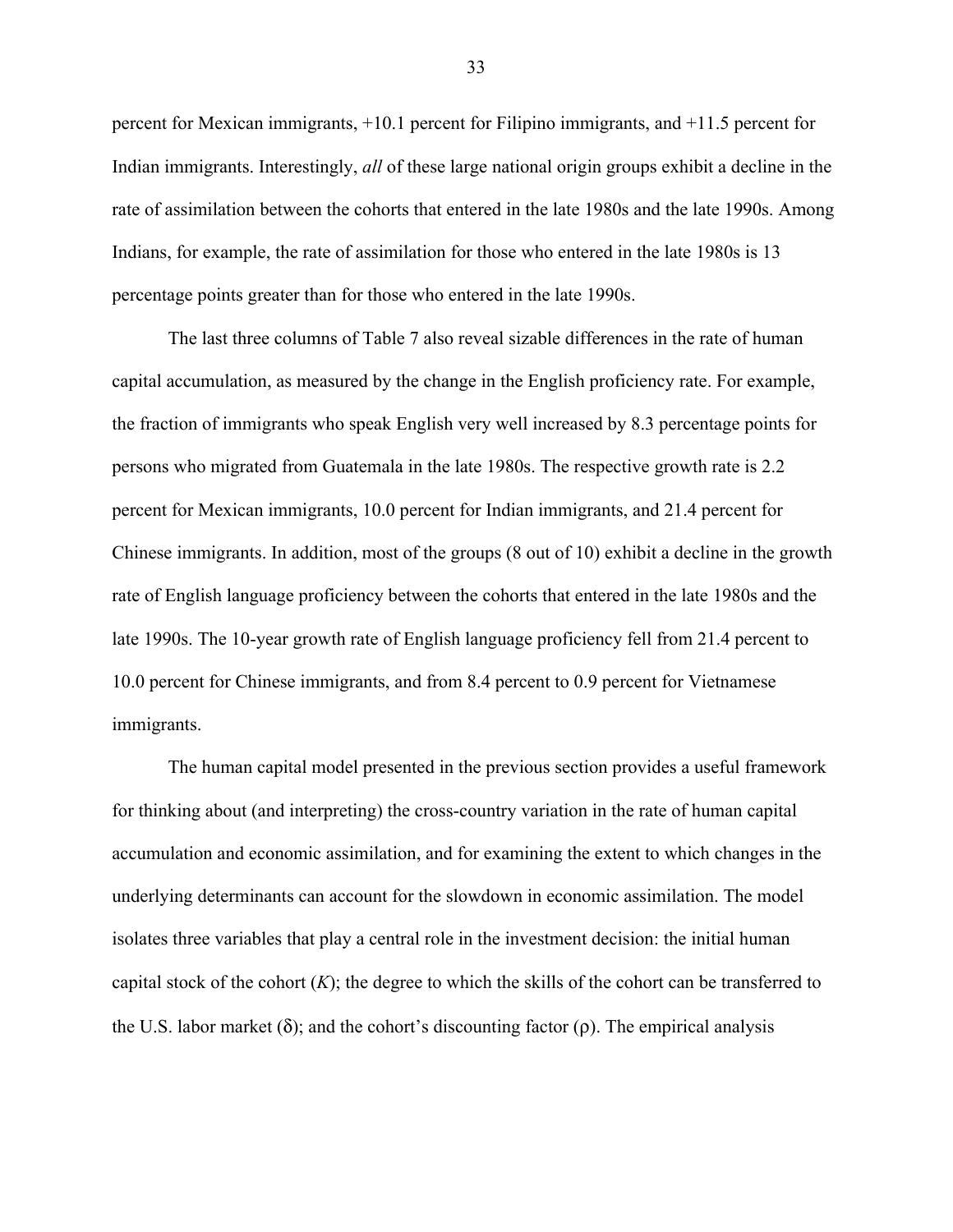percent for Mexican immigrants, +10.1 percent for Filipino immigrants, and +11.5 percent for Indian immigrants. Interestingly, *all* of these large national origin groups exhibit a decline in the rate of assimilation between the cohorts that entered in the late 1980s and the late 1990s. Among Indians, for example, the rate of assimilation for those who entered in the late 1980s is 13 percentage points greater than for those who entered in the late 1990s.

The last three columns of Table 7 also reveal sizable differences in the rate of human capital accumulation, as measured by the change in the English proficiency rate. For example, the fraction of immigrants who speak English very well increased by 8.3 percentage points for persons who migrated from Guatemala in the late 1980s. The respective growth rate is 2.2 percent for Mexican immigrants, 10.0 percent for Indian immigrants, and 21.4 percent for Chinese immigrants. In addition, most of the groups (8 out of 10) exhibit a decline in the growth rate of English language proficiency between the cohorts that entered in the late 1980s and the late 1990s. The 10-year growth rate of English language proficiency fell from 21.4 percent to 10.0 percent for Chinese immigrants, and from 8.4 percent to 0.9 percent for Vietnamese immigrants.

The human capital model presented in the previous section provides a useful framework for thinking about (and interpreting) the cross-country variation in the rate of human capital accumulation and economic assimilation, and for examining the extent to which changes in the underlying determinants can account for the slowdown in economic assimilation. The model isolates three variables that play a central role in the investment decision: the initial human capital stock of the cohort ($K$); the degree to which the skills of the cohort can be transferred to the U.S. labor market ($\delta$); and the cohort's discounting factor ($\rho$). The empirical analysis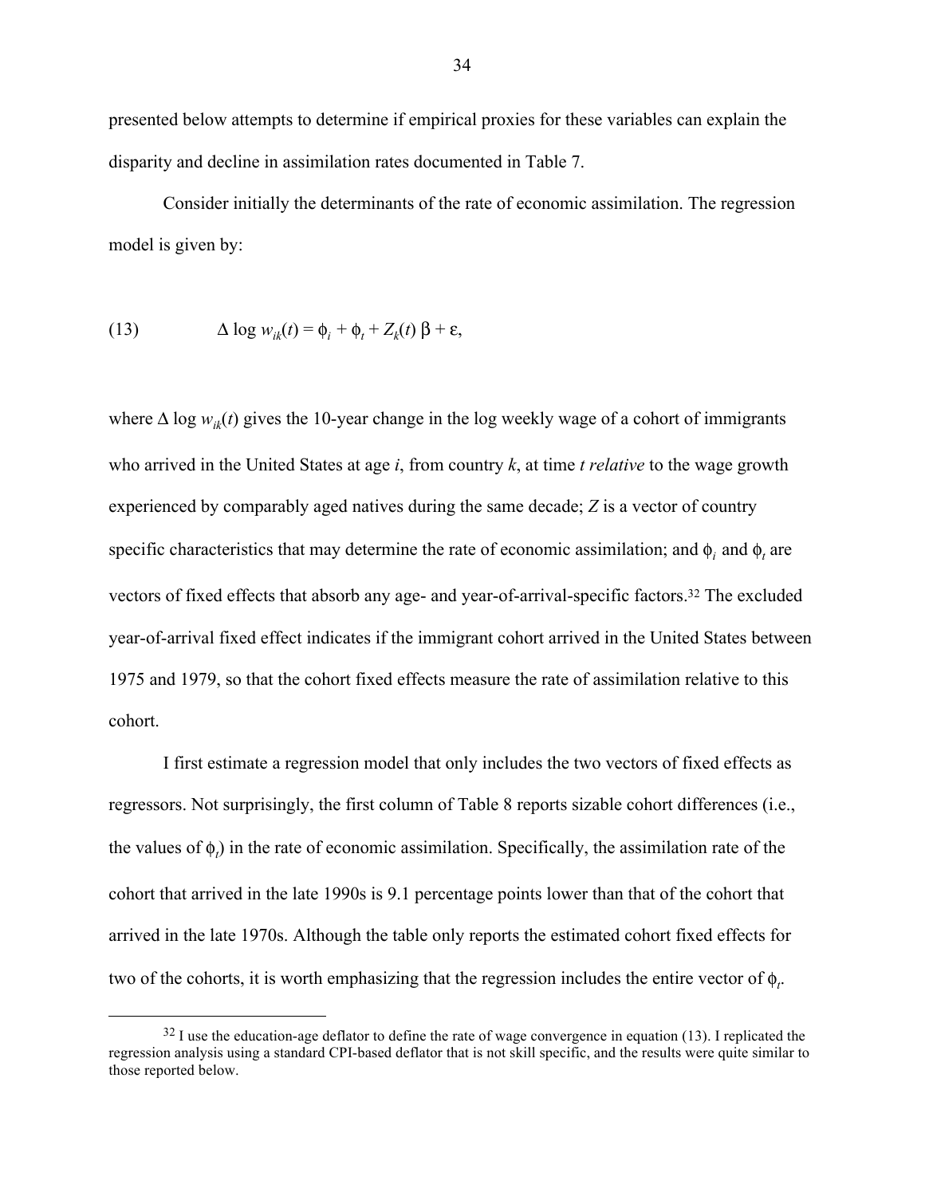presented below attempts to determine if empirical proxies for these variables can explain the disparity and decline in assimilation rates documented in Table 7.

Consider initially the determinants of the rate of economic assimilation. The regression model is given by:

$$(13) \qquad \Delta \log w_{ik}(t) = \phi_i + \phi_t + Z_k(t)\, \beta + \varepsilon,$$

where $\Delta \log w_{ik}(t)$ gives the 10-year change in the log weekly wage of a cohort of immigrants who arrived in the United States at age $i$, from country $k$, at time $t$ *relative* to the wage growth experienced by comparably aged natives during the same decade; $Z$ is a vector of country specific characteristics that may determine the rate of economic assimilation; and $\phi_i$ and $\phi_t$ are vectors of fixed effects that absorb any age- and year-of-arrival-specific factors.[32] The excluded year-of-arrival fixed effect indicates if the immigrant cohort arrived in the United States between 1975 and 1979, so that the cohort fixed effects measure the rate of assimilation relative to this cohort.

I first estimate a regression model that only includes the two vectors of fixed effects as regressors. Not surprisingly, the first column of Table 8 reports sizable cohort differences (i.e., the values of $\phi_t$) in the rate of economic assimilation. Specifically, the assimilation rate of the cohort that arrived in the late 1990s is 9.1 percentage points lower than that of the cohort that arrived in the late 1970s. Although the table only reports the estimated cohort fixed effects for two of the cohorts, it is worth emphasizing that the regression includes the entire vector of $\phi_t$.

[32] I use the education-age deflator to define the rate of wage convergence in equation (13). I replicated the regression analysis using a standard CPI-based deflator that is not skill specific, and the results were quite similar to those reported below.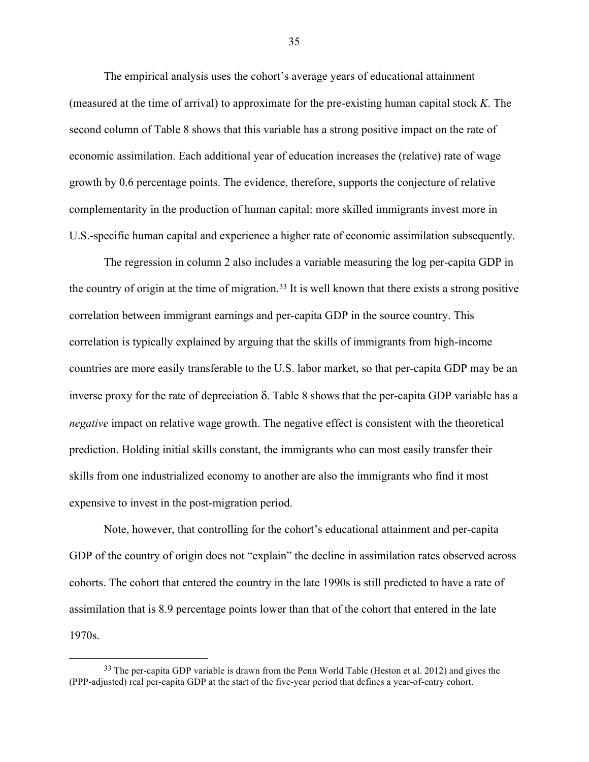The empirical analysis uses the cohort's average years of educational attainment (measured at the time of arrival) to approximate for the pre-existing human capital stock $K$. The second column of Table 8 shows that this variable has a strong positive impact on the rate of economic assimilation. Each additional year of education increases the (relative) rate of wage growth by 0.6 percentage points. The evidence, therefore, supports the conjecture of relative complementarity in the production of human capital: more skilled immigrants invest more in U.S.-specific human capital and experience a higher rate of economic assimilation subsequently.

The regression in column 2 also includes a variable measuring the log per-capita GDP in the country of origin at the time of migration.[33] It is well known that there exists a strong positive correlation between immigrant earnings and per-capita GDP in the source country. This correlation is typically explained by arguing that the skills of immigrants from high-income countries are more easily transferable to the U.S. labor market, so that per-capita GDP may be an inverse proxy for the rate of depreciation $\delta$. Table 8 shows that the per-capita GDP variable has a *negative* impact on relative wage growth. The negative effect is consistent with the theoretical prediction. Holding initial skills constant, the immigrants who can most easily transfer their skills from one industrialized economy to another are also the immigrants who find it most expensive to invest in the post-migration period.

Note, however, that controlling for the cohort's educational attainment and per-capita GDP of the country of origin does not "explain" the decline in assimilation rates observed across cohorts. The cohort that entered the country in the late 1990s is still predicted to have a rate of assimilation that is 8.9 percentage points lower than that of the cohort that entered in the late 1970s.

[33] The per-capita GDP variable is drawn from the Penn World Table (Heston et al. 2012) and gives the (PPP-adjusted) real per-capita GDP at the start of the five-year period that defines a year-of-entry cohort.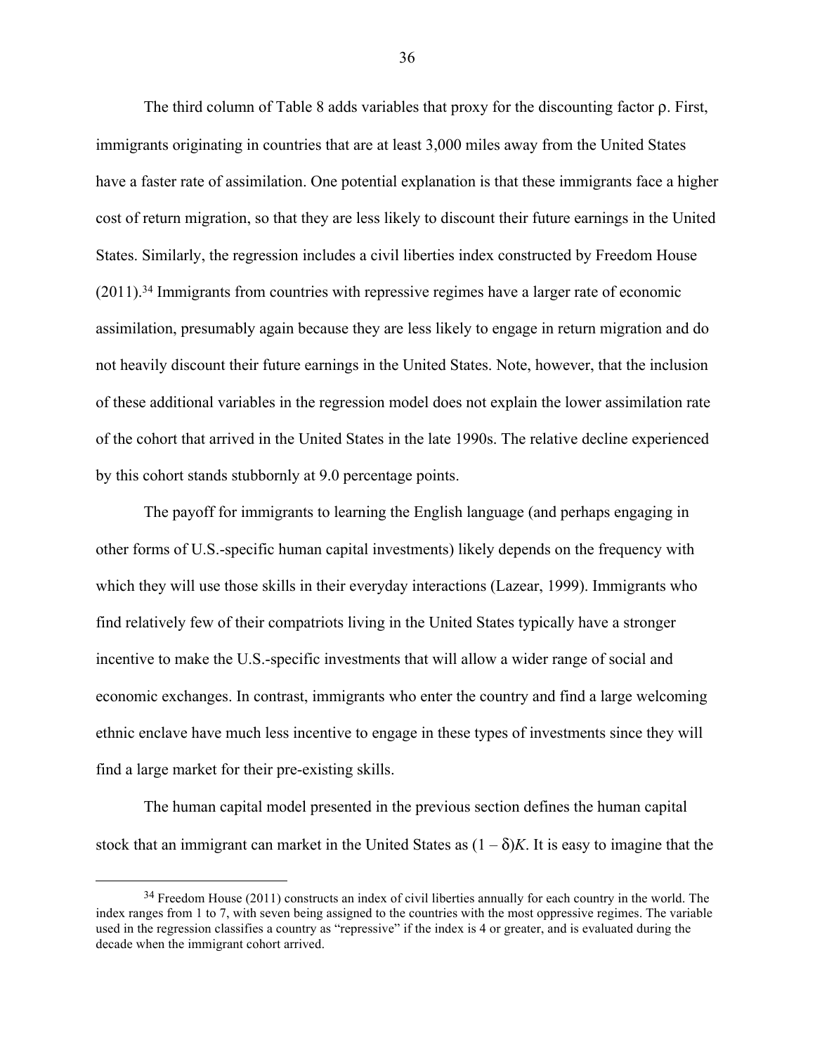The third column of Table 8 adds variables that proxy for the discounting factor $\rho$. First, immigrants originating in countries that are at least 3,000 miles away from the United States have a faster rate of assimilation. One potential explanation is that these immigrants face a higher cost of return migration, so that they are less likely to discount their future earnings in the United States. Similarly, the regression includes a civil liberties index constructed by Freedom House (2011).[34] Immigrants from countries with repressive regimes have a larger rate of economic assimilation, presumably again because they are less likely to engage in return migration and do not heavily discount their future earnings in the United States. Note, however, that the inclusion of these additional variables in the regression model does not explain the lower assimilation rate of the cohort that arrived in the United States in the late 1990s. The relative decline experienced by this cohort stands stubbornly at 9.0 percentage points.

The payoff for immigrants to learning the English language (and perhaps engaging in other forms of U.S.-specific human capital investments) likely depends on the frequency with which they will use those skills in their everyday interactions (Lazear, 1999). Immigrants who find relatively few of their compatriots living in the United States typically have a stronger incentive to make the U.S.-specific investments that will allow a wider range of social and economic exchanges. In contrast, immigrants who enter the country and find a large welcoming ethnic enclave have much less incentive to engage in these types of investments since they will find a large market for their pre-existing skills.

The human capital model presented in the previous section defines the human capital stock that an immigrant can market in the United States as $(1 - \delta)K$. It is easy to imagine that the

[34] Freedom House (2011) constructs an index of civil liberties annually for each country in the world. The index ranges from 1 to 7, with seven being assigned to the countries with the most oppressive regimes. The variable used in the regression classifies a country as "repressive" if the index is 4 or greater, and is evaluated during the decade when the immigrant cohort arrived.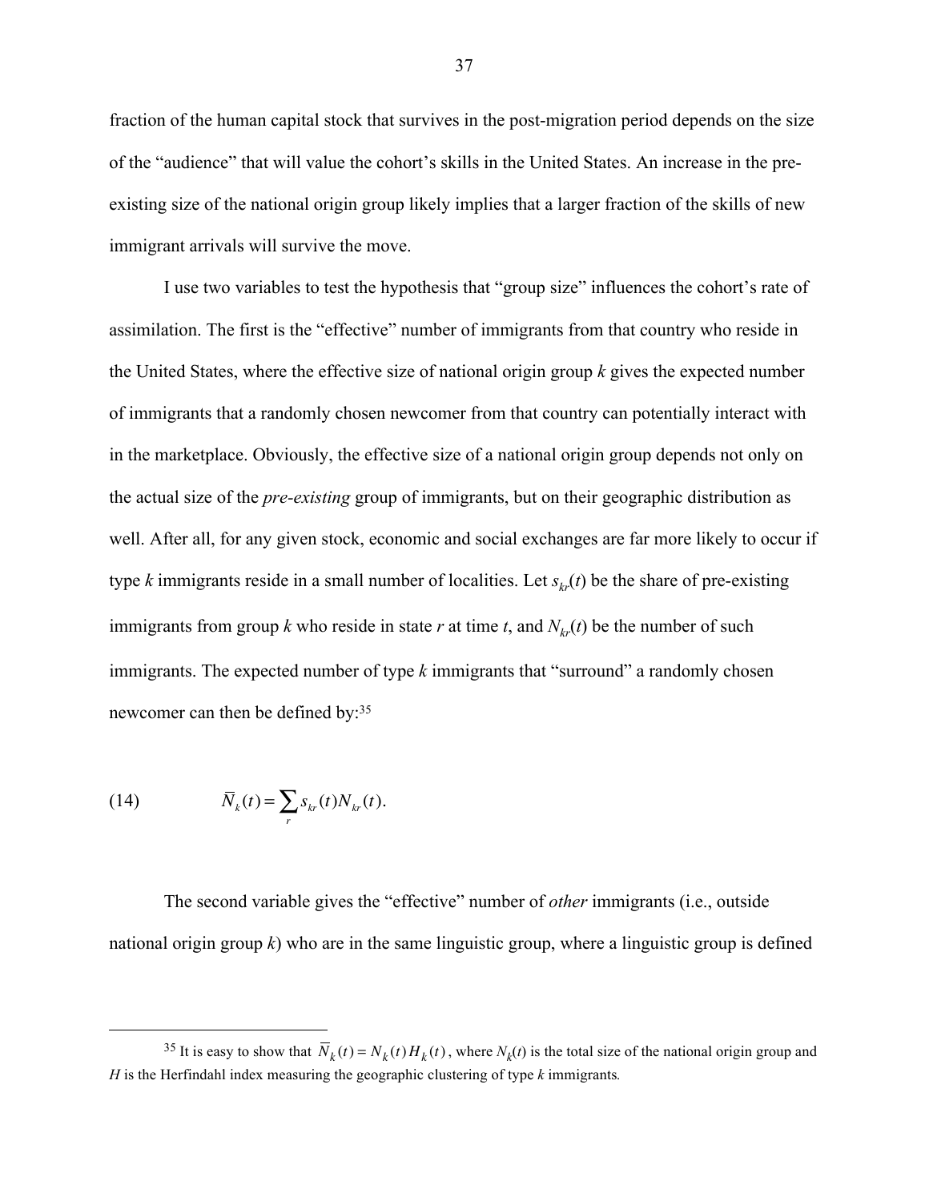fraction of the human capital stock that survives in the post-migration period depends on the size of the "audience" that will value the cohort's skills in the United States. An increase in the pre-existing size of the national origin group likely implies that a larger fraction of the skills of new immigrant arrivals will survive the move.

I use two variables to test the hypothesis that "group size" influences the cohort's rate of assimilation. The first is the "effective" number of immigrants from that country who reside in the United States, where the effective size of national origin group $k$ gives the expected number of immigrants that a randomly chosen newcomer from that country can potentially interact with in the marketplace. Obviously, the effective size of a national origin group depends not only on the actual size of the *pre-existing* group of immigrants, but on their geographic distribution as well. After all, for any given stock, economic and social exchanges are far more likely to occur if type $k$ immigrants reside in a small number of localities. Let $s_{kr}(t)$ be the share of pre-existing immigrants from group $k$ who reside in state $r$ at time $t$, and $N_{kr}(t)$ be the number of such immigrants. The expected number of type $k$ immigrants that "surround" a randomly chosen newcomer can then be defined by:[35]

$$(14) \qquad \overline{N}_k(t) = \sum_r s_{kr}(t) N_{kr}(t).$$

The second variable gives the "effective" number of *other* immigrants (i.e., outside national origin group $k$) who are in the same linguistic group, where a linguistic group is defined

[35] It is easy to show that $\overline{N}_k(t) = N_k(t) H_k(t)$, where $N_k(t)$ is the total size of the national origin group and $H$ is the Herfindahl index measuring the geographic clustering of type $k$ immigrants.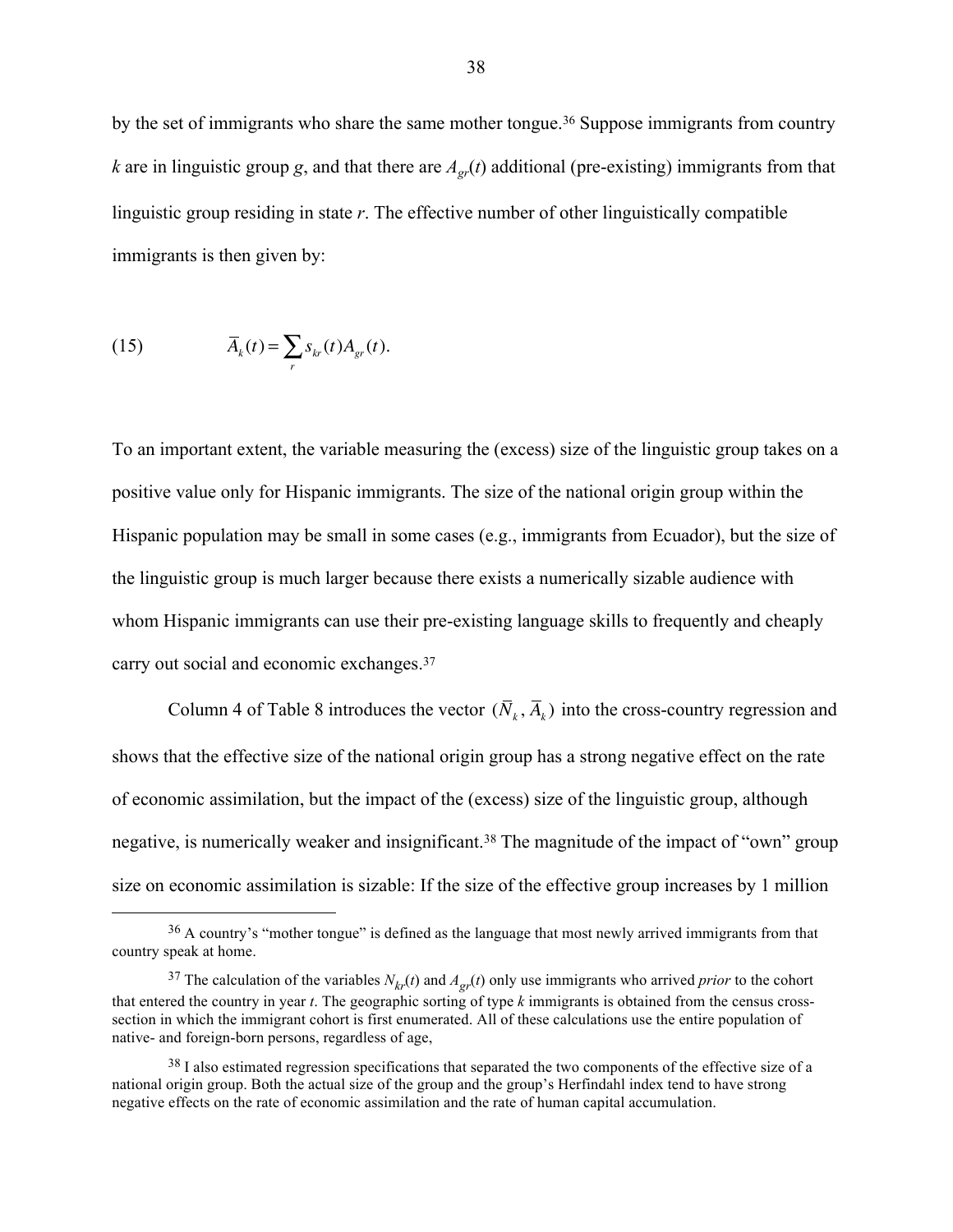by the set of immigrants who share the same mother tongue.[36] Suppose immigrants from country $k$ are in linguistic group $g$, and that there are $A_{gr}(t)$ additional (pre-existing) immigrants from that linguistic group residing in state $r$. The effective number of other linguistically compatible immigrants is then given by:

$$\text{(15)} \qquad \overline{A}_k(t) = \sum_r s_{kr}(t) A_{gr}(t).$$

To an important extent, the variable measuring the (excess) size of the linguistic group takes on a positive value only for Hispanic immigrants. The size of the national origin group within the Hispanic population may be small in some cases (e.g., immigrants from Ecuador), but the size of the linguistic group is much larger because there exists a numerically sizable audience with whom Hispanic immigrants can use their pre-existing language skills to frequently and cheaply carry out social and economic exchanges.[37]

Column 4 of Table 8 introduces the vector $(\overline{N}_k, \overline{A}_k)$ into the cross-country regression and shows that the effective size of the national origin group has a strong negative effect on the rate of economic assimilation, but the impact of the (excess) size of the linguistic group, although negative, is numerically weaker and insignificant.[38] The magnitude of the impact of "own" group size on economic assimilation is sizable: If the size of the effective group increases by 1 million

---

[36] A country's "mother tongue" is defined as the language that most newly arrived immigrants from that country speak at home.

[37] The calculation of the variables $N_{kr}(t)$ and $A_{gr}(t)$ only use immigrants who arrived *prior* to the cohort that entered the country in year $t$. The geographic sorting of type $k$ immigrants is obtained from the census cross-section in which the immigrant cohort is first enumerated. All of these calculations use the entire population of native- and foreign-born persons, regardless of age,

[38] I also estimated regression specifications that separated the two components of the effective size of a national origin group. Both the actual size of the group and the group's Herfindahl index tend to have strong negative effects on the rate of economic assimilation and the rate of human capital accumulation.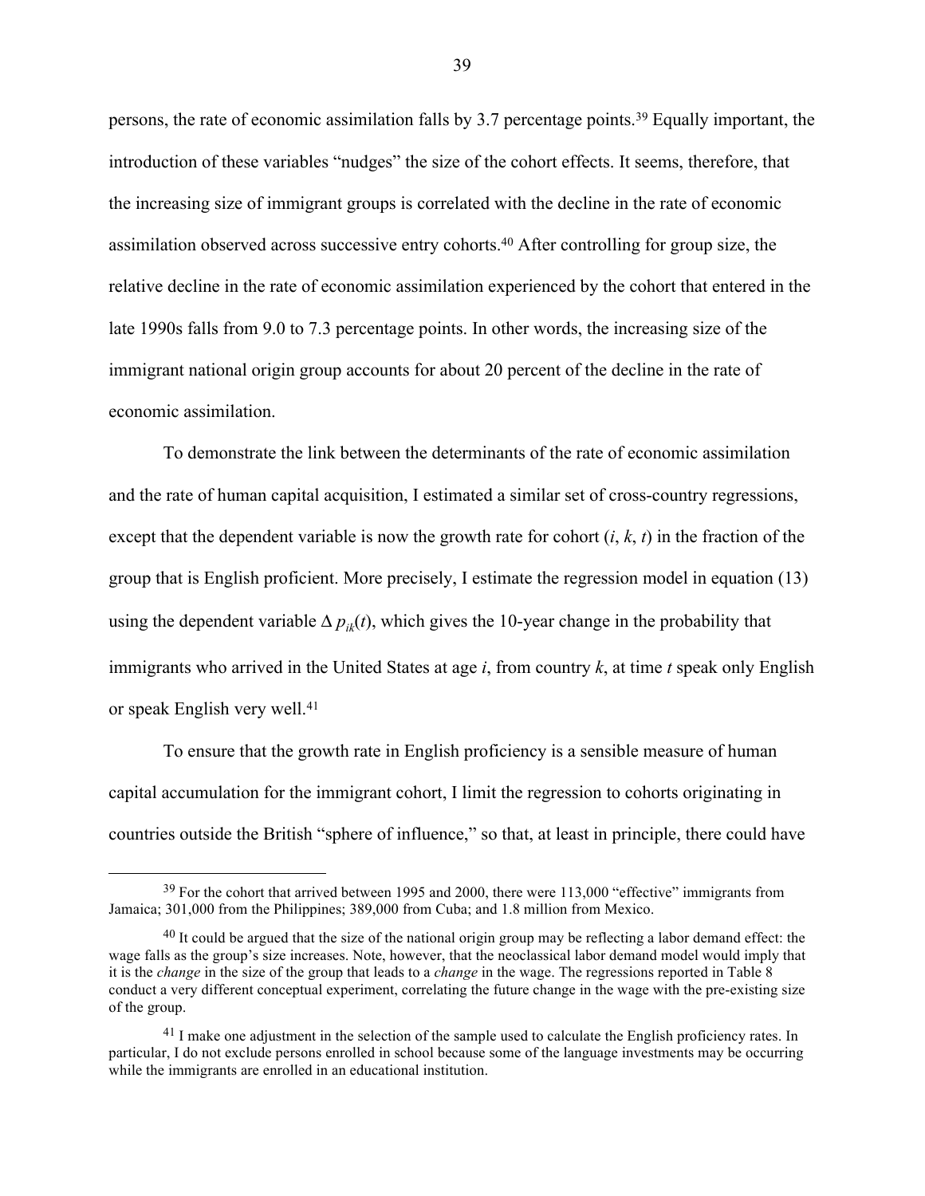persons, the rate of economic assimilation falls by 3.7 percentage points.[39] Equally important, the introduction of these variables "nudges" the size of the cohort effects. It seems, therefore, that the increasing size of immigrant groups is correlated with the decline in the rate of economic assimilation observed across successive entry cohorts.[40] After controlling for group size, the relative decline in the rate of economic assimilation experienced by the cohort that entered in the late 1990s falls from 9.0 to 7.3 percentage points. In other words, the increasing size of the immigrant national origin group accounts for about 20 percent of the decline in the rate of economic assimilation.

To demonstrate the link between the determinants of the rate of economic assimilation and the rate of human capital acquisition, I estimated a similar set of cross-country regressions, except that the dependent variable is now the growth rate for cohort ($i$, $k$, $t$) in the fraction of the group that is English proficient. More precisely, I estimate the regression model in equation (13) using the dependent variable $\Delta p_{ik}(t)$, which gives the 10-year change in the probability that immigrants who arrived in the United States at age $i$, from country $k$, at time $t$ speak only English or speak English very well.[41]

To ensure that the growth rate in English proficiency is a sensible measure of human capital accumulation for the immigrant cohort, I limit the regression to cohorts originating in countries outside the British "sphere of influence," so that, at least in principle, there could have

---

[39] For the cohort that arrived between 1995 and 2000, there were 113,000 "effective" immigrants from Jamaica; 301,000 from the Philippines; 389,000 from Cuba; and 1.8 million from Mexico.

[40] It could be argued that the size of the national origin group may be reflecting a labor demand effect: the wage falls as the group's size increases. Note, however, that the neoclassical labor demand model would imply that it is the *change* in the size of the group that leads to a *change* in the wage. The regressions reported in Table 8 conduct a very different conceptual experiment, correlating the future change in the wage with the pre-existing size of the group.

[41] I make one adjustment in the selection of the sample used to calculate the English proficiency rates. In particular, I do not exclude persons enrolled in school because some of the language investments may be occurring while the immigrants are enrolled in an educational institution.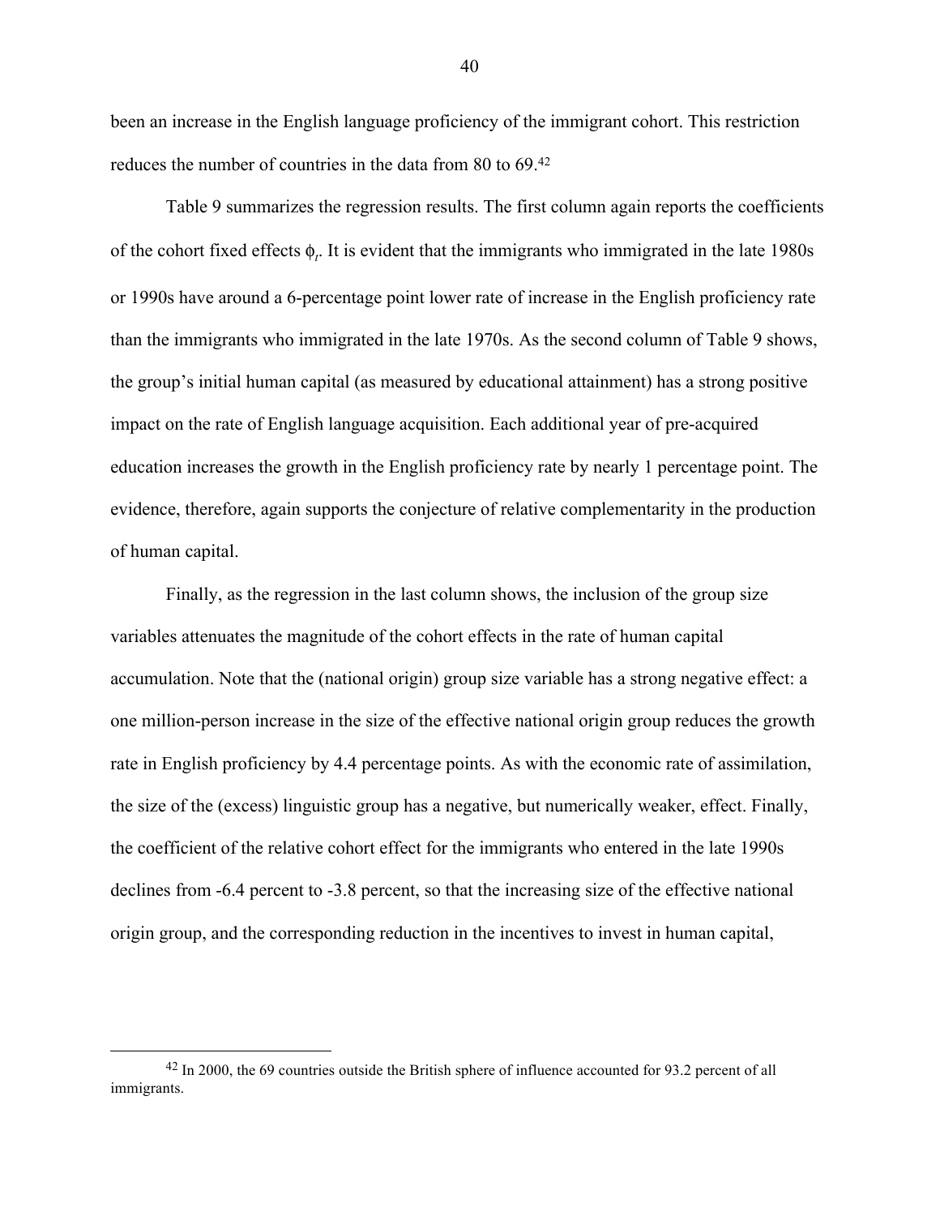been an increase in the English language proficiency of the immigrant cohort. This restriction reduces the number of countries in the data from 80 to 69.[42]

Table 9 summarizes the regression results. The first column again reports the coefficients of the cohort fixed effects $\phi_t$. It is evident that the immigrants who immigrated in the late 1980s or 1990s have around a 6-percentage point lower rate of increase in the English proficiency rate than the immigrants who immigrated in the late 1970s. As the second column of Table 9 shows, the group's initial human capital (as measured by educational attainment) has a strong positive impact on the rate of English language acquisition. Each additional year of pre-acquired education increases the growth in the English proficiency rate by nearly 1 percentage point. The evidence, therefore, again supports the conjecture of relative complementarity in the production of human capital.

Finally, as the regression in the last column shows, the inclusion of the group size variables attenuates the magnitude of the cohort effects in the rate of human capital accumulation. Note that the (national origin) group size variable has a strong negative effect: a one million-person increase in the size of the effective national origin group reduces the growth rate in English proficiency by 4.4 percentage points. As with the economic rate of assimilation, the size of the (excess) linguistic group has a negative, but numerically weaker, effect. Finally, the coefficient of the relative cohort effect for the immigrants who entered in the late 1990s declines from -6.4 percent to -3.8 percent, so that the increasing size of the effective national origin group, and the corresponding reduction in the incentives to invest in human capital,

---

[42] In 2000, the 69 countries outside the British sphere of influence accounted for 93.2 percent of all immigrants.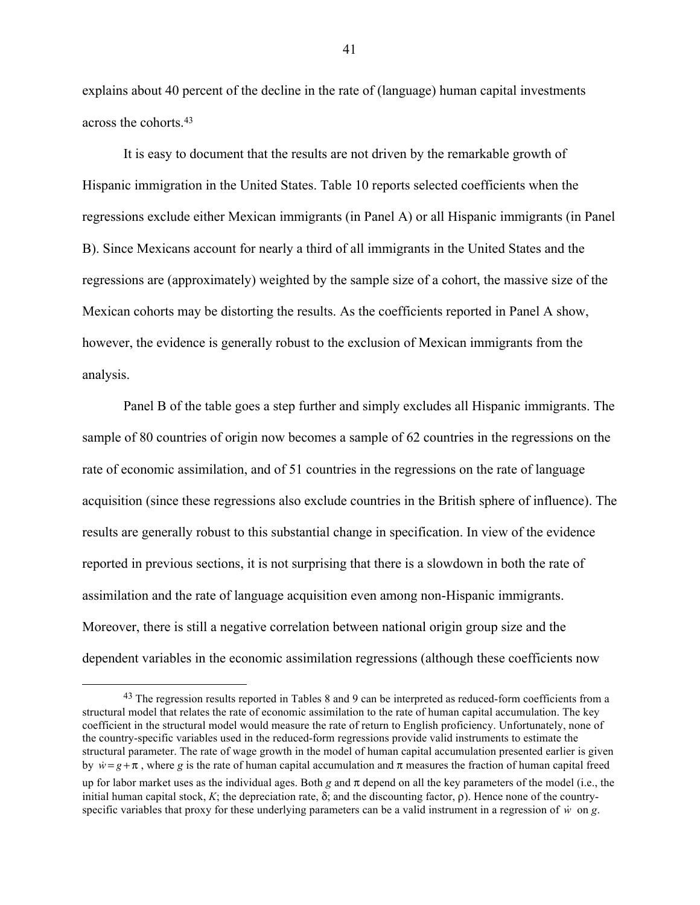explains about 40 percent of the decline in the rate of (language) human capital investments across the cohorts.[43]

It is easy to document that the results are not driven by the remarkable growth of Hispanic immigration in the United States. Table 10 reports selected coefficients when the regressions exclude either Mexican immigrants (in Panel A) or all Hispanic immigrants (in Panel B). Since Mexicans account for nearly a third of all immigrants in the United States and the regressions are (approximately) weighted by the sample size of a cohort, the massive size of the Mexican cohorts may be distorting the results. As the coefficients reported in Panel A show, however, the evidence is generally robust to the exclusion of Mexican immigrants from the analysis.

Panel B of the table goes a step further and simply excludes all Hispanic immigrants. The sample of 80 countries of origin now becomes a sample of 62 countries in the regressions on the rate of economic assimilation, and of 51 countries in the regressions on the rate of language acquisition (since these regressions also exclude countries in the British sphere of influence). The results are generally robust to this substantial change in specification. In view of the evidence reported in previous sections, it is not surprising that there is a slowdown in both the rate of assimilation and the rate of language acquisition even among non-Hispanic immigrants. Moreover, there is still a negative correlation between national origin group size and the dependent variables in the economic assimilation regressions (although these coefficients now

[43] The regression results reported in Tables 8 and 9 can be interpreted as reduced-form coefficients from a structural model that relates the rate of economic assimilation to the rate of human capital accumulation. The key coefficient in the structural model would measure the rate of return to English proficiency. Unfortunately, none of the country-specific variables used in the reduced-form regressions provide valid instruments to estimate the structural parameter. The rate of wage growth in the model of human capital accumulation presented earlier is given by $\dot{w} = g + \pi$, where $g$ is the rate of human capital accumulation and $\pi$ measures the fraction of human capital freed up for labor market uses as the individual ages. Both $g$ and $\pi$ depend on all the key parameters of the model (i.e., the initial human capital stock, $K$; the depreciation rate, $\delta$; and the discounting factor, $\rho$). Hence none of the country-specific variables that proxy for these underlying parameters can be a valid instrument in a regression of $\dot{w}$ on $g$.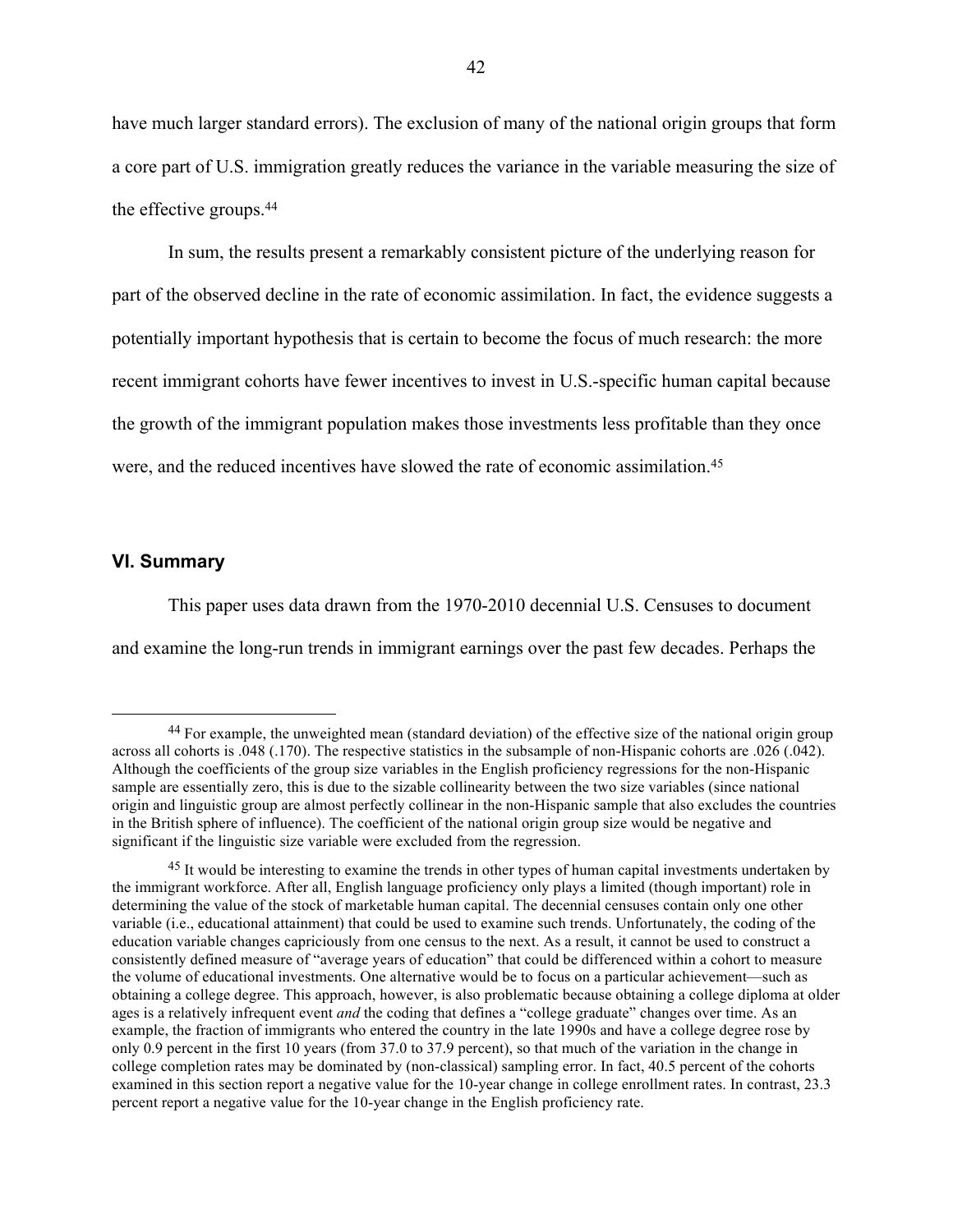have much larger standard errors). The exclusion of many of the national origin groups that form a core part of U.S. immigration greatly reduces the variance in the variable measuring the size of the effective groups.[44]

In sum, the results present a remarkably consistent picture of the underlying reason for part of the observed decline in the rate of economic assimilation. In fact, the evidence suggests a potentially important hypothesis that is certain to become the focus of much research: the more recent immigrant cohorts have fewer incentives to invest in U.S.-specific human capital because the growth of the immigrant population makes those investments less profitable than they once were, and the reduced incentives have slowed the rate of economic assimilation.[45]

## VI. Summary

This paper uses data drawn from the 1970-2010 decennial U.S. Censuses to document and examine the long-run trends in immigrant earnings over the past few decades. Perhaps the

---

[44] For example, the unweighted mean (standard deviation) of the effective size of the national origin group across all cohorts is .048 (.170). The respective statistics in the subsample of non-Hispanic cohorts are .026 (.042). Although the coefficients of the group size variables in the English proficiency regressions for the non-Hispanic sample are essentially zero, this is due to the sizable collinearity between the two size variables (since national origin and linguistic group are almost perfectly collinear in the non-Hispanic sample that also excludes the countries in the British sphere of influence). The coefficient of the national origin group size would be negative and significant if the linguistic size variable were excluded from the regression.

[45] It would be interesting to examine the trends in other types of human capital investments undertaken by the immigrant workforce. After all, English language proficiency only plays a limited (though important) role in determining the value of the stock of marketable human capital. The decennial censuses contain only one other variable (i.e., educational attainment) that could be used to examine such trends. Unfortunately, the coding of the education variable changes capriciously from one census to the next. As a result, it cannot be used to construct a consistently defined measure of "average years of education" that could be differenced within a cohort to measure the volume of educational investments. One alternative would be to focus on a particular achievement—such as obtaining a college degree. This approach, however, is also problematic because obtaining a college diploma at older ages is a relatively infrequent event *and* the coding that defines a "college graduate" changes over time. As an example, the fraction of immigrants who entered the country in the late 1990s and have a college degree rose by only 0.9 percent in the first 10 years (from 37.0 to 37.9 percent), so that much of the variation in the change in college completion rates may be dominated by (non-classical) sampling error. In fact, 40.5 percent of the cohorts examined in this section report a negative value for the 10-year change in college enrollment rates. In contrast, 23.3 percent report a negative value for the 10-year change in the English proficiency rate.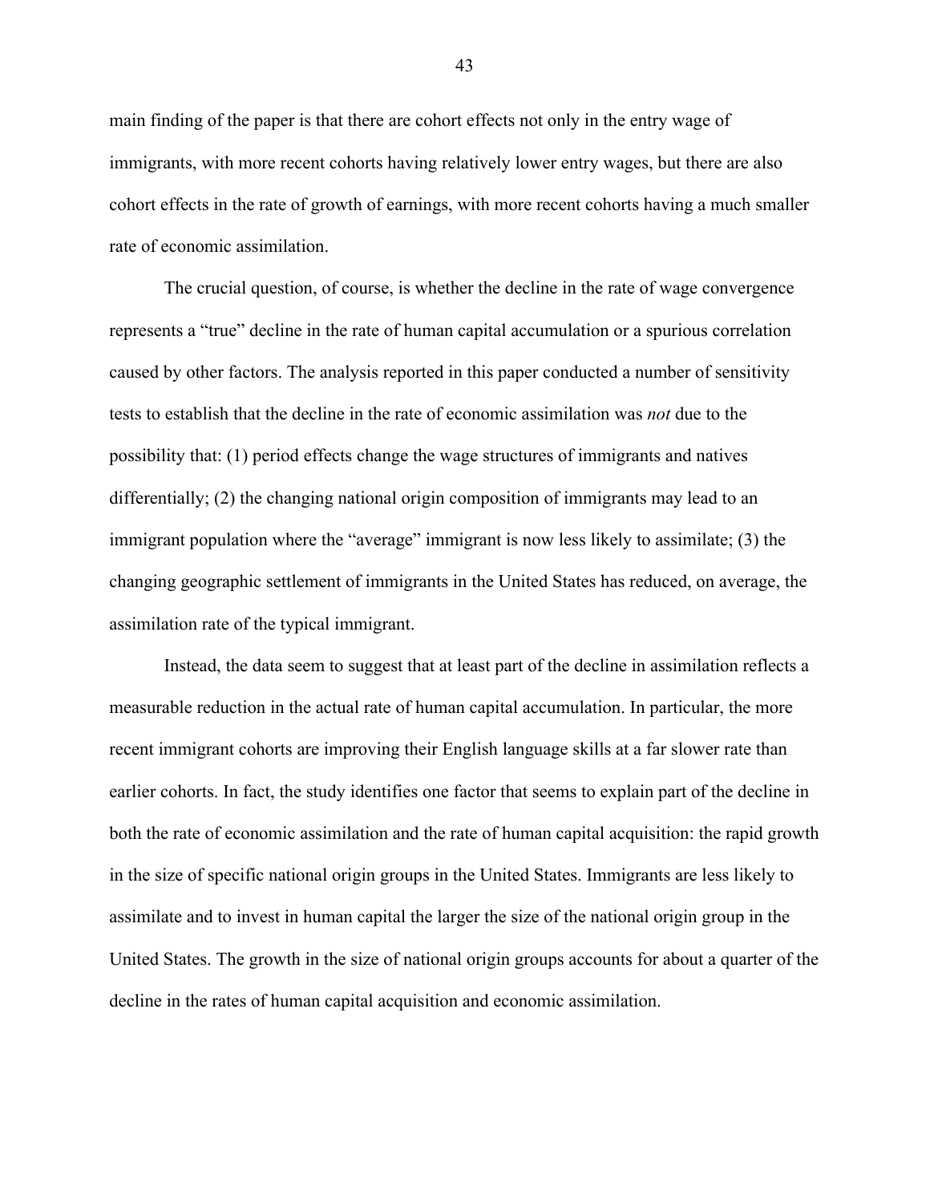main finding of the paper is that there are cohort effects not only in the entry wage of immigrants, with more recent cohorts having relatively lower entry wages, but there are also cohort effects in the rate of growth of earnings, with more recent cohorts having a much smaller rate of economic assimilation.

The crucial question, of course, is whether the decline in the rate of wage convergence represents a "true" decline in the rate of human capital accumulation or a spurious correlation caused by other factors. The analysis reported in this paper conducted a number of sensitivity tests to establish that the decline in the rate of economic assimilation was *not* due to the possibility that: (1) period effects change the wage structures of immigrants and natives differentially; (2) the changing national origin composition of immigrants may lead to an immigrant population where the "average" immigrant is now less likely to assimilate; (3) the changing geographic settlement of immigrants in the United States has reduced, on average, the assimilation rate of the typical immigrant.

Instead, the data seem to suggest that at least part of the decline in assimilation reflects a measurable reduction in the actual rate of human capital accumulation. In particular, the more recent immigrant cohorts are improving their English language skills at a far slower rate than earlier cohorts. In fact, the study identifies one factor that seems to explain part of the decline in both the rate of economic assimilation and the rate of human capital acquisition: the rapid growth in the size of specific national origin groups in the United States. Immigrants are less likely to assimilate and to invest in human capital the larger the size of the national origin group in the United States. The growth in the size of national origin groups accounts for about a quarter of the decline in the rates of human capital acquisition and economic assimilation.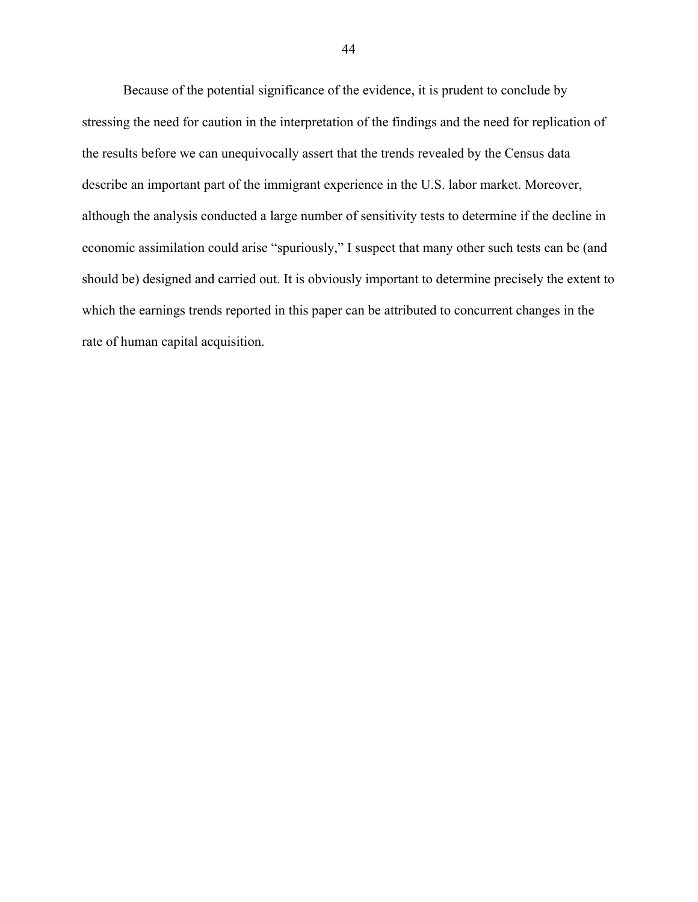Because of the potential significance of the evidence, it is prudent to conclude by stressing the need for caution in the interpretation of the findings and the need for replication of the results before we can unequivocally assert that the trends revealed by the Census data describe an important part of the immigrant experience in the U.S. labor market. Moreover, although the analysis conducted a large number of sensitivity tests to determine if the decline in economic assimilation could arise "spuriously," I suspect that many other such tests can be (and should be) designed and carried out. It is obviously important to determine precisely the extent to which the earnings trends reported in this paper can be attributed to concurrent changes in the rate of human capital acquisition.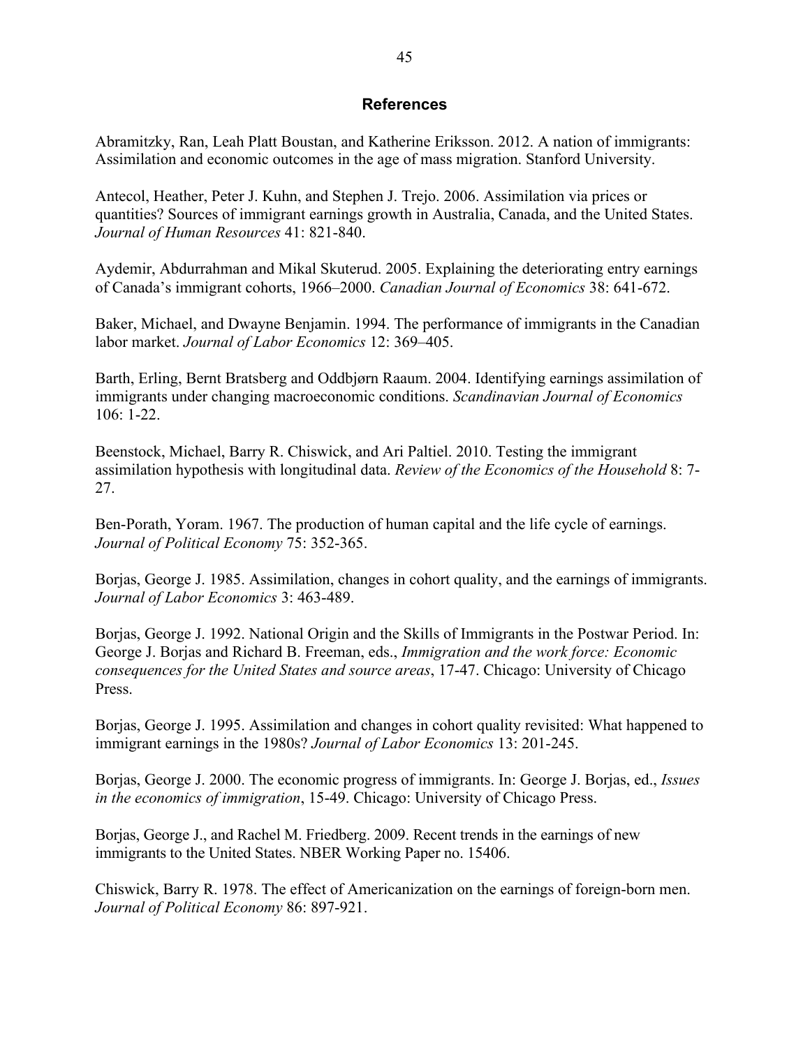## References

Abramitzky, Ran, Leah Platt Boustan, and Katherine Eriksson. 2012. A nation of immigrants: Assimilation and economic outcomes in the age of mass migration. Stanford University.

Antecol, Heather, Peter J. Kuhn, and Stephen J. Trejo. 2006. Assimilation via prices or quantities? Sources of immigrant earnings growth in Australia, Canada, and the United States. *Journal of Human Resources* 41: 821-840.

Aydemir, Abdurrahman and Mikal Skuterud. 2005. Explaining the deteriorating entry earnings of Canada's immigrant cohorts, 1966–2000. *Canadian Journal of Economics* 38: 641-672.

Baker, Michael, and Dwayne Benjamin. 1994. The performance of immigrants in the Canadian labor market. *Journal of Labor Economics* 12: 369–405.

Barth, Erling, Bernt Bratsberg and Oddbjørn Raaum. 2004. Identifying earnings assimilation of immigrants under changing macroeconomic conditions. *Scandinavian Journal of Economics* 106: 1-22.

Beenstock, Michael, Barry R. Chiswick, and Ari Paltiel. 2010. Testing the immigrant assimilation hypothesis with longitudinal data. *Review of the Economics of the Household* 8: 7-27.

Ben-Porath, Yoram. 1967. The production of human capital and the life cycle of earnings. *Journal of Political Economy* 75: 352-365.

Borjas, George J. 1985. Assimilation, changes in cohort quality, and the earnings of immigrants. *Journal of Labor Economics* 3: 463-489.

Borjas, George J. 1992. National Origin and the Skills of Immigrants in the Postwar Period. In: George J. Borjas and Richard B. Freeman, eds., *Immigration and the work force: Economic consequences for the United States and source areas*, 17-47. Chicago: University of Chicago Press.

Borjas, George J. 1995. Assimilation and changes in cohort quality revisited: What happened to immigrant earnings in the 1980s? *Journal of Labor Economics* 13: 201-245.

Borjas, George J. 2000. The economic progress of immigrants. In: George J. Borjas, ed., *Issues in the economics of immigration*, 15-49. Chicago: University of Chicago Press.

Borjas, George J., and Rachel M. Friedberg. 2009. Recent trends in the earnings of new immigrants to the United States. NBER Working Paper no. 15406.

Chiswick, Barry R. 1978. The effect of Americanization on the earnings of foreign-born men. *Journal of Political Economy* 86: 897-921.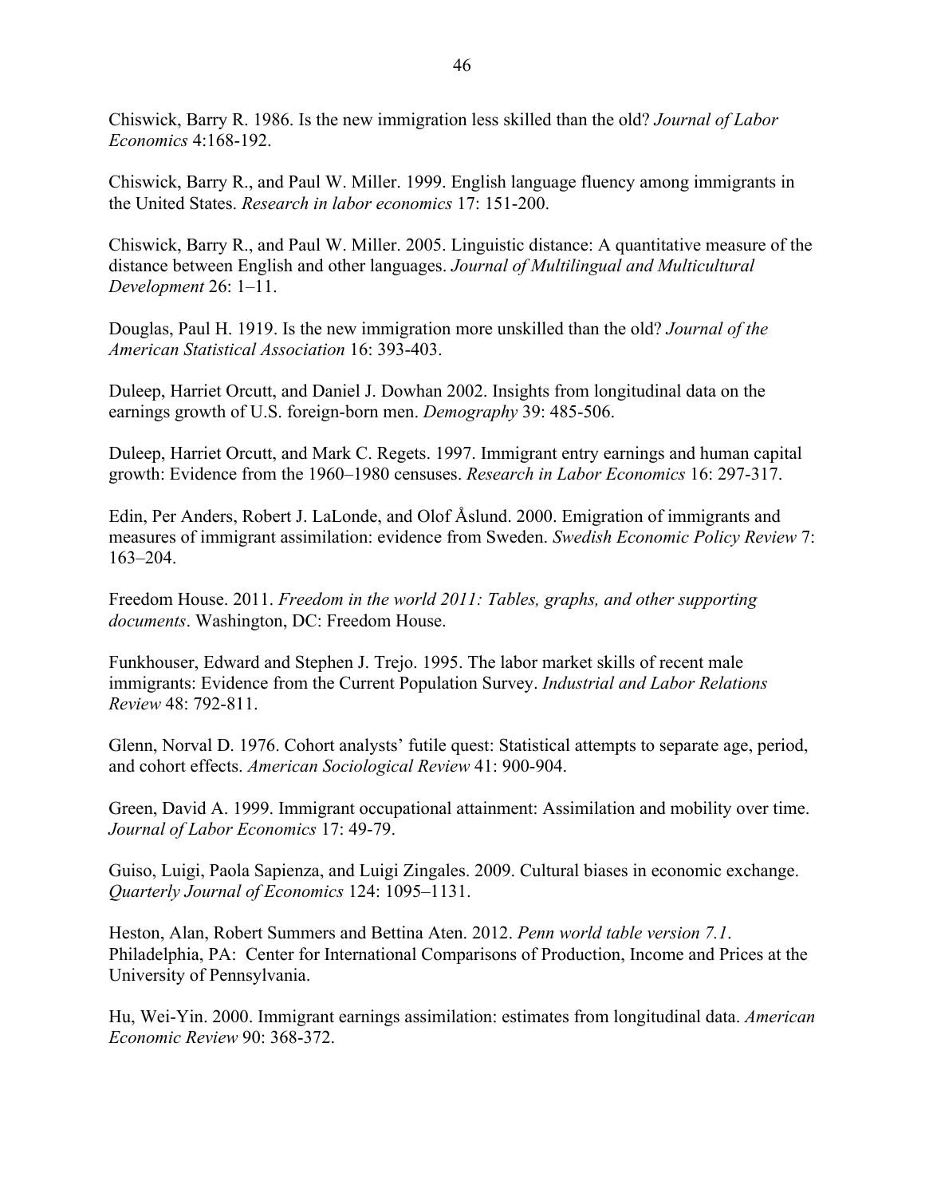Chiswick, Barry R. 1986. Is the new immigration less skilled than the old? *Journal of Labor Economics* 4:168-192.

Chiswick, Barry R., and Paul W. Miller. 1999. English language fluency among immigrants in the United States. *Research in labor economics* 17: 151-200.

Chiswick, Barry R., and Paul W. Miller. 2005. Linguistic distance: A quantitative measure of the distance between English and other languages. *Journal of Multilingual and Multicultural Development* 26: 1–11.

Douglas, Paul H. 1919. Is the new immigration more unskilled than the old? *Journal of the American Statistical Association* 16: 393-403.

Duleep, Harriet Orcutt, and Daniel J. Dowhan 2002. Insights from longitudinal data on the earnings growth of U.S. foreign-born men. *Demography* 39: 485-506.

Duleep, Harriet Orcutt, and Mark C. Regets. 1997. Immigrant entry earnings and human capital growth: Evidence from the 1960–1980 censuses. *Research in Labor Economics* 16: 297-317.

Edin, Per Anders, Robert J. LaLonde, and Olof Åslund. 2000. Emigration of immigrants and measures of immigrant assimilation: evidence from Sweden. *Swedish Economic Policy Review* 7: 163–204.

Freedom House. 2011. *Freedom in the world 2011: Tables, graphs, and other supporting documents*. Washington, DC: Freedom House.

Funkhouser, Edward and Stephen J. Trejo. 1995. The labor market skills of recent male immigrants: Evidence from the Current Population Survey. *Industrial and Labor Relations Review* 48: 792-811.

Glenn, Norval D. 1976. Cohort analysts' futile quest: Statistical attempts to separate age, period, and cohort effects. *American Sociological Review* 41: 900-904.

Green, David A. 1999. Immigrant occupational attainment: Assimilation and mobility over time. *Journal of Labor Economics* 17: 49-79.

Guiso, Luigi, Paola Sapienza, and Luigi Zingales. 2009. Cultural biases in economic exchange. *Quarterly Journal of Economics* 124: 1095–1131.

Heston, Alan, Robert Summers and Bettina Aten. 2012. *Penn world table version 7.1*. Philadelphia, PA: Center for International Comparisons of Production, Income and Prices at the University of Pennsylvania.

Hu, Wei-Yin. 2000. Immigrant earnings assimilation: estimates from longitudinal data. *American Economic Review* 90: 368-372.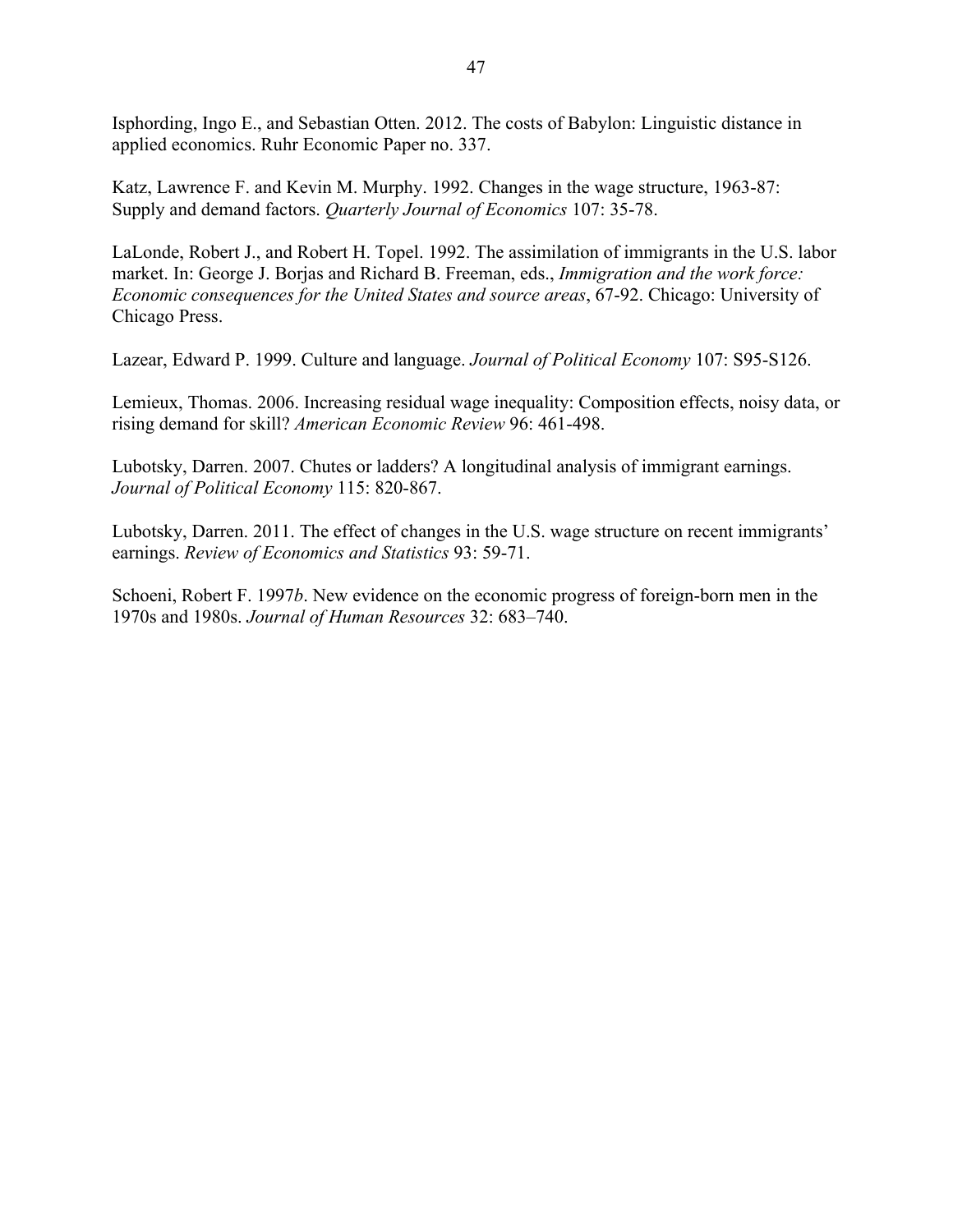Isphording, Ingo E., and Sebastian Otten. 2012. The costs of Babylon: Linguistic distance in applied economics. Ruhr Economic Paper no. 337.

Katz, Lawrence F. and Kevin M. Murphy. 1992. Changes in the wage structure, 1963-87: Supply and demand factors. *Quarterly Journal of Economics* 107: 35-78.

LaLonde, Robert J., and Robert H. Topel. 1992. The assimilation of immigrants in the U.S. labor market. In: George J. Borjas and Richard B. Freeman, eds., *Immigration and the work force: Economic consequences for the United States and source areas*, 67-92. Chicago: University of Chicago Press.

Lazear, Edward P. 1999. Culture and language. *Journal of Political Economy* 107: S95-S126.

Lemieux, Thomas. 2006. Increasing residual wage inequality: Composition effects, noisy data, or rising demand for skill? *American Economic Review* 96: 461-498.

Lubotsky, Darren. 2007. Chutes or ladders? A longitudinal analysis of immigrant earnings. *Journal of Political Economy* 115: 820-867.

Lubotsky, Darren. 2011. The effect of changes in the U.S. wage structure on recent immigrants' earnings. *Review of Economics and Statistics* 93: 59-71.

Schoeni, Robert F. 1997*b*. New evidence on the economic progress of foreign-born men in the 1970s and 1980s. *Journal of Human Resources* 32: 683–740.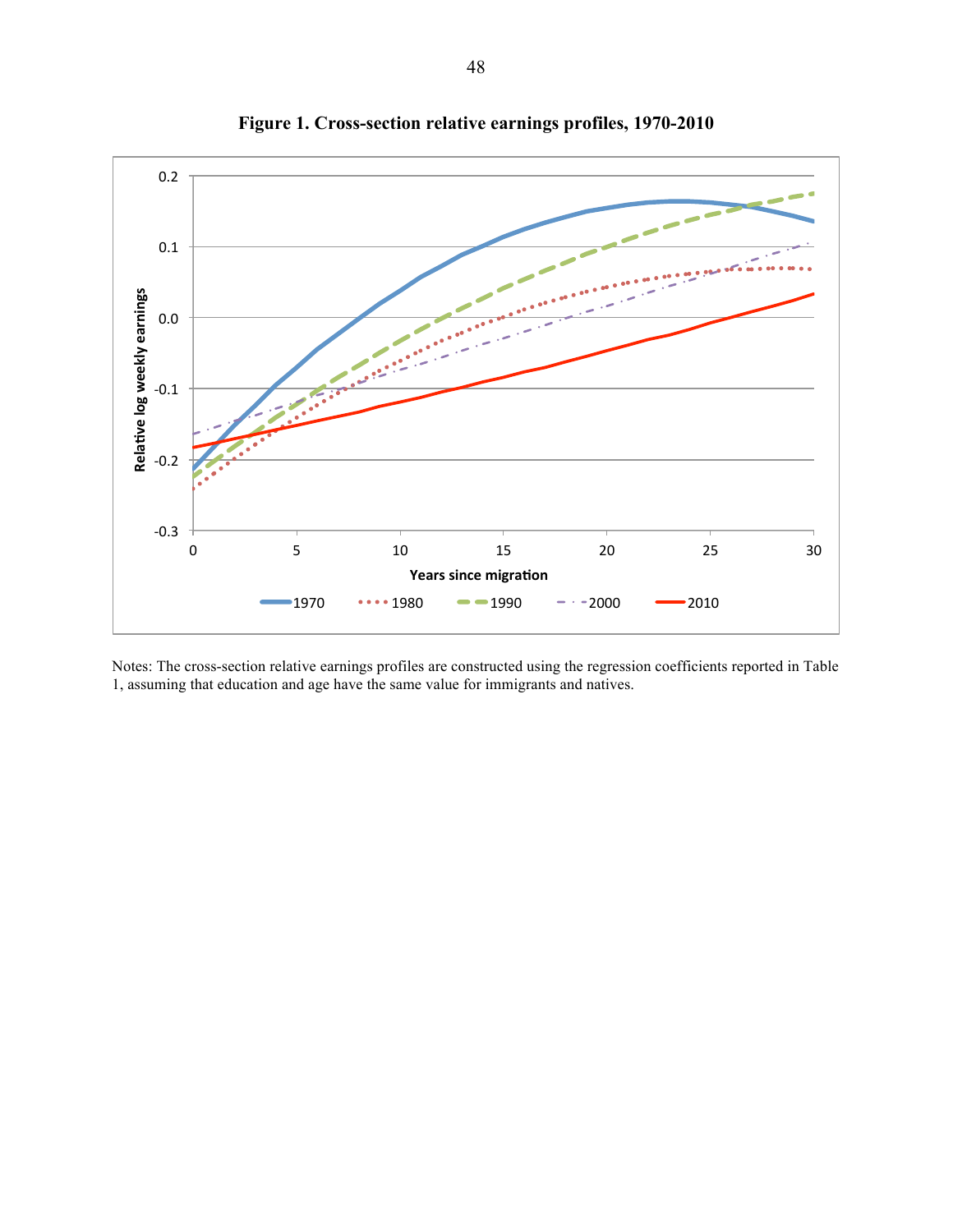**Figure 1. Cross-section relative earnings profiles, 1970-2010**

Notes: The cross-section relative earnings profiles are constructed using the regression coefficients reported in Table 1, assuming that education and age have the same value for immigrants and natives.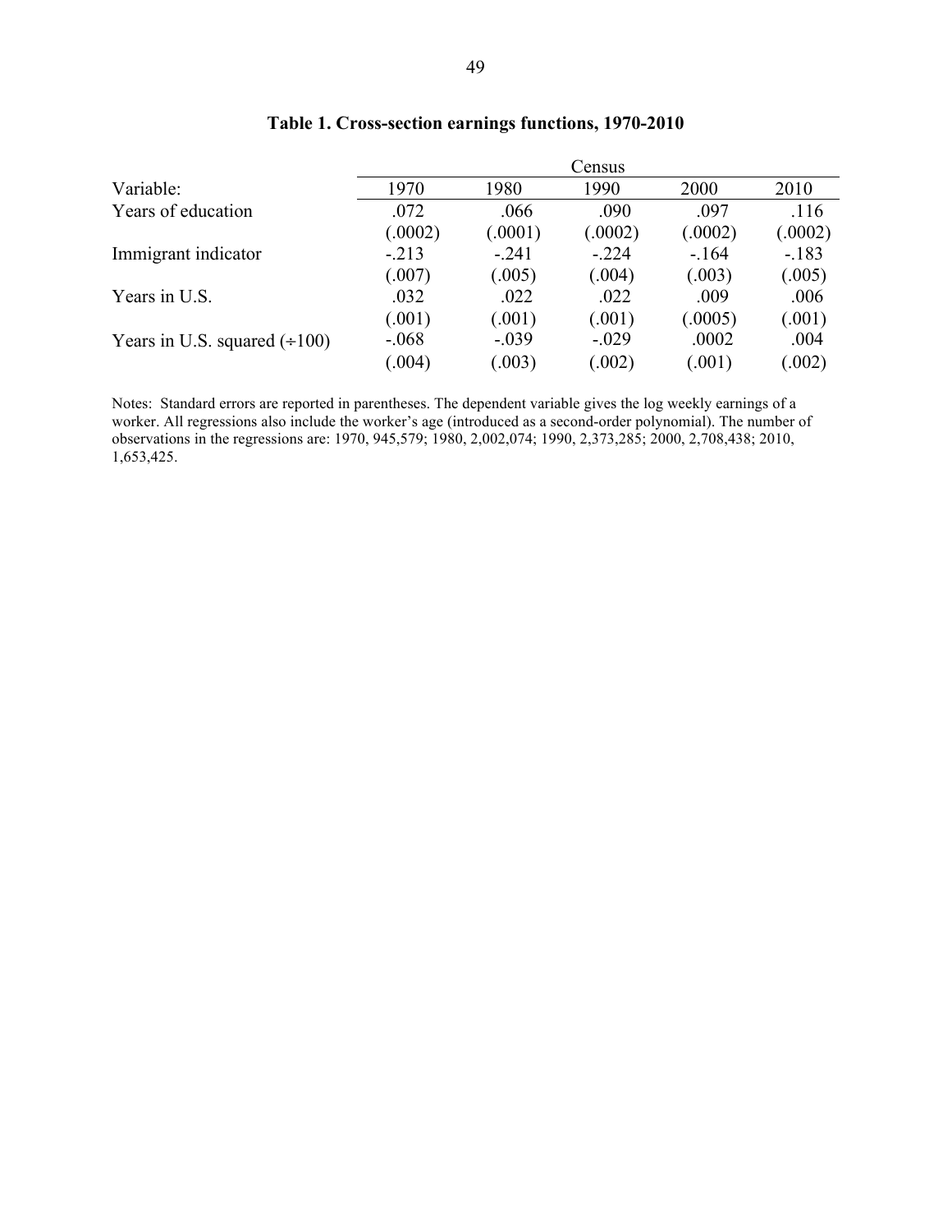**Table 1. Cross-section earnings functions, 1970-2010**

| | Census | | | | |
|---|---|---|---|---|---|
| Variable: | 1970 | 1980 | 1990 | 2000 | 2010 |
| Years of education | .072 | .066 | .090 | .097 | .116 |
| | (.0002) | (.0001) | (.0002) | (.0002) | (.0002) |
| Immigrant indicator | -.213 | -.241 | -.224 | -.164 | -.183 |
| | (.007) | (.005) | (.004) | (.003) | (.005) |
| Years in U.S. | .032 | .022 | .022 | .009 | .006 |
| | (.001) | (.001) | (.001) | (.0005) | (.001) |
| Years in U.S. squared (÷100) | -.068 | -.039 | -.029 | .0002 | .004 |
| | (.004) | (.003) | (.002) | (.001) | (.002) |

Notes: Standard errors are reported in parentheses. The dependent variable gives the log weekly earnings of a worker. All regressions also include the worker's age (introduced as a second-order polynomial). The number of observations in the regressions are: 1970, 945,579; 1980, 2,002,074; 1990, 2,373,285; 2000, 2,708,438; 2010, 1,653,425.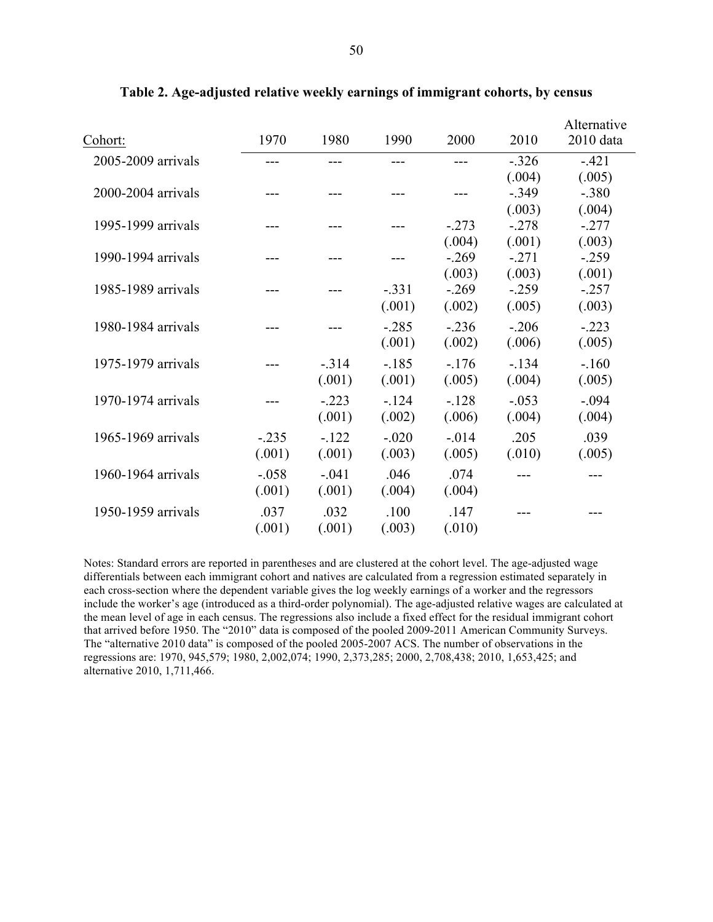**Table 2. Age-adjusted relative weekly earnings of immigrant cohorts, by census**

| Cohort: | 1970 | 1980 | 1990 | 2000 | 2010 | Alternative 2010 data |
|---|---|---|---|---|---|---|
| 2005-2009 arrivals | --- | --- | --- | --- | -.326 | -.421 |
| | | | | | (.004) | (.005) |
| 2000-2004 arrivals | --- | --- | --- | --- | -.349 | -.380 |
| | | | | | (.003) | (.004) |
| 1995-1999 arrivals | --- | --- | --- | -.273 | -.278 | -.277 |
| | | | | (.004) | (.001) | (.003) |
| 1990-1994 arrivals | --- | --- | --- | -.269 | -.271 | -.259 |
| | | | | (.003) | (.003) | (.001) |
| 1985-1989 arrivals | --- | --- | -.331 | -.269 | -.259 | -.257 |
| | | | (.001) | (.002) | (.005) | (.003) |
| 1980-1984 arrivals | --- | --- | -.285 | -.236 | -.206 | -.223 |
| | | | (.001) | (.002) | (.006) | (.005) |
| 1975-1979 arrivals | --- | -.314 | -.185 | -.176 | -.134 | -.160 |
| | | (.001) | (.001) | (.005) | (.004) | (.005) |
| 1970-1974 arrivals | --- | -.223 | -.124 | -.128 | -.053 | -.094 |
| | | (.001) | (.002) | (.006) | (.004) | (.004) |
| 1965-1969 arrivals | -.235 | -.122 | -.020 | -.014 | .205 | .039 |
| | (.001) | (.001) | (.003) | (.005) | (.010) | (.005) |
| 1960-1964 arrivals | -.058 | -.041 | .046 | .074 | --- | --- |
| | (.001) | (.001) | (.004) | (.004) | | |
| 1950-1959 arrivals | .037 | .032 | .100 | .147 | --- | --- |
| | (.001) | (.001) | (.003) | (.010) | | |

Notes: Standard errors are reported in parentheses and are clustered at the cohort level. The age-adjusted wage differentials between each immigrant cohort and natives are calculated from a regression estimated separately in each cross-section where the dependent variable gives the log weekly earnings of a worker and the regressors include the worker's age (introduced as a third-order polynomial). The age-adjusted relative wages are calculated at the mean level of age in each census. The regressions also include a fixed effect for the residual immigrant cohort that arrived before 1950. The "2010" data is composed of the pooled 2009-2011 American Community Surveys. The "alternative 2010 data" is composed of the pooled 2005-2007 ACS. The number of observations in the regressions are: 1970, 945,579; 1980, 2,002,074; 1990, 2,373,285; 2000, 2,708,438; 2010, 1,653,425; and alternative 2010, 1,711,466.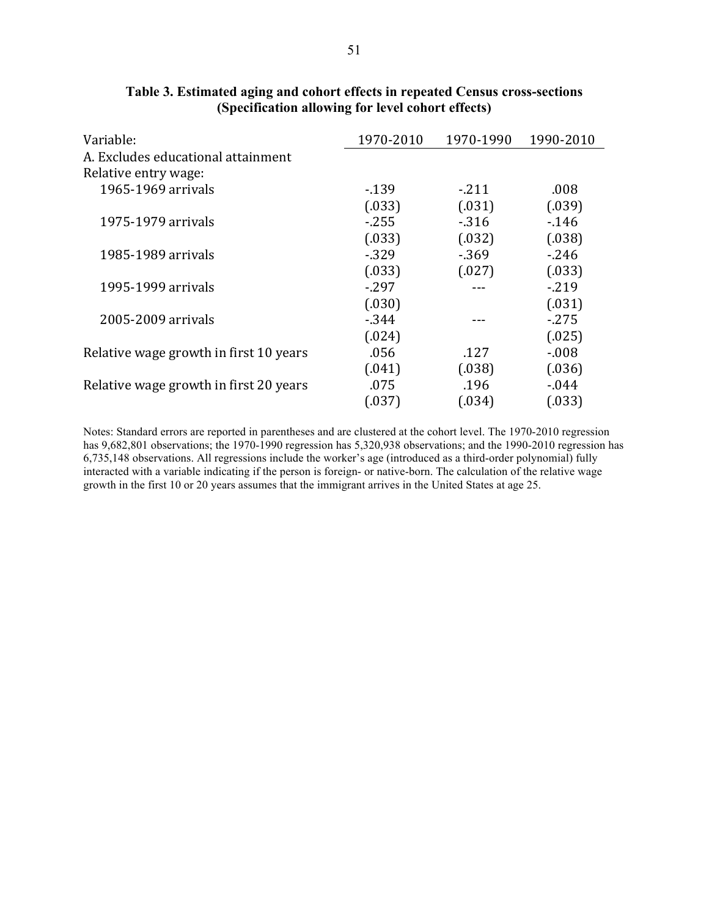**Table 3. Estimated aging and cohort effects in repeated Census cross-sections (Specification allowing for level cohort effects)**

| Variable: | 1970-2010 | 1970-1990 | 1990-2010 |
|---|---|---|---|
| A. Excludes educational attainment | | | |
| Relative entry wage: | | | |
| 1965-1969 arrivals | -.139 | -.211 | .008 |
| | (.033) | (.031) | (.039) |
| 1975-1979 arrivals | -.255 | -.316 | -.146 |
| | (.033) | (.032) | (.038) |
| 1985-1989 arrivals | -.329 | -.369 | -.246 |
| | (.033) | (.027) | (.033) |
| 1995-1999 arrivals | -.297 | --- | -.219 |
| | (.030) | | (.031) |
| 2005-2009 arrivals | -.344 | --- | -.275 |
| | (.024) | | (.025) |
| Relative wage growth in first 10 years | .056 | .127 | -.008 |
| | (.041) | (.038) | (.036) |
| Relative wage growth in first 20 years | .075 | .196 | -.044 |
| | (.037) | (.034) | (.033) |

Notes: Standard errors are reported in parentheses and are clustered at the cohort level. The 1970-2010 regression has 9,682,801 observations; the 1970-1990 regression has 5,320,938 observations; and the 1990-2010 regression has 6,735,148 observations. All regressions include the worker's age (introduced as a third-order polynomial) fully interacted with a variable indicating if the person is foreign- or native-born. The calculation of the relative wage growth in the first 10 or 20 years assumes that the immigrant arrives in the United States at age 25.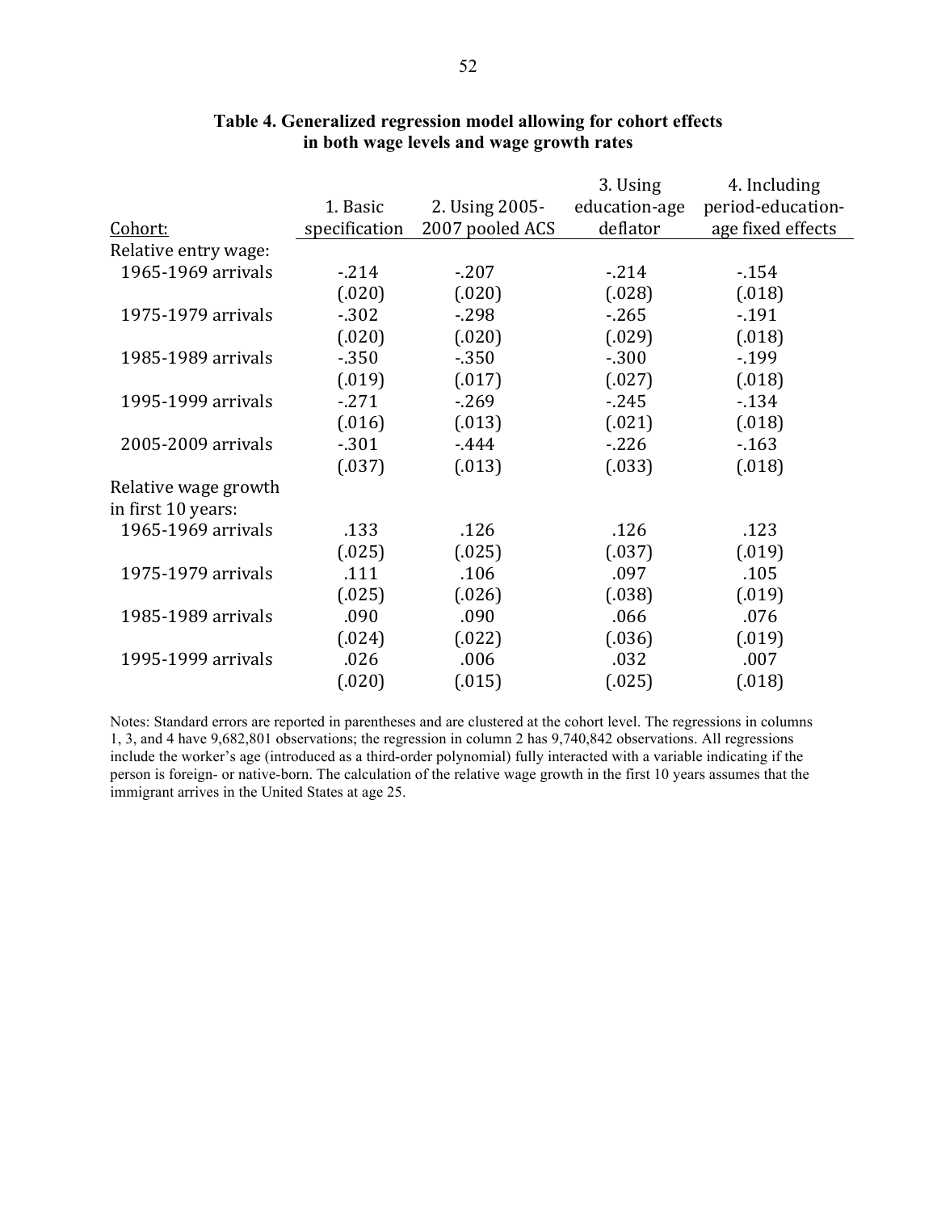**Table 4. Generalized regression model allowing for cohort effects in both wage levels and wage growth rates**

| Cohort: | 1. Basic specification | 2. Using 2005-2007 pooled ACS | 3. Using education-age deflator | 4. Including period-education-age fixed effects |
|---|---|---|---|---|
| Relative entry wage: | | | | |
| 1965-1969 arrivals | -.214 | -.207 | -.214 | -.154 |
| | (.020) | (.020) | (.028) | (.018) |
| 1975-1979 arrivals | -.302 | -.298 | -.265 | -.191 |
| | (.020) | (.020) | (.029) | (.018) |
| 1985-1989 arrivals | -.350 | -.350 | -.300 | -.199 |
| | (.019) | (.017) | (.027) | (.018) |
| 1995-1999 arrivals | -.271 | -.269 | -.245 | -.134 |
| | (.016) | (.013) | (.021) | (.018) |
| 2005-2009 arrivals | -.301 | -.444 | -.226 | -.163 |
| | (.037) | (.013) | (.033) | (.018) |
| Relative wage growth in first 10 years: | | | | |
| 1965-1969 arrivals | .133 | .126 | .126 | .123 |
| | (.025) | (.025) | (.037) | (.019) |
| 1975-1979 arrivals | .111 | .106 | .097 | .105 |
| | (.025) | (.026) | (.038) | (.019) |
| 1985-1989 arrivals | .090 | .090 | .066 | .076 |
| | (.024) | (.022) | (.036) | (.019) |
| 1995-1999 arrivals | .026 | .006 | .032 | .007 |
| | (.020) | (.015) | (.025) | (.018) |

Notes: Standard errors are reported in parentheses and are clustered at the cohort level. The regressions in columns 1, 3, and 4 have 9,682,801 observations; the regression in column 2 has 9,740,842 observations. All regressions include the worker's age (introduced as a third-order polynomial) fully interacted with a variable indicating if the person is foreign- or native-born. The calculation of the relative wage growth in the first 10 years assumes that the immigrant arrives in the United States at age 25.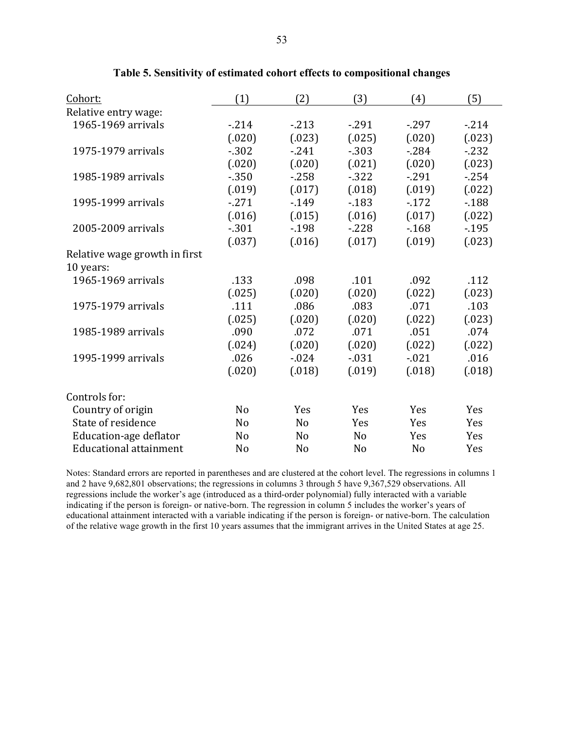# Table 5. Sensitivity of estimated cohort effects to compositional changes

| Cohort: | (1) | (2) | (3) | (4) | (5) |
|---|---|---|---|---|---|
| Relative entry wage: | | | | | |
| 1965-1969 arrivals | -.214 | -.213 | -.291 | -.297 | -.214 |
| | (.020) | (.023) | (.025) | (.020) | (.023) |
| 1975-1979 arrivals | -.302 | -.241 | -.303 | -.284 | -.232 |
| | (.020) | (.020) | (.021) | (.020) | (.023) |
| 1985-1989 arrivals | -.350 | -.258 | -.322 | -.291 | -.254 |
| | (.019) | (.017) | (.018) | (.019) | (.022) |
| 1995-1999 arrivals | -.271 | -.149 | -.183 | -.172 | -.188 |
| | (.016) | (.015) | (.016) | (.017) | (.022) |
| 2005-2009 arrivals | -.301 | -.198 | -.228 | -.168 | -.195 |
| | (.037) | (.016) | (.017) | (.019) | (.023) |
| Relative wage growth in first 10 years: | | | | | |
| 1965-1969 arrivals | .133 | .098 | .101 | .092 | .112 |
| | (.025) | (.020) | (.020) | (.022) | (.023) |
| 1975-1979 arrivals | .111 | .086 | .083 | .071 | .103 |
| | (.025) | (.020) | (.020) | (.022) | (.023) |
| 1985-1989 arrivals | .090 | .072 | .071 | .051 | .074 |
| | (.024) | (.020) | (.020) | (.022) | (.022) |
| 1995-1999 arrivals | .026 | -.024 | -.031 | -.021 | .016 |
| | (.020) | (.018) | (.019) | (.018) | (.018) |
| Controls for: | | | | | |
| Country of origin | No | Yes | Yes | Yes | Yes |
| State of residence | No | No | Yes | Yes | Yes |
| Education-age deflator | No | No | No | Yes | Yes |
| Educational attainment | No | No | No | No | Yes |

Notes: Standard errors are reported in parentheses and are clustered at the cohort level. The regressions in columns 1 and 2 have 9,682,801 observations; the regressions in columns 3 through 5 have 9,367,529 observations. All regressions include the worker's age (introduced as a third-order polynomial) fully interacted with a variable indicating if the person is foreign- or native-born. The regression in column 5 includes the worker's years of educational attainment interacted with a variable indicating if the person is foreign- or native-born. The calculation of the relative wage growth in the first 10 years assumes that the immigrant arrives in the United States at age 25.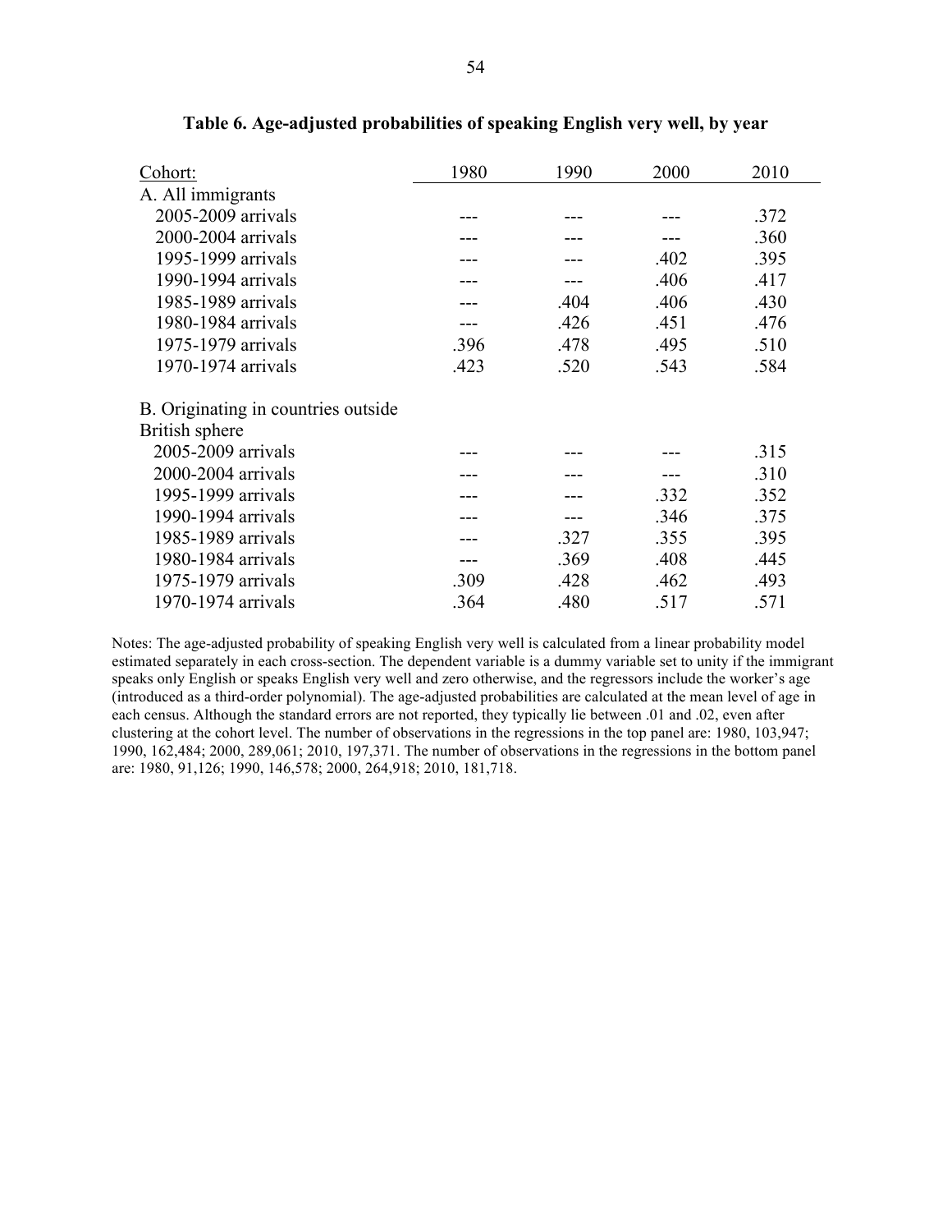**Table 6. Age-adjusted probabilities of speaking English very well, by year**

| Cohort: | 1980 | 1990 | 2000 | 2010 |
|---|---|---|---|---|
| A. All immigrants | | | | |
| 2005-2009 arrivals | --- | --- | --- | .372 |
| 2000-2004 arrivals | --- | --- | --- | .360 |
| 1995-1999 arrivals | --- | --- | .402 | .395 |
| 1990-1994 arrivals | --- | --- | .406 | .417 |
| 1985-1989 arrivals | --- | .404 | .406 | .430 |
| 1980-1984 arrivals | --- | .426 | .451 | .476 |
| 1975-1979 arrivals | .396 | .478 | .495 | .510 |
| 1970-1974 arrivals | .423 | .520 | .543 | .584 |
| B. Originating in countries outside British sphere | | | | |
| 2005-2009 arrivals | --- | --- | --- | .315 |
| 2000-2004 arrivals | --- | --- | --- | .310 |
| 1995-1999 arrivals | --- | --- | .332 | .352 |
| 1990-1994 arrivals | --- | --- | .346 | .375 |
| 1985-1989 arrivals | --- | .327 | .355 | .395 |
| 1980-1984 arrivals | --- | .369 | .408 | .445 |
| 1975-1979 arrivals | .309 | .428 | .462 | .493 |
| 1970-1974 arrivals | .364 | .480 | .517 | .571 |

Notes: The age-adjusted probability of speaking English very well is calculated from a linear probability model estimated separately in each cross-section. The dependent variable is a dummy variable set to unity if the immigrant speaks only English or speaks English very well and zero otherwise, and the regressors include the worker's age (introduced as a third-order polynomial). The age-adjusted probabilities are calculated at the mean level of age in each census. Although the standard errors are not reported, they typically lie between .01 and .02, even after clustering at the cohort level. The number of observations in the regressions in the top panel are: 1980, 103,947; 1990, 162,484; 2000, 289,061; 2010, 197,371. The number of observations in the regressions in the bottom panel are: 1980, 91,126; 1990, 146,578; 2000, 264,918; 2010, 181,718.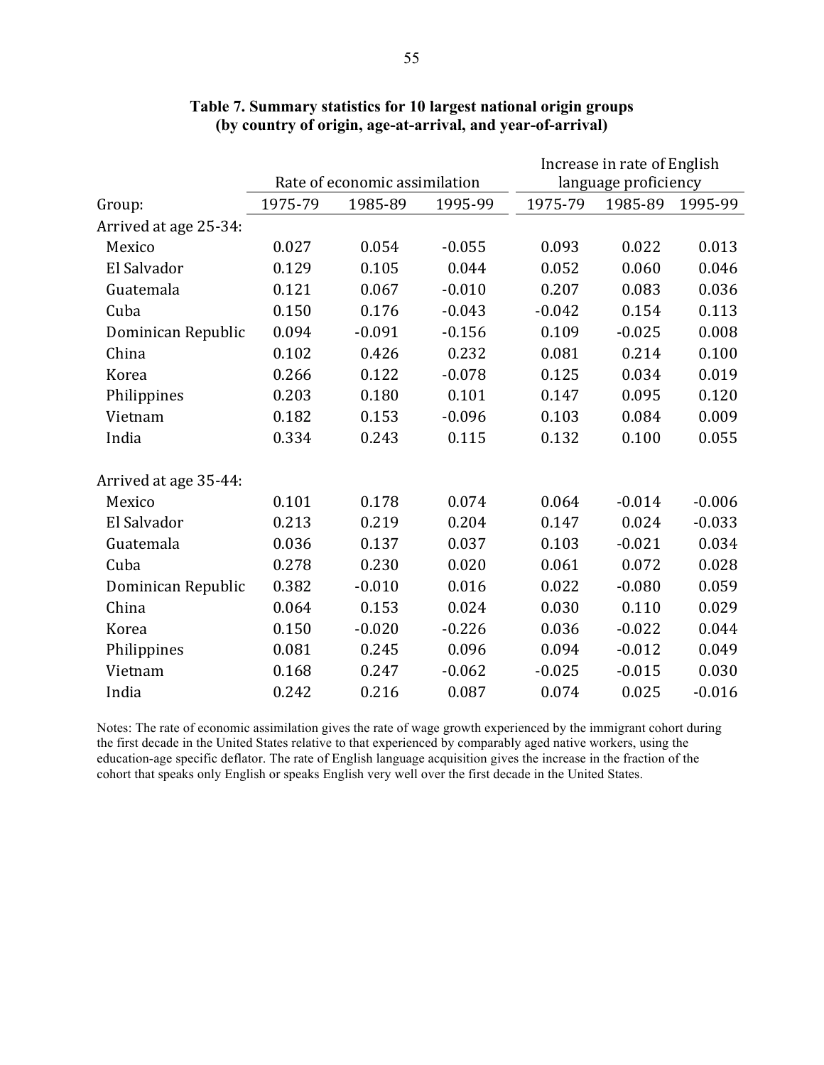**Table 7. Summary statistics for 10 largest national origin groups (by country of origin, age-at-arrival, and year-of-arrival)**

| | Rate of economic assimilation | | | Increase in rate of English language proficiency | | |
|---|---|---|---|---|---|---|
| Group: | 1975-79 | 1985-89 | 1995-99 | 1975-79 | 1985-89 | 1995-99 |
| Arrived at age 25-34: | | | | | | |
| Mexico | 0.027 | 0.054 | -0.055 | 0.093 | 0.022 | 0.013 |
| El Salvador | 0.129 | 0.105 | 0.044 | 0.052 | 0.060 | 0.046 |
| Guatemala | 0.121 | 0.067 | -0.010 | 0.207 | 0.083 | 0.036 |
| Cuba | 0.150 | 0.176 | -0.043 | -0.042 | 0.154 | 0.113 |
| Dominican Republic | 0.094 | -0.091 | -0.156 | 0.109 | -0.025 | 0.008 |
| China | 0.102 | 0.426 | 0.232 | 0.081 | 0.214 | 0.100 |
| Korea | 0.266 | 0.122 | -0.078 | 0.125 | 0.034 | 0.019 |
| Philippines | 0.203 | 0.180 | 0.101 | 0.147 | 0.095 | 0.120 |
| Vietnam | 0.182 | 0.153 | -0.096 | 0.103 | 0.084 | 0.009 |
| India | 0.334 | 0.243 | 0.115 | 0.132 | 0.100 | 0.055 |
| Arrived at age 35-44: | | | | | | |
| Mexico | 0.101 | 0.178 | 0.074 | 0.064 | -0.014 | -0.006 |
| El Salvador | 0.213 | 0.219 | 0.204 | 0.147 | 0.024 | -0.033 |
| Guatemala | 0.036 | 0.137 | 0.037 | 0.103 | -0.021 | 0.034 |
| Cuba | 0.278 | 0.230 | 0.020 | 0.061 | 0.072 | 0.028 |
| Dominican Republic | 0.382 | -0.010 | 0.016 | 0.022 | -0.080 | 0.059 |
| China | 0.064 | 0.153 | 0.024 | 0.030 | 0.110 | 0.029 |
| Korea | 0.150 | -0.020 | -0.226 | 0.036 | -0.022 | 0.044 |
| Philippines | 0.081 | 0.245 | 0.096 | 0.094 | -0.012 | 0.049 |
| Vietnam | 0.168 | 0.247 | -0.062 | -0.025 | -0.015 | 0.030 |
| India | 0.242 | 0.216 | 0.087 | 0.074 | 0.025 | -0.016 |

Notes: The rate of economic assimilation gives the rate of wage growth experienced by the immigrant cohort during the first decade in the United States relative to that experienced by comparably aged native workers, using the education-age specific deflator. The rate of English language acquisition gives the increase in the fraction of the cohort that speaks only English or speaks English very well over the first decade in the United States.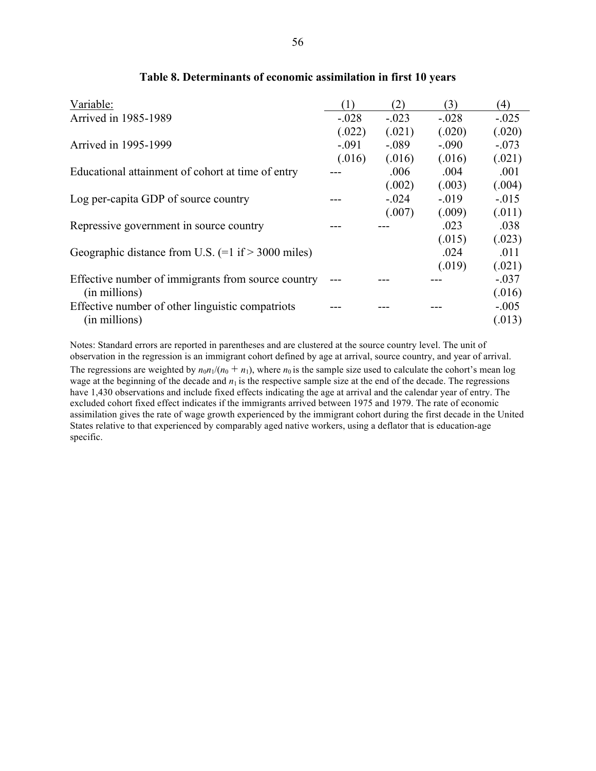**Table 8. Determinants of economic assimilation in first 10 years**

| Variable: | (1) | (2) | (3) | (4) |
|---|---|---|---|---|
| Arrived in 1985-1989 | -.028 | -.023 | -.028 | -.025 |
| | (.022) | (.021) | (.020) | (.020) |
| Arrived in 1995-1999 | -.091 | -.089 | -.090 | -.073 |
| | (.016) | (.016) | (.016) | (.021) |
| Educational attainment of cohort at time of entry | --- | .006 | .004 | .001 |
| | | (.002) | (.003) | (.004) |
| Log per-capita GDP of source country | --- | -.024 | -.019 | -.015 |
| | | (.007) | (.009) | (.011) |
| Repressive government in source country | --- | --- | .023 | .038 |
| | | | (.015) | (.023) |
| Geographic distance from U.S. (=1 if > 3000 miles) | | | .024 | .011 |
| | | | (.019) | (.021) |
| Effective number of immigrants from source country (in millions) | --- | --- | --- | -.037 |
| | | | | (.016) |
| Effective number of other linguistic compatriots (in millions) | --- | --- | --- | -.005 |
| | | | | (.013) |

Notes: Standard errors are reported in parentheses and are clustered at the source country level. The unit of observation in the regression is an immigrant cohort defined by age at arrival, source country, and year of arrival. The regressions are weighted by $n_0 n_1/(n_0 + n_1)$, where $n_0$ is the sample size used to calculate the cohort's mean log wage at the beginning of the decade and $n_1$ is the respective sample size at the end of the decade. The regressions have 1,430 observations and include fixed effects indicating the age at arrival and the calendar year of entry. The excluded cohort fixed effect indicates if the immigrants arrived between 1975 and 1979. The rate of economic assimilation gives the rate of wage growth experienced by the immigrant cohort during the first decade in the United States relative to that experienced by comparably aged native workers, using a deflator that is education-age specific.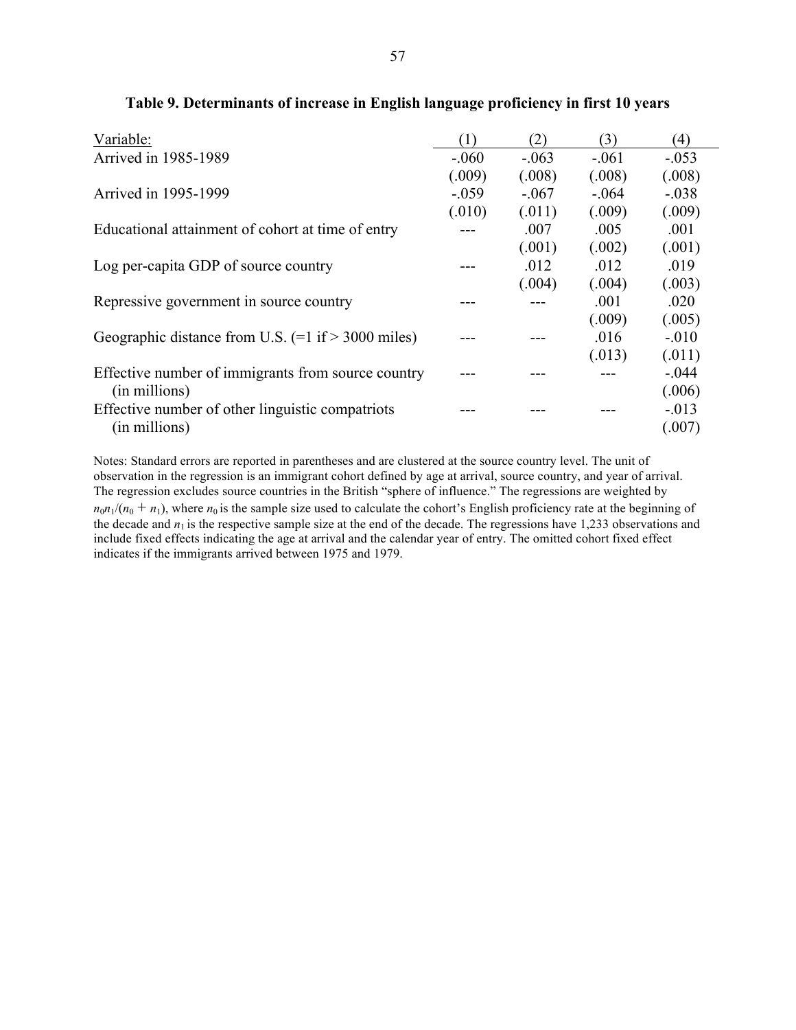**Table 9. Determinants of increase in English language proficiency in first 10 years**

| Variable: | (1) | (2) | (3) | (4) |
|---|---|---|---|---|
| Arrived in 1985-1989 | -.060 | -.063 | -.061 | -.053 |
| | (.009) | (.008) | (.008) | (.008) |
| Arrived in 1995-1999 | -.059 | -.067 | -.064 | -.038 |
| | (.010) | (.011) | (.009) | (.009) |
| Educational attainment of cohort at time of entry | --- | .007 | .005 | .001 |
| | | (.001) | (.002) | (.001) |
| Log per-capita GDP of source country | --- | .012 | .012 | .019 |
| | | (.004) | (.004) | (.003) |
| Repressive government in source country | --- | --- | .001 | .020 |
| | | | (.009) | (.005) |
| Geographic distance from U.S. (=1 if > 3000 miles) | --- | --- | .016 | -.010 |
| | | | (.013) | (.011) |
| Effective number of immigrants from source country (in millions) | --- | --- | --- | -.044 |
| | | | | (.006) |
| Effective number of other linguistic compatriots (in millions) | --- | --- | --- | -.013 |
| | | | | (.007) |

Notes: Standard errors are reported in parentheses and are clustered at the source country level. The unit of observation in the regression is an immigrant cohort defined by age at arrival, source country, and year of arrival. The regression excludes source countries in the British "sphere of influence." The regressions are weighted by $n_0 n_1/(n_0 + n_1)$, where $n_0$ is the sample size used to calculate the cohort's English proficiency rate at the beginning of the decade and $n_1$ is the respective sample size at the end of the decade. The regressions have 1,233 observations and include fixed effects indicating the age at arrival and the calendar year of entry. The omitted cohort fixed effect indicates if the immigrants arrived between 1975 and 1979.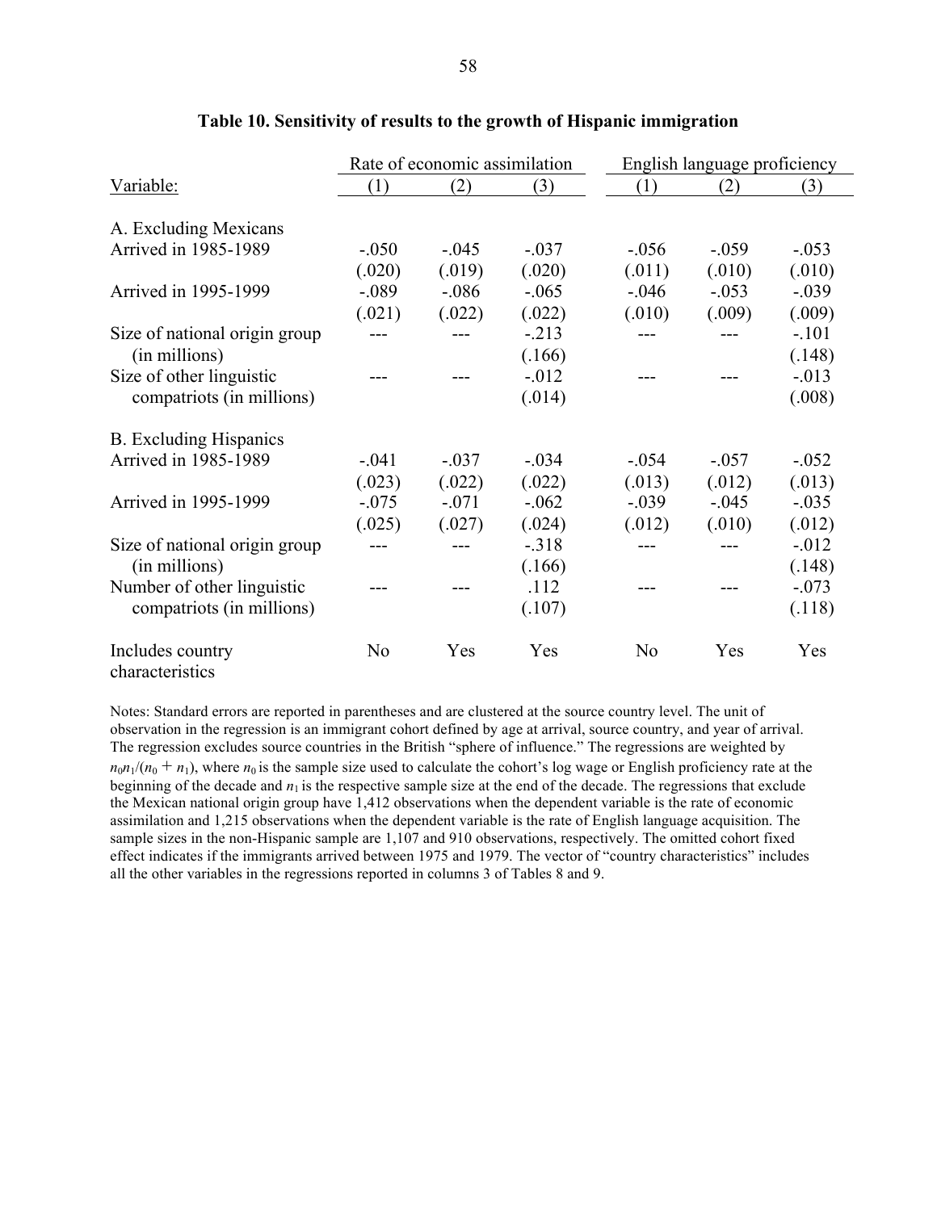**Table 10. Sensitivity of results to the growth of Hispanic immigration**

| | Rate of economic assimilation | | | English language proficiency | | |
|---|---|---|---|---|---|---|
| Variable: | (1) | (2) | (3) | (1) | (2) | (3) |
| A. Excluding Mexicans | | | | | | |
| Arrived in 1985-1989 | -.050 | -.045 | -.037 | -.056 | -.059 | -.053 |
| | (.020) | (.019) | (.020) | (.011) | (.010) | (.010) |
| Arrived in 1995-1999 | -.089 | -.086 | -.065 | -.046 | -.053 | -.039 |
| | (.021) | (.022) | (.022) | (.010) | (.009) | (.009) |
| Size of national origin group (in millions) | --- | --- | -.213 | --- | --- | -.101 |
| | | | (.166) | | | (.148) |
| Size of other linguistic compatriots (in millions) | --- | --- | -.012 | --- | --- | -.013 |
| | | | (.014) | | | (.008) |
| B. Excluding Hispanics | | | | | | |
| Arrived in 1985-1989 | -.041 | -.037 | -.034 | -.054 | -.057 | -.052 |
| | (.023) | (.022) | (.022) | (.013) | (.012) | (.013) |
| Arrived in 1995-1999 | -.075 | -.071 | -.062 | -.039 | -.045 | -.035 |
| | (.025) | (.027) | (.024) | (.012) | (.010) | (.012) |
| Size of national origin group (in millions) | --- | --- | -.318 | --- | --- | -.012 |
| | | | (.166) | | | (.148) |
| Number of other linguistic compatriots (in millions) | --- | --- | .112 | --- | --- | -.073 |
| | | | (.107) | | | (.118) |
| Includes country characteristics | No | Yes | Yes | No | Yes | Yes |

Notes: Standard errors are reported in parentheses and are clustered at the source country level. The unit of observation in the regression is an immigrant cohort defined by age at arrival, source country, and year of arrival. The regression excludes source countries in the British "sphere of influence." The regressions are weighted by $n_0 n_1/(n_0 + n_1)$, where $n_0$ is the sample size used to calculate the cohort's log wage or English proficiency rate at the beginning of the decade and $n_1$ is the respective sample size at the end of the decade. The regressions that exclude the Mexican national origin group have 1,412 observations when the dependent variable is the rate of economic assimilation and 1,215 observations when the dependent variable is the rate of English language acquisition. The sample sizes in the non-Hispanic sample are 1,107 and 910 observations, respectively. The omitted cohort fixed effect indicates if the immigrants arrived between 1975 and 1979. The vector of "country characteristics" includes all the other variables in the regressions reported in columns 3 of Tables 8 and 9.